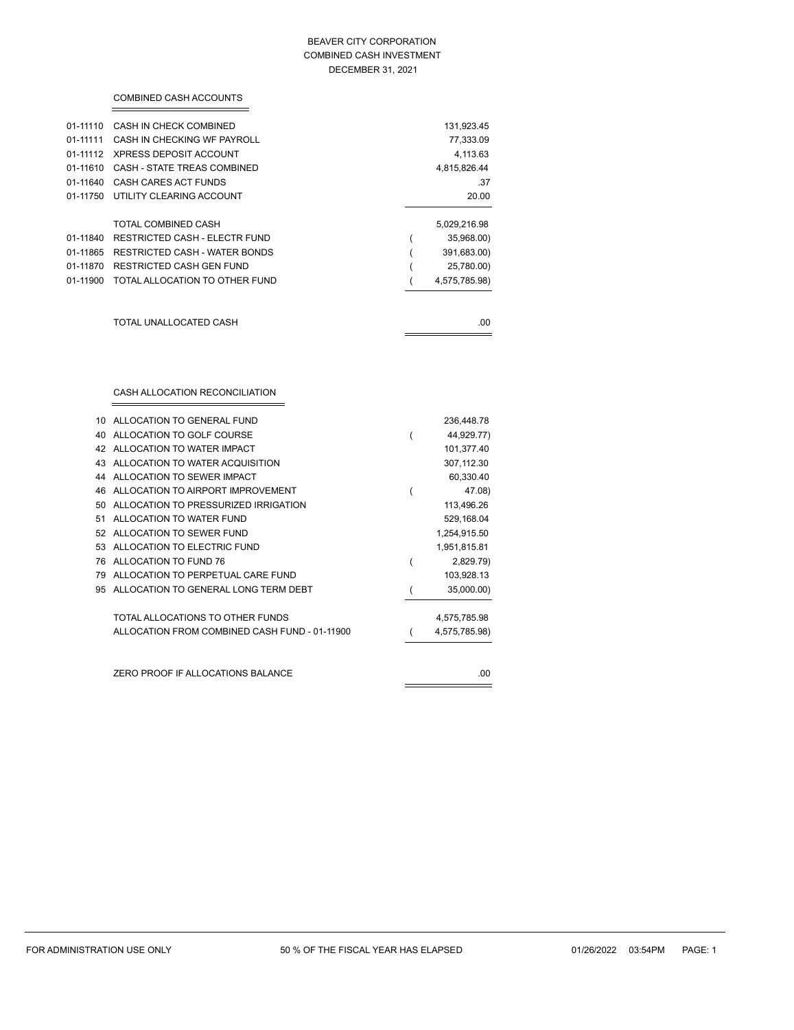# BEAVER CITY CORPORATION
## COMBINED CASH INVESTMENT
## DECEMBER 31, 2021

### COMBINED CASH ACCOUNTS

| Account | Description | Amount |
|---|---|---|
| 01-11110 | CASH IN CHECK COMBINED | 131,923.45 |
| 01-11111 | CASH IN CHECKING WF PAYROLL | 77,333.09 |
| 01-11112 | XPRESS DEPOSIT ACCOUNT | 4,113.63 |
| 01-11610 | CASH - STATE TREAS COMBINED | 4,815,826.44 |
| 01-11640 | CASH CARES ACT FUNDS | .37 |
| 01-11750 | UTILITY CLEARING ACCOUNT | 20.00 |
| | TOTAL COMBINED CASH | 5,029,216.98 |
| 01-11840 | RESTRICTED CASH - ELECTR FUND | ( 35,968.00) |
| 01-11865 | RESTRICTED CASH - WATER BONDS | ( 391,683.00) |
| 01-11870 | RESTRICTED CASH GEN FUND | ( 25,780.00) |
| 01-11900 | TOTAL ALLOCATION TO OTHER FUND | ( 4,575,785.98) |
| | TOTAL UNALLOCATED CASH | .00 |

### CASH ALLOCATION RECONCILIATION

| Fund | Description | Amount |
|---|---|---|
| 10 | ALLOCATION TO GENERAL FUND | 236,448.78 |
| 40 | ALLOCATION TO GOLF COURSE | ( 44,929.77) |
| 42 | ALLOCATION TO WATER IMPACT | 101,377.40 |
| 43 | ALLOCATION TO WATER ACQUISITION | 307,112.30 |
| 44 | ALLOCATION TO SEWER IMPACT | 60,330.40 |
| 46 | ALLOCATION TO AIRPORT IMPROVEMENT | ( 47.08) |
| 50 | ALLOCATION TO PRESSURIZED IRRIGATION | 113,496.26 |
| 51 | ALLOCATION TO WATER FUND | 529,168.04 |
| 52 | ALLOCATION TO SEWER FUND | 1,254,915.50 |
| 53 | ALLOCATION TO ELECTRIC FUND | 1,951,815.81 |
| 76 | ALLOCATION TO FUND 76 | ( 2,829.79) |
| 79 | ALLOCATION TO PERPETUAL CARE FUND | 103,928.13 |
| 95 | ALLOCATION TO GENERAL LONG TERM DEBT | ( 35,000.00) |
| | TOTAL ALLOCATIONS TO OTHER FUNDS | 4,575,785.98 |
| | ALLOCATION FROM COMBINED CASH FUND - 01-11900 | ( 4,575,785.98) |
| | ZERO PROOF IF ALLOCATIONS BALANCE | .00 |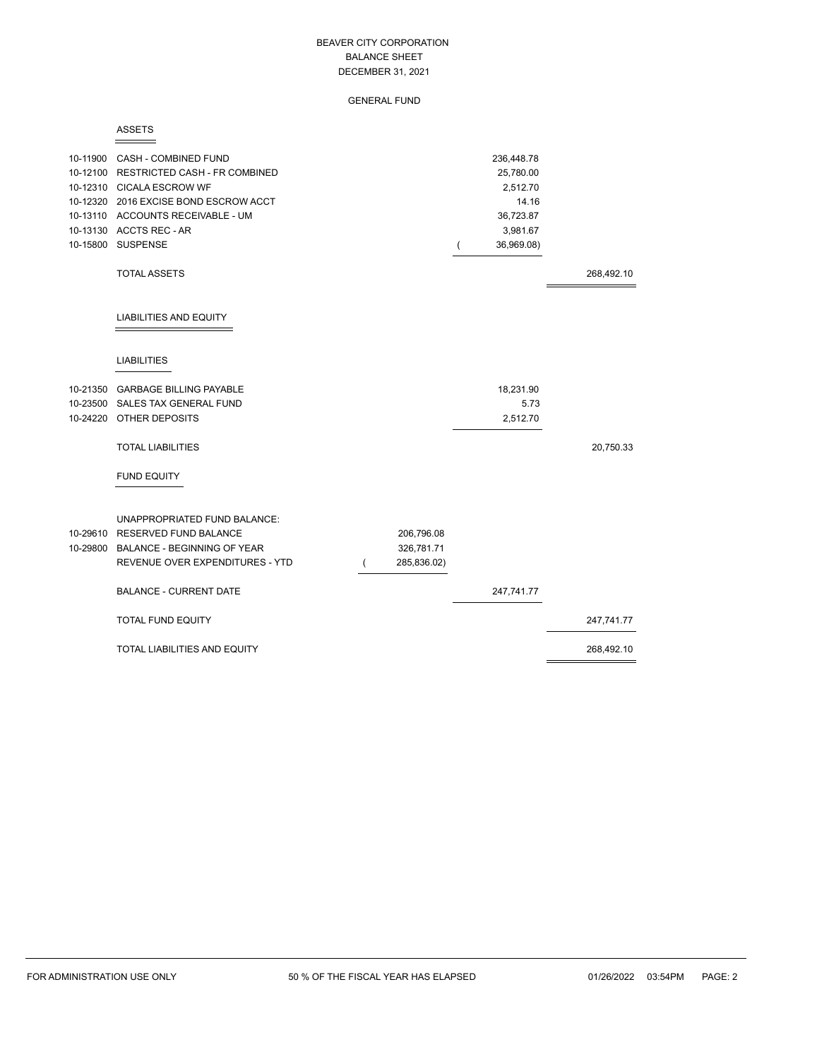# BEAVER CITY CORPORATION
## BALANCE SHEET
## DECEMBER 31, 2021

### GENERAL FUND

#### ASSETS

| Account | Description | | | |
|---|---|---|---|---|
| 10-11900 | CASH - COMBINED FUND | | 236,448.78 | |
| 10-12100 | RESTRICTED CASH - FR COMBINED | | 25,780.00 | |
| 10-12310 | CICALA ESCROW WF | | 2,512.70 | |
| 10-12320 | 2016 EXCISE BOND ESCROW ACCT | | 14.16 | |
| 10-13110 | ACCOUNTS RECEIVABLE - UM | | 36,723.87 | |
| 10-13130 | ACCTS REC - AR | | 3,981.67 | |
| 10-15800 | SUSPENSE | | ( 36,969.08) | |
| | TOTAL ASSETS | | | 268,492.10 |

#### LIABILITIES AND EQUITY

##### LIABILITIES

| Account | Description | | | |
|---|---|---|---|---|
| 10-21350 | GARBAGE BILLING PAYABLE | | 18,231.90 | |
| 10-23500 | SALES TAX GENERAL FUND | | 5.73 | |
| 10-24220 | OTHER DEPOSITS | | 2,512.70 | |
| | TOTAL LIABILITIES | | | 20,750.33 |

##### FUND EQUITY

| Account | Description | | | |
|---|---|---|---|---|
| | UNAPPROPRIATED FUND BALANCE: | | | |
| 10-29610 | RESERVED FUND BALANCE | 206,796.08 | | |
| 10-29800 | BALANCE - BEGINNING OF YEAR | 326,781.71 | | |
| | REVENUE OVER EXPENDITURES - YTD | ( 285,836.02) | | |
| | BALANCE - CURRENT DATE | | 247,741.77 | |
| | TOTAL FUND EQUITY | | | 247,741.77 |
| | TOTAL LIABILITIES AND EQUITY | | | 268,492.10 |

FOR ADMINISTRATION USE ONLY — 50 % OF THE FISCAL YEAR HAS ELAPSED — 01/26/2022 03:54PM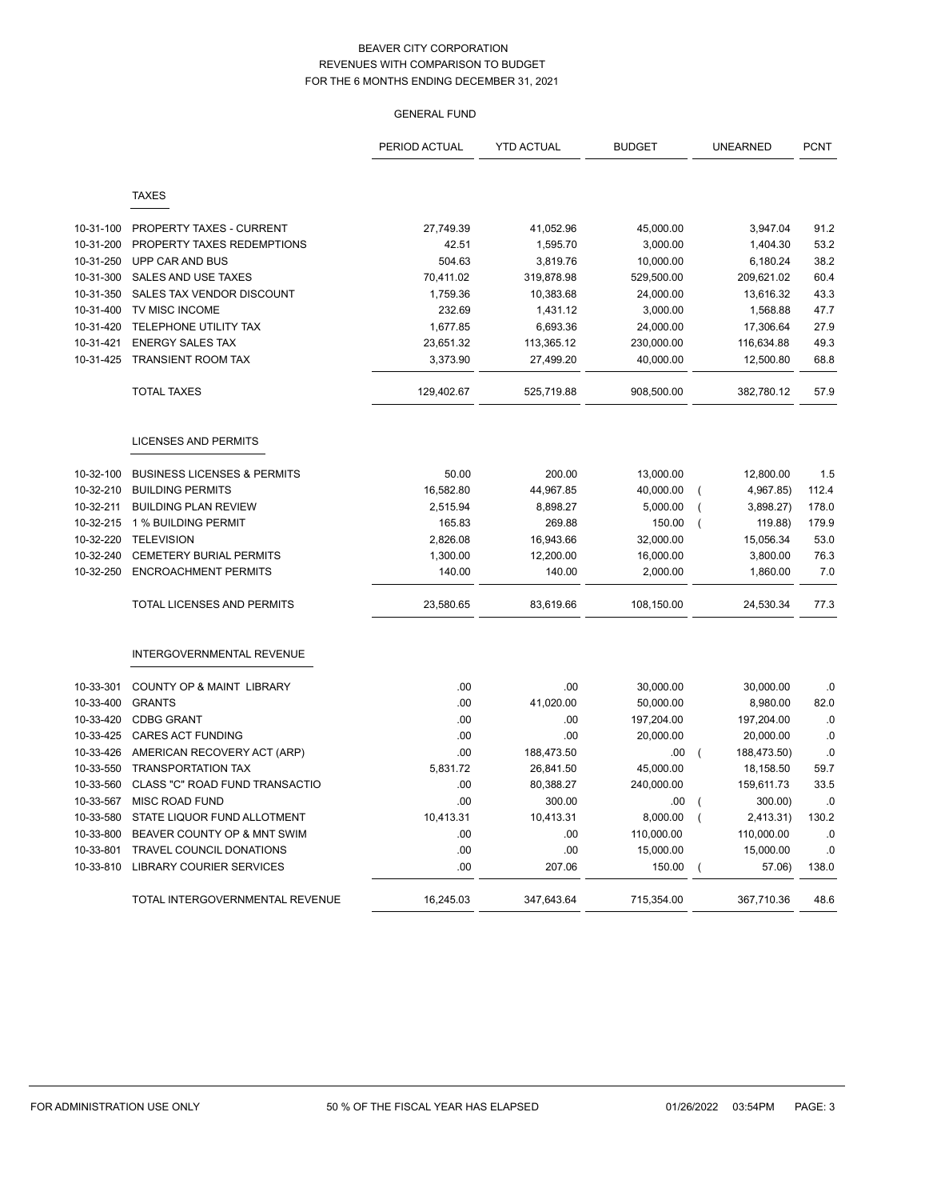# BEAVER CITY CORPORATION
## REVENUES WITH COMPARISON TO BUDGET
## FOR THE 6 MONTHS ENDING DECEMBER 31, 2021

### GENERAL FUND

| | | PERIOD ACTUAL | YTD ACTUAL | BUDGET | UNEARNED | PCNT |
|---|---|---|---|---|---|---|
| | **TAXES** | | | | | |
| 10-31-100 | PROPERTY TAXES - CURRENT | 27,749.39 | 41,052.96 | 45,000.00 | 3,947.04 | 91.2 |
| 10-31-200 | PROPERTY TAXES REDEMPTIONS | 42.51 | 1,595.70 | 3,000.00 | 1,404.30 | 53.2 |
| 10-31-250 | UPP CAR AND BUS | 504.63 | 3,819.76 | 10,000.00 | 6,180.24 | 38.2 |
| 10-31-300 | SALES AND USE TAXES | 70,411.02 | 319,878.98 | 529,500.00 | 209,621.02 | 60.4 |
| 10-31-350 | SALES TAX VENDOR DISCOUNT | 1,759.36 | 10,383.68 | 24,000.00 | 13,616.32 | 43.3 |
| 10-31-400 | TV MISC INCOME | 232.69 | 1,431.12 | 3,000.00 | 1,568.88 | 47.7 |
| 10-31-420 | TELEPHONE UTILITY TAX | 1,677.85 | 6,693.36 | 24,000.00 | 17,306.64 | 27.9 |
| 10-31-421 | ENERGY SALES TAX | 23,651.32 | 113,365.12 | 230,000.00 | 116,634.88 | 49.3 |
| 10-31-425 | TRANSIENT ROOM TAX | 3,373.90 | 27,499.20 | 40,000.00 | 12,500.80 | 68.8 |
| | TOTAL TAXES | 129,402.67 | 525,719.88 | 908,500.00 | 382,780.12 | 57.9 |
| | **LICENSES AND PERMITS** | | | | | |
| 10-32-100 | BUSINESS LICENSES & PERMITS | 50.00 | 200.00 | 13,000.00 | 12,800.00 | 1.5 |
| 10-32-210 | BUILDING PERMITS | 16,582.80 | 44,967.85 | 40,000.00 | ( 4,967.85) | 112.4 |
| 10-32-211 | BUILDING PLAN REVIEW | 2,515.94 | 8,898.27 | 5,000.00 | ( 3,898.27) | 178.0 |
| 10-32-215 | 1 % BUILDING PERMIT | 165.83 | 269.88 | 150.00 | ( 119.88) | 179.9 |
| 10-32-220 | TELEVISION | 2,826.08 | 16,943.66 | 32,000.00 | 15,056.34 | 53.0 |
| 10-32-240 | CEMETERY BURIAL PERMITS | 1,300.00 | 12,200.00 | 16,000.00 | 3,800.00 | 76.3 |
| 10-32-250 | ENCROACHMENT PERMITS | 140.00 | 140.00 | 2,000.00 | 1,860.00 | 7.0 |
| | TOTAL LICENSES AND PERMITS | 23,580.65 | 83,619.66 | 108,150.00 | 24,530.34 | 77.3 |
| | **INTERGOVERNMENTAL REVENUE** | | | | | |
| 10-33-301 | COUNTY OP & MAINT LIBRARY | .00 | .00 | 30,000.00 | 30,000.00 | .0 |
| 10-33-400 | GRANTS | .00 | 41,020.00 | 50,000.00 | 8,980.00 | 82.0 |
| 10-33-420 | CDBG GRANT | .00 | .00 | 197,204.00 | 197,204.00 | .0 |
| 10-33-425 | CARES ACT FUNDING | .00 | .00 | 20,000.00 | 20,000.00 | .0 |
| 10-33-426 | AMERICAN RECOVERY ACT (ARP) | .00 | 188,473.50 | .00 | ( 188,473.50) | .0 |
| 10-33-550 | TRANSPORTATION TAX | 5,831.72 | 26,841.50 | 45,000.00 | 18,158.50 | 59.7 |
| 10-33-560 | CLASS "C" ROAD FUND TRANSACTIO | .00 | 80,388.27 | 240,000.00 | 159,611.73 | 33.5 |
| 10-33-567 | MISC ROAD FUND | .00 | 300.00 | .00 | ( 300.00) | .0 |
| 10-33-580 | STATE LIQUOR FUND ALLOTMENT | 10,413.31 | 10,413.31 | 8,000.00 | ( 2,413.31) | 130.2 |
| 10-33-800 | BEAVER COUNTY OP & MNT SWIM | .00 | .00 | 110,000.00 | 110,000.00 | .0 |
| 10-33-801 | TRAVEL COUNCIL DONATIONS | .00 | .00 | 15,000.00 | 15,000.00 | .0 |
| 10-33-810 | LIBRARY COURIER SERVICES | .00 | 207.06 | 150.00 | ( 57.06) | 138.0 |
| | TOTAL INTERGOVERNMENTAL REVENUE | 16,245.03 | 347,643.64 | 715,354.00 | 367,710.36 | 48.6 |

FOR ADMINISTRATION USE ONLY — 50 % OF THE FISCAL YEAR HAS ELAPSED — 01/26/2022 03:54PM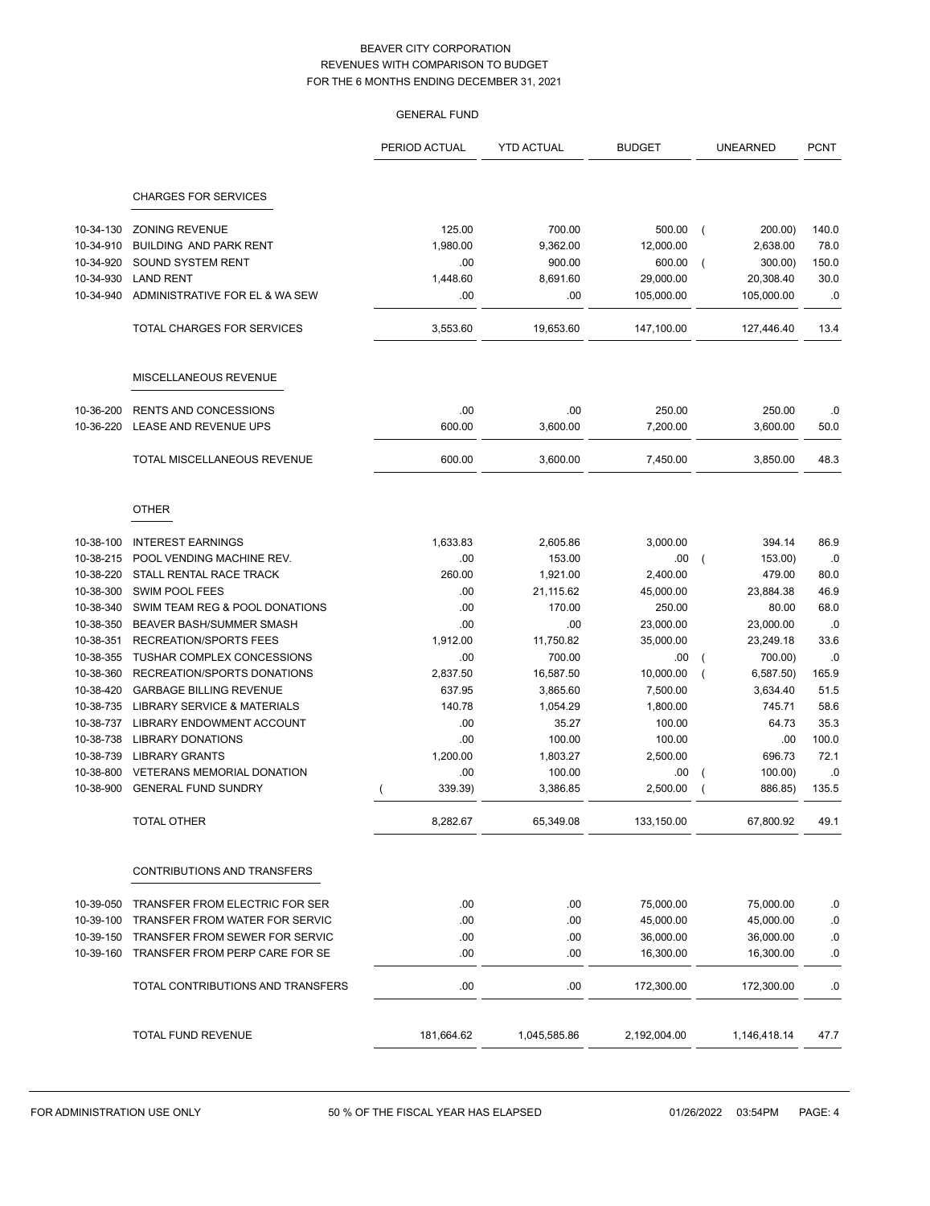# BEAVER CITY CORPORATION
## REVENUES WITH COMPARISON TO BUDGET
## FOR THE 6 MONTHS ENDING DECEMBER 31, 2021

### GENERAL FUND

| | | PERIOD ACTUAL | YTD ACTUAL | BUDGET | UNEARNED | PCNT |
|---|---|---|---|---|---|---|
| | **CHARGES FOR SERVICES** | | | | | |
| 10-34-130 | ZONING REVENUE | 125.00 | 700.00 | 500.00 | ( 200.00) | 140.0 |
| 10-34-910 | BUILDING AND PARK RENT | 1,980.00 | 9,362.00 | 12,000.00 | 2,638.00 | 78.0 |
| 10-34-920 | SOUND SYSTEM RENT | .00 | 900.00 | 600.00 | ( 300.00) | 150.0 |
| 10-34-930 | LAND RENT | 1,448.60 | 8,691.60 | 29,000.00 | 20,308.40 | 30.0 |
| 10-34-940 | ADMINISTRATIVE FOR EL & WA SEW | .00 | .00 | 105,000.00 | 105,000.00 | .0 |
| | TOTAL CHARGES FOR SERVICES | 3,553.60 | 19,653.60 | 147,100.00 | 127,446.40 | 13.4 |
| | **MISCELLANEOUS REVENUE** | | | | | |
| 10-36-200 | RENTS AND CONCESSIONS | .00 | .00 | 250.00 | 250.00 | .0 |
| 10-36-220 | LEASE AND REVENUE UPS | 600.00 | 3,600.00 | 7,200.00 | 3,600.00 | 50.0 |
| | TOTAL MISCELLANEOUS REVENUE | 600.00 | 3,600.00 | 7,450.00 | 3,850.00 | 48.3 |
| | **OTHER** | | | | | |
| 10-38-100 | INTEREST EARNINGS | 1,633.83 | 2,605.86 | 3,000.00 | 394.14 | 86.9 |
| 10-38-215 | POOL VENDING MACHINE REV. | .00 | 153.00 | .00 | ( 153.00) | .0 |
| 10-38-220 | STALL RENTAL RACE TRACK | 260.00 | 1,921.00 | 2,400.00 | 479.00 | 80.0 |
| 10-38-300 | SWIM POOL FEES | .00 | 21,115.62 | 45,000.00 | 23,884.38 | 46.9 |
| 10-38-340 | SWIM TEAM REG & POOL DONATIONS | .00 | 170.00 | 250.00 | 80.00 | 68.0 |
| 10-38-350 | BEAVER BASH/SUMMER SMASH | .00 | .00 | 23,000.00 | 23,000.00 | .0 |
| 10-38-351 | RECREATION/SPORTS FEES | 1,912.00 | 11,750.82 | 35,000.00 | 23,249.18 | 33.6 |
| 10-38-355 | TUSHAR COMPLEX CONCESSIONS | .00 | 700.00 | .00 | ( 700.00) | .0 |
| 10-38-360 | RECREATION/SPORTS DONATIONS | 2,837.50 | 16,587.50 | 10,000.00 | ( 6,587.50) | 165.9 |
| 10-38-420 | GARBAGE BILLING REVENUE | 637.95 | 3,865.60 | 7,500.00 | 3,634.40 | 51.5 |
| 10-38-735 | LIBRARY SERVICE & MATERIALS | 140.78 | 1,054.29 | 1,800.00 | 745.71 | 58.6 |
| 10-38-737 | LIBRARY ENDOWMENT ACCOUNT | .00 | 35.27 | 100.00 | 64.73 | 35.3 |
| 10-38-738 | LIBRARY DONATIONS | .00 | 100.00 | 100.00 | .00 | 100.0 |
| 10-38-739 | LIBRARY GRANTS | 1,200.00 | 1,803.27 | 2,500.00 | 696.73 | 72.1 |
| 10-38-800 | VETERANS MEMORIAL DONATION | .00 | 100.00 | .00 | ( 100.00) | .0 |
| 10-38-900 | GENERAL FUND SUNDRY | ( 339.39) | 3,386.85 | 2,500.00 | ( 886.85) | 135.5 |
| | TOTAL OTHER | 8,282.67 | 65,349.08 | 133,150.00 | 67,800.92 | 49.1 |
| | **CONTRIBUTIONS AND TRANSFERS** | | | | | |
| 10-39-050 | TRANSFER FROM ELECTRIC FOR SER | .00 | .00 | 75,000.00 | 75,000.00 | .0 |
| 10-39-100 | TRANSFER FROM WATER FOR SERVIC | .00 | .00 | 45,000.00 | 45,000.00 | .0 |
| 10-39-150 | TRANSFER FROM SEWER FOR SERVIC | .00 | .00 | 36,000.00 | 36,000.00 | .0 |
| 10-39-160 | TRANSFER FROM PERP CARE FOR SE | .00 | .00 | 16,300.00 | 16,300.00 | .0 |
| | TOTAL CONTRIBUTIONS AND TRANSFERS | .00 | .00 | 172,300.00 | 172,300.00 | .0 |
| | TOTAL FUND REVENUE | 181,664.62 | 1,045,585.86 | 2,192,004.00 | 1,146,418.14 | 47.7 |

FOR ADMINISTRATION USE ONLY    50 % OF THE FISCAL YEAR HAS ELAPSED    01/26/2022 03:54PM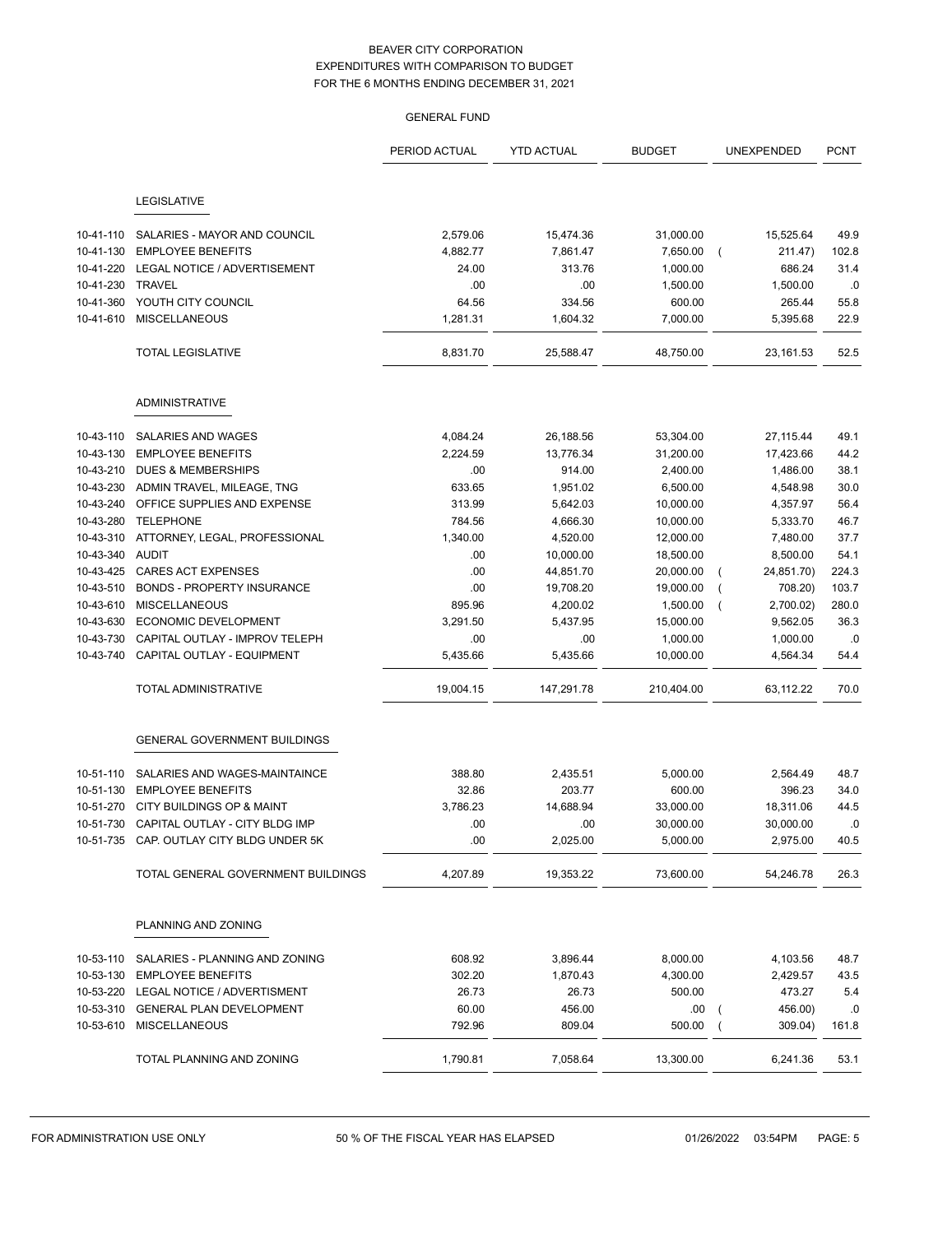# BEAVER CITY CORPORATION
## EXPENDITURES WITH COMPARISON TO BUDGET
### FOR THE 6 MONTHS ENDING DECEMBER 31, 2021

GENERAL FUND

| | | PERIOD ACTUAL | YTD ACTUAL | BUDGET | UNEXPENDED | PCNT |
|---|---|---|---|---|---|---|
| | **LEGISLATIVE** | | | | | |
| 10-41-110 | SALARIES - MAYOR AND COUNCIL | 2,579.06 | 15,474.36 | 31,000.00 | 15,525.64 | 49.9 |
| 10-41-130 | EMPLOYEE BENEFITS | 4,882.77 | 7,861.47 | 7,650.00 | ( 211.47) | 102.8 |
| 10-41-220 | LEGAL NOTICE / ADVERTISEMENT | 24.00 | 313.76 | 1,000.00 | 686.24 | 31.4 |
| 10-41-230 | TRAVEL | .00 | .00 | 1,500.00 | 1,500.00 | .0 |
| 10-41-360 | YOUTH CITY COUNCIL | 64.56 | 334.56 | 600.00 | 265.44 | 55.8 |
| 10-41-610 | MISCELLANEOUS | 1,281.31 | 1,604.32 | 7,000.00 | 5,395.68 | 22.9 |
| | TOTAL LEGISLATIVE | 8,831.70 | 25,588.47 | 48,750.00 | 23,161.53 | 52.5 |
| | **ADMINISTRATIVE** | | | | | |
| 10-43-110 | SALARIES AND WAGES | 4,084.24 | 26,188.56 | 53,304.00 | 27,115.44 | 49.1 |
| 10-43-130 | EMPLOYEE BENEFITS | 2,224.59 | 13,776.34 | 31,200.00 | 17,423.66 | 44.2 |
| 10-43-210 | DUES & MEMBERSHIPS | .00 | 914.00 | 2,400.00 | 1,486.00 | 38.1 |
| 10-43-230 | ADMIN TRAVEL, MILEAGE, TNG | 633.65 | 1,951.02 | 6,500.00 | 4,548.98 | 30.0 |
| 10-43-240 | OFFICE SUPPLIES AND EXPENSE | 313.99 | 5,642.03 | 10,000.00 | 4,357.97 | 56.4 |
| 10-43-280 | TELEPHONE | 784.56 | 4,666.30 | 10,000.00 | 5,333.70 | 46.7 |
| 10-43-310 | ATTORNEY, LEGAL, PROFESSIONAL | 1,340.00 | 4,520.00 | 12,000.00 | 7,480.00 | 37.7 |
| 10-43-340 | AUDIT | .00 | 10,000.00 | 18,500.00 | 8,500.00 | 54.1 |
| 10-43-425 | CARES ACT EXPENSES | .00 | 44,851.70 | 20,000.00 | ( 24,851.70) | 224.3 |
| 10-43-510 | BONDS - PROPERTY INSURANCE | .00 | 19,708.20 | 19,000.00 | ( 708.20) | 103.7 |
| 10-43-610 | MISCELLANEOUS | 895.96 | 4,200.02 | 1,500.00 | ( 2,700.02) | 280.0 |
| 10-43-630 | ECONOMIC DEVELOPMENT | 3,291.50 | 5,437.95 | 15,000.00 | 9,562.05 | 36.3 |
| 10-43-730 | CAPITAL OUTLAY - IMPROV TELEPH | .00 | .00 | 1,000.00 | 1,000.00 | .0 |
| 10-43-740 | CAPITAL OUTLAY - EQUIPMENT | 5,435.66 | 5,435.66 | 10,000.00 | 4,564.34 | 54.4 |
| | TOTAL ADMINISTRATIVE | 19,004.15 | 147,291.78 | 210,404.00 | 63,112.22 | 70.0 |
| | **GENERAL GOVERNMENT BUILDINGS** | | | | | |
| 10-51-110 | SALARIES AND WAGES-MAINTAINCE | 388.80 | 2,435.51 | 5,000.00 | 2,564.49 | 48.7 |
| 10-51-130 | EMPLOYEE BENEFITS | 32.86 | 203.77 | 600.00 | 396.23 | 34.0 |
| 10-51-270 | CITY BUILDINGS OP & MAINT | 3,786.23 | 14,688.94 | 33,000.00 | 18,311.06 | 44.5 |
| 10-51-730 | CAPITAL OUTLAY - CITY BLDG IMP | .00 | .00 | 30,000.00 | 30,000.00 | .0 |
| 10-51-735 | CAP. OUTLAY CITY BLDG UNDER 5K | .00 | 2,025.00 | 5,000.00 | 2,975.00 | 40.5 |
| | TOTAL GENERAL GOVERNMENT BUILDINGS | 4,207.89 | 19,353.22 | 73,600.00 | 54,246.78 | 26.3 |
| | **PLANNING AND ZONING** | | | | | |
| 10-53-110 | SALARIES - PLANNING AND ZONING | 608.92 | 3,896.44 | 8,000.00 | 4,103.56 | 48.7 |
| 10-53-130 | EMPLOYEE BENEFITS | 302.20 | 1,870.43 | 4,300.00 | 2,429.57 | 43.5 |
| 10-53-220 | LEGAL NOTICE / ADVERTISMENT | 26.73 | 26.73 | 500.00 | 473.27 | 5.4 |
| 10-53-310 | GENERAL PLAN DEVELOPMENT | 60.00 | 456.00 | .00 | ( 456.00) | .0 |
| 10-53-610 | MISCELLANEOUS | 792.96 | 809.04 | 500.00 | ( 309.04) | 161.8 |
| | TOTAL PLANNING AND ZONING | 1,790.81 | 7,058.64 | 13,300.00 | 6,241.36 | 53.1 |

FOR ADMINISTRATION USE ONLY — 50 % OF THE FISCAL YEAR HAS ELAPSED — 01/26/2022 03:54PM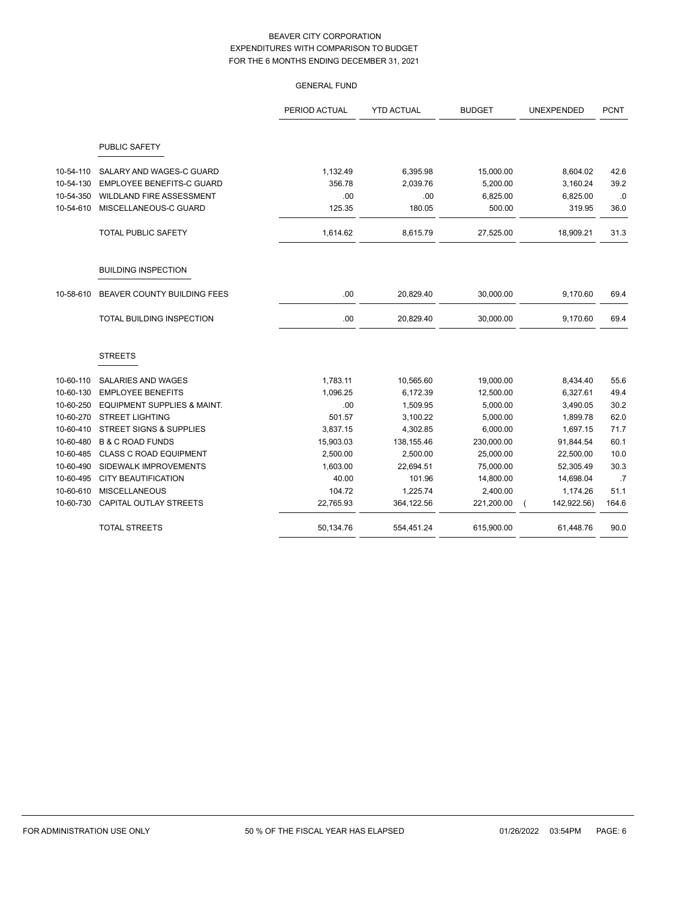BEAVER CITY CORPORATION
EXPENDITURES WITH COMPARISON TO BUDGET
FOR THE 6 MONTHS ENDING DECEMBER 31, 2021

GENERAL FUND

| | | PERIOD ACTUAL | YTD ACTUAL | BUDGET | UNEXPENDED | PCNT |
|---|---|---|---|---|---|---|
| | PUBLIC SAFETY | | | | | |
| 10-54-110 | SALARY AND WAGES-C GUARD | 1,132.49 | 6,395.98 | 15,000.00 | 8,604.02 | 42.6 |
| 10-54-130 | EMPLOYEE BENEFITS-C GUARD | 356.78 | 2,039.76 | 5,200.00 | 3,160.24 | 39.2 |
| 10-54-350 | WILDLAND FIRE ASSESSMENT | .00 | .00 | 6,825.00 | 6,825.00 | .0 |
| 10-54-610 | MISCELLANEOUS-C GUARD | 125.35 | 180.05 | 500.00 | 319.95 | 36.0 |
| | TOTAL PUBLIC SAFETY | 1,614.62 | 8,615.79 | 27,525.00 | 18,909.21 | 31.3 |
| | BUILDING INSPECTION | | | | | |
| 10-58-610 | BEAVER COUNTY BUILDING FEES | .00 | 20,829.40 | 30,000.00 | 9,170.60 | 69.4 |
| | TOTAL BUILDING INSPECTION | .00 | 20,829.40 | 30,000.00 | 9,170.60 | 69.4 |
| | STREETS | | | | | |
| 10-60-110 | SALARIES AND WAGES | 1,783.11 | 10,565.60 | 19,000.00 | 8,434.40 | 55.6 |
| 10-60-130 | EMPLOYEE BENEFITS | 1,096.25 | 6,172.39 | 12,500.00 | 6,327.61 | 49.4 |
| 10-60-250 | EQUIPMENT SUPPLIES & MAINT. | .00 | 1,509.95 | 5,000.00 | 3,490.05 | 30.2 |
| 10-60-270 | STREET LIGHTING | 501.57 | 3,100.22 | 5,000.00 | 1,899.78 | 62.0 |
| 10-60-410 | STREET SIGNS & SUPPLIES | 3,837.15 | 4,302.85 | 6,000.00 | 1,697.15 | 71.7 |
| 10-60-480 | B & C ROAD FUNDS | 15,903.03 | 138,155.46 | 230,000.00 | 91,844.54 | 60.1 |
| 10-60-485 | CLASS C ROAD EQUIPMENT | 2,500.00 | 2,500.00 | 25,000.00 | 22,500.00 | 10.0 |
| 10-60-490 | SIDEWALK IMPROVEMENTS | 1,603.00 | 22,694.51 | 75,000.00 | 52,305.49 | 30.3 |
| 10-60-495 | CITY BEAUTIFICATION | 40.00 | 101.96 | 14,800.00 | 14,698.04 | .7 |
| 10-60-610 | MISCELLANEOUS | 104.72 | 1,225.74 | 2,400.00 | 1,174.26 | 51.1 |
| 10-60-730 | CAPITAL OUTLAY STREETS | 22,765.93 | 364,122.56 | 221,200.00 | ( 142,922.56) | 164.6 |
| | TOTAL STREETS | 50,134.76 | 554,451.24 | 615,900.00 | 61,448.76 | 90.0 |

FOR ADMINISTRATION USE ONLY &nbsp;&nbsp;&nbsp; 50 % OF THE FISCAL YEAR HAS ELAPSED &nbsp;&nbsp;&nbsp; 01/26/2022 03:54PM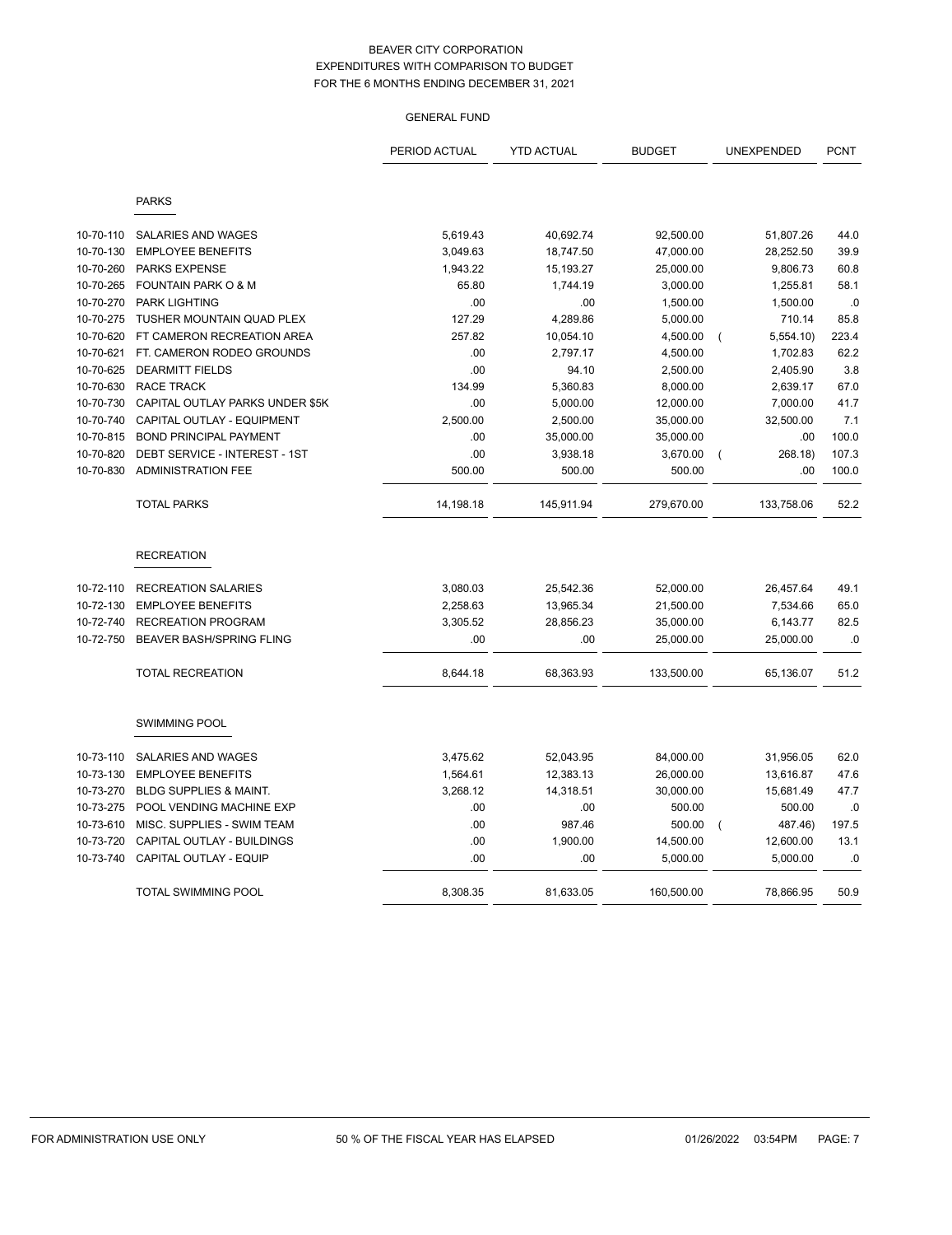BEAVER CITY CORPORATION
EXPENDITURES WITH COMPARISON TO BUDGET
FOR THE 6 MONTHS ENDING DECEMBER 31, 2021

GENERAL FUND

| | | PERIOD ACTUAL | YTD ACTUAL | BUDGET | UNEXPENDED | PCNT |
|---|---|---|---|---|---|---|
| | **PARKS** | | | | | |
| 10-70-110 | SALARIES AND WAGES | 5,619.43 | 40,692.74 | 92,500.00 | 51,807.26 | 44.0 |
| 10-70-130 | EMPLOYEE BENEFITS | 3,049.63 | 18,747.50 | 47,000.00 | 28,252.50 | 39.9 |
| 10-70-260 | PARKS EXPENSE | 1,943.22 | 15,193.27 | 25,000.00 | 9,806.73 | 60.8 |
| 10-70-265 | FOUNTAIN PARK O & M | 65.80 | 1,744.19 | 3,000.00 | 1,255.81 | 58.1 |
| 10-70-270 | PARK LIGHTING | .00 | .00 | 1,500.00 | 1,500.00 | .0 |
| 10-70-275 | TUSHER MOUNTAIN QUAD PLEX | 127.29 | 4,289.86 | 5,000.00 | 710.14 | 85.8 |
| 10-70-620 | FT CAMERON RECREATION AREA | 257.82 | 10,054.10 | 4,500.00 | ( 5,554.10) | 223.4 |
| 10-70-621 | FT. CAMERON RODEO GROUNDS | .00 | 2,797.17 | 4,500.00 | 1,702.83 | 62.2 |
| 10-70-625 | DEARMITT FIELDS | .00 | 94.10 | 2,500.00 | 2,405.90 | 3.8 |
| 10-70-630 | RACE TRACK | 134.99 | 5,360.83 | 8,000.00 | 2,639.17 | 67.0 |
| 10-70-730 | CAPITAL OUTLAY PARKS UNDER $5K | .00 | 5,000.00 | 12,000.00 | 7,000.00 | 41.7 |
| 10-70-740 | CAPITAL OUTLAY - EQUIPMENT | 2,500.00 | 2,500.00 | 35,000.00 | 32,500.00 | 7.1 |
| 10-70-815 | BOND PRINCIPAL PAYMENT | .00 | 35,000.00 | 35,000.00 | .00 | 100.0 |
| 10-70-820 | DEBT SERVICE - INTEREST - 1ST | .00 | 3,938.18 | 3,670.00 | ( 268.18) | 107.3 |
| 10-70-830 | ADMINISTRATION FEE | 500.00 | 500.00 | 500.00 | .00 | 100.0 |
| | TOTAL PARKS | 14,198.18 | 145,911.94 | 279,670.00 | 133,758.06 | 52.2 |
| | **RECREATION** | | | | | |
| 10-72-110 | RECREATION SALARIES | 3,080.03 | 25,542.36 | 52,000.00 | 26,457.64 | 49.1 |
| 10-72-130 | EMPLOYEE BENEFITS | 2,258.63 | 13,965.34 | 21,500.00 | 7,534.66 | 65.0 |
| 10-72-740 | RECREATION PROGRAM | 3,305.52 | 28,856.23 | 35,000.00 | 6,143.77 | 82.5 |
| 10-72-750 | BEAVER BASH/SPRING FLING | .00 | .00 | 25,000.00 | 25,000.00 | .0 |
| | TOTAL RECREATION | 8,644.18 | 68,363.93 | 133,500.00 | 65,136.07 | 51.2 |
| | **SWIMMING POOL** | | | | | |
| 10-73-110 | SALARIES AND WAGES | 3,475.62 | 52,043.95 | 84,000.00 | 31,956.05 | 62.0 |
| 10-73-130 | EMPLOYEE BENEFITS | 1,564.61 | 12,383.13 | 26,000.00 | 13,616.87 | 47.6 |
| 10-73-270 | BLDG SUPPLIES & MAINT. | 3,268.12 | 14,318.51 | 30,000.00 | 15,681.49 | 47.7 |
| 10-73-275 | POOL VENDING MACHINE EXP | .00 | .00 | 500.00 | 500.00 | .0 |
| 10-73-610 | MISC. SUPPLIES - SWIM TEAM | .00 | 987.46 | 500.00 | ( 487.46) | 197.5 |
| 10-73-720 | CAPITAL OUTLAY - BUILDINGS | .00 | 1,900.00 | 14,500.00 | 12,600.00 | 13.1 |
| 10-73-740 | CAPITAL OUTLAY - EQUIP | .00 | .00 | 5,000.00 | 5,000.00 | .0 |
| | TOTAL SWIMMING POOL | 8,308.35 | 81,633.05 | 160,500.00 | 78,866.95 | 50.9 |

FOR ADMINISTRATION USE ONLY    50 % OF THE FISCAL YEAR HAS ELAPSED    01/26/2022 03:54PM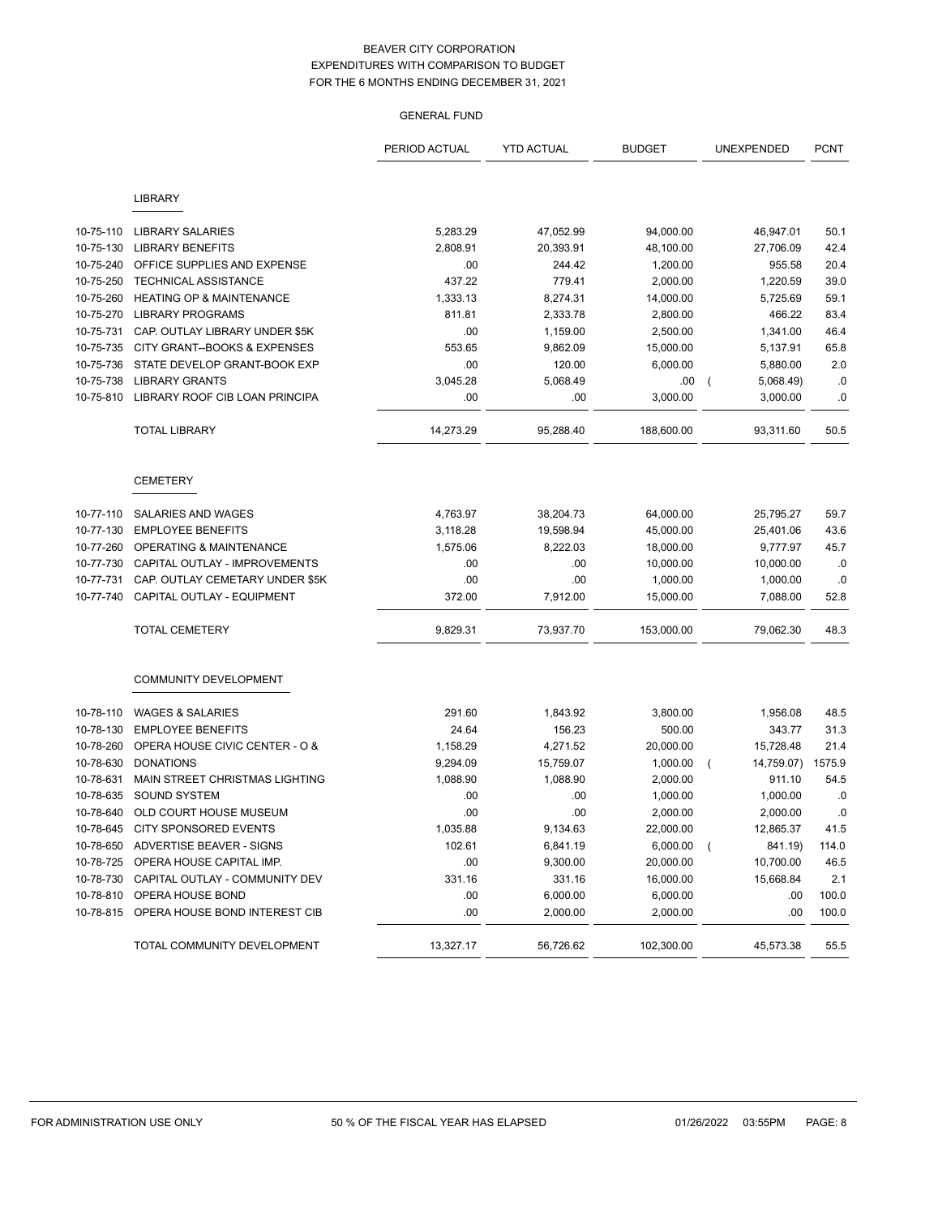BEAVER CITY CORPORATION
EXPENDITURES WITH COMPARISON TO BUDGET
FOR THE 6 MONTHS ENDING DECEMBER 31, 2021

GENERAL FUND

| | | PERIOD ACTUAL | YTD ACTUAL | BUDGET | UNEXPENDED | PCNT |
|---|---|---|---|---|---|---|
| | **LIBRARY** | | | | | |
| 10-75-110 | LIBRARY SALARIES | 5,283.29 | 47,052.99 | 94,000.00 | 46,947.01 | 50.1 |
| 10-75-130 | LIBRARY BENEFITS | 2,808.91 | 20,393.91 | 48,100.00 | 27,706.09 | 42.4 |
| 10-75-240 | OFFICE SUPPLIES AND EXPENSE | .00 | 244.42 | 1,200.00 | 955.58 | 20.4 |
| 10-75-250 | TECHNICAL ASSISTANCE | 437.22 | 779.41 | 2,000.00 | 1,220.59 | 39.0 |
| 10-75-260 | HEATING OP & MAINTENANCE | 1,333.13 | 8,274.31 | 14,000.00 | 5,725.69 | 59.1 |
| 10-75-270 | LIBRARY PROGRAMS | 811.81 | 2,333.78 | 2,800.00 | 466.22 | 83.4 |
| 10-75-731 | CAP. OUTLAY LIBRARY UNDER $5K | .00 | 1,159.00 | 2,500.00 | 1,341.00 | 46.4 |
| 10-75-735 | CITY GRANT--BOOKS & EXPENSES | 553.65 | 9,862.09 | 15,000.00 | 5,137.91 | 65.8 |
| 10-75-736 | STATE DEVELOP GRANT-BOOK EXP | .00 | 120.00 | 6,000.00 | 5,880.00 | 2.0 |
| 10-75-738 | LIBRARY GRANTS | 3,045.28 | 5,068.49 | .00 | ( 5,068.49) | .0 |
| 10-75-810 | LIBRARY ROOF CIB LOAN PRINCIPA | .00 | .00 | 3,000.00 | 3,000.00 | .0 |
| | TOTAL LIBRARY | 14,273.29 | 95,288.40 | 188,600.00 | 93,311.60 | 50.5 |
| | **CEMETERY** | | | | | |
| 10-77-110 | SALARIES AND WAGES | 4,763.97 | 38,204.73 | 64,000.00 | 25,795.27 | 59.7 |
| 10-77-130 | EMPLOYEE BENEFITS | 3,118.28 | 19,598.94 | 45,000.00 | 25,401.06 | 43.6 |
| 10-77-260 | OPERATING & MAINTENANCE | 1,575.06 | 8,222.03 | 18,000.00 | 9,777.97 | 45.7 |
| 10-77-730 | CAPITAL OUTLAY - IMPROVEMENTS | .00 | .00 | 10,000.00 | 10,000.00 | .0 |
| 10-77-731 | CAP. OUTLAY CEMETARY UNDER $5K | .00 | .00 | 1,000.00 | 1,000.00 | .0 |
| 10-77-740 | CAPITAL OUTLAY - EQUIPMENT | 372.00 | 7,912.00 | 15,000.00 | 7,088.00 | 52.8 |
| | TOTAL CEMETERY | 9,829.31 | 73,937.70 | 153,000.00 | 79,062.30 | 48.3 |
| | **COMMUNITY DEVELOPMENT** | | | | | |
| 10-78-110 | WAGES & SALARIES | 291.60 | 1,843.92 | 3,800.00 | 1,956.08 | 48.5 |
| 10-78-130 | EMPLOYEE BENEFITS | 24.64 | 156.23 | 500.00 | 343.77 | 31.3 |
| 10-78-260 | OPERA HOUSE CIVIC CENTER - O & | 1,158.29 | 4,271.52 | 20,000.00 | 15,728.48 | 21.4 |
| 10-78-630 | DONATIONS | 9,294.09 | 15,759.07 | 1,000.00 | ( 14,759.07) | 1575.9 |
| 10-78-631 | MAIN STREET CHRISTMAS LIGHTING | 1,088.90 | 1,088.90 | 2,000.00 | 911.10 | 54.5 |
| 10-78-635 | SOUND SYSTEM | .00 | .00 | 1,000.00 | 1,000.00 | .0 |
| 10-78-640 | OLD COURT HOUSE MUSEUM | .00 | .00 | 2,000.00 | 2,000.00 | .0 |
| 10-78-645 | CITY SPONSORED EVENTS | 1,035.88 | 9,134.63 | 22,000.00 | 12,865.37 | 41.5 |
| 10-78-650 | ADVERTISE BEAVER - SIGNS | 102.61 | 6,841.19 | 6,000.00 | ( 841.19) | 114.0 |
| 10-78-725 | OPERA HOUSE CAPITAL IMP. | .00 | 9,300.00 | 20,000.00 | 10,700.00 | 46.5 |
| 10-78-730 | CAPITAL OUTLAY - COMMUNITY DEV | 331.16 | 331.16 | 16,000.00 | 15,668.84 | 2.1 |
| 10-78-810 | OPERA HOUSE BOND | .00 | 6,000.00 | 6,000.00 | .00 | 100.0 |
| 10-78-815 | OPERA HOUSE BOND INTEREST CIB | .00 | 2,000.00 | 2,000.00 | .00 | 100.0 |
| | TOTAL COMMUNITY DEVELOPMENT | 13,327.17 | 56,726.62 | 102,300.00 | 45,573.38 | 55.5 |

FOR ADMINISTRATION USE ONLY    50 % OF THE FISCAL YEAR HAS ELAPSED    01/26/2022 03:55PM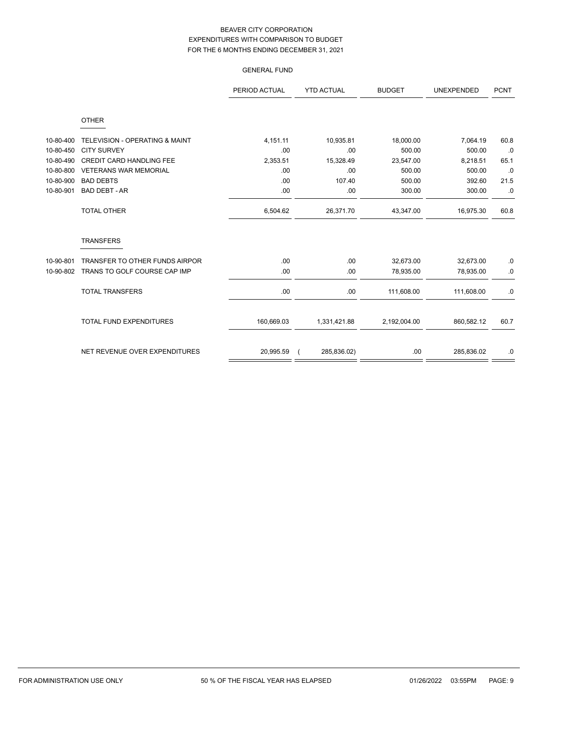# BEAVER CITY CORPORATION
## EXPENDITURES WITH COMPARISON TO BUDGET
## FOR THE 6 MONTHS ENDING DECEMBER 31, 2021

### GENERAL FUND

| | | PERIOD ACTUAL | YTD ACTUAL | BUDGET | UNEXPENDED | PCNT |
|---|---|---|---|---|---|---|
| | **OTHER** | | | | | |
| 10-80-400 | TELEVISION - OPERATING & MAINT | 4,151.11 | 10,935.81 | 18,000.00 | 7,064.19 | 60.8 |
| 10-80-450 | CITY SURVEY | .00 | .00 | 500.00 | 500.00 | .0 |
| 10-80-490 | CREDIT CARD HANDLING FEE | 2,353.51 | 15,328.49 | 23,547.00 | 8,218.51 | 65.1 |
| 10-80-800 | VETERANS WAR MEMORIAL | .00 | .00 | 500.00 | 500.00 | .0 |
| 10-80-900 | BAD DEBTS | .00 | 107.40 | 500.00 | 392.60 | 21.5 |
| 10-80-901 | BAD DEBT - AR | .00 | .00 | 300.00 | 300.00 | .0 |
| | TOTAL OTHER | 6,504.62 | 26,371.70 | 43,347.00 | 16,975.30 | 60.8 |
| | **TRANSFERS** | | | | | |
| 10-90-801 | TRANSFER TO OTHER FUNDS AIRPOR | .00 | .00 | 32,673.00 | 32,673.00 | .0 |
| 10-90-802 | TRANS TO GOLF COURSE CAP IMP | .00 | .00 | 78,935.00 | 78,935.00 | .0 |
| | TOTAL TRANSFERS | .00 | .00 | 111,608.00 | 111,608.00 | .0 |
| | TOTAL FUND EXPENDITURES | 160,669.03 | 1,331,421.88 | 2,192,004.00 | 860,582.12 | 60.7 |
| | NET REVENUE OVER EXPENDITURES | 20,995.59 | ( 285,836.02) | .00 | 285,836.02 | .0 |

FOR ADMINISTRATION USE ONLY 50 % OF THE FISCAL YEAR HAS ELAPSED 01/26/2022 03:55PM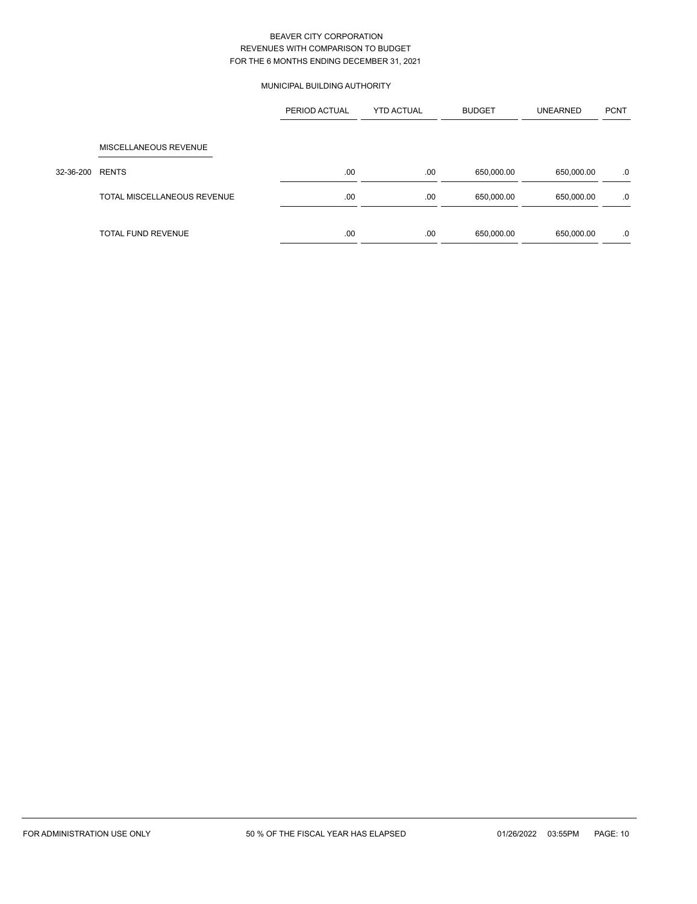BEAVER CITY CORPORATION
REVENUES WITH COMPARISON TO BUDGET
FOR THE 6 MONTHS ENDING DECEMBER 31, 2021

MUNICIPAL BUILDING AUTHORITY

| | | PERIOD ACTUAL | YTD ACTUAL | BUDGET | UNEARNED | PCNT |
|---|---|---|---|---|---|---|
| | MISCELLANEOUS REVENUE | | | | | |
| 32-36-200 | RENTS | .00 | .00 | 650,000.00 | 650,000.00 | .0 |
| | TOTAL MISCELLANEOUS REVENUE | .00 | .00 | 650,000.00 | 650,000.00 | .0 |
| | TOTAL FUND REVENUE | .00 | .00 | 650,000.00 | 650,000.00 | .0 |

FOR ADMINISTRATION USE ONLY    50 % OF THE FISCAL YEAR HAS ELAPSED    01/26/2022 03:55PM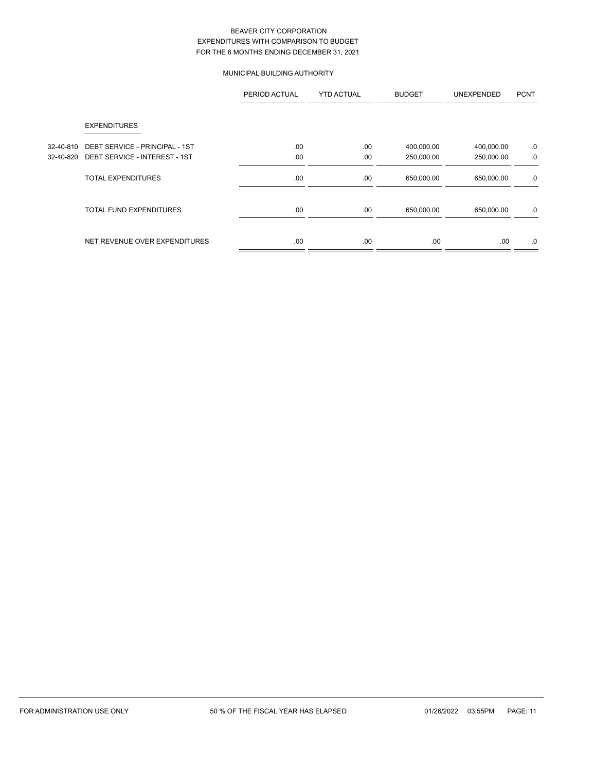BEAVER CITY CORPORATION
EXPENDITURES WITH COMPARISON TO BUDGET
FOR THE 6 MONTHS ENDING DECEMBER 31, 2021

MUNICIPAL BUILDING AUTHORITY

| | | PERIOD ACTUAL | YTD ACTUAL | BUDGET | UNEXPENDED | PCNT |
|---|---|---|---|---|---|---|
| | EXPENDITURES | | | | | |
| 32-40-810 | DEBT SERVICE - PRINCIPAL - 1ST | .00 | .00 | 400,000.00 | 400,000.00 | .0 |
| 32-40-820 | DEBT SERVICE - INTEREST - 1ST | .00 | .00 | 250,000.00 | 250,000.00 | .0 |
| | TOTAL EXPENDITURES | .00 | .00 | 650,000.00 | 650,000.00 | .0 |
| | TOTAL FUND EXPENDITURES | .00 | .00 | 650,000.00 | 650,000.00 | .0 |
| | NET REVENUE OVER EXPENDITURES | .00 | .00 | .00 | .00 | .0 |

FOR ADMINISTRATION USE ONLY 50 % OF THE FISCAL YEAR HAS ELAPSED 01/26/2022 03:55PM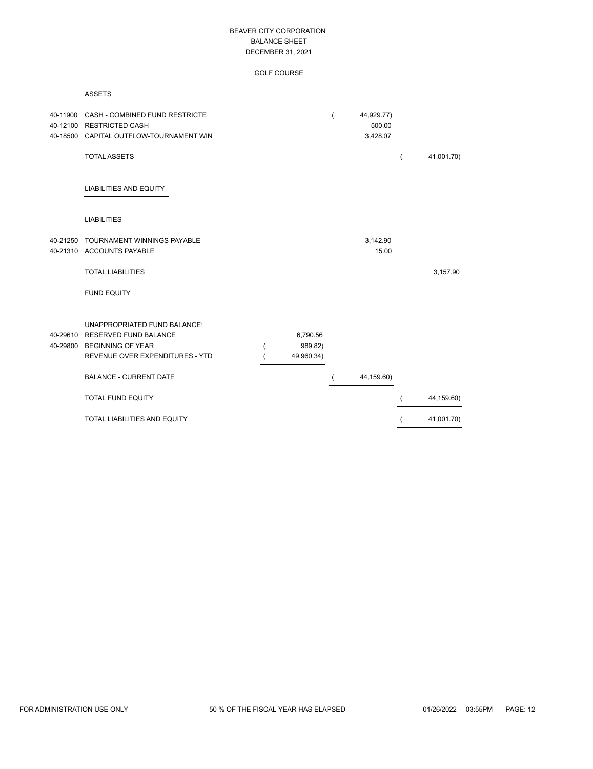# BEAVER CITY CORPORATION
## BALANCE SHEET
## DECEMBER 31, 2021

### GOLF COURSE

**ASSETS**

| Account | Description | | | |
|---|---|---|---|---|
| 40-11900 | CASH - COMBINED FUND RESTRICTE | | ( 44,929.77) | |
| 40-12100 | RESTRICTED CASH | | 500.00 | |
| 40-18500 | CAPITAL OUTFLOW-TOURNAMENT WIN | | 3,428.07 | |
| | TOTAL ASSETS | | | ( 41,001.70) |

**LIABILITIES AND EQUITY**

**LIABILITIES**

| Account | Description | | | |
|---|---|---|---|---|
| 40-21250 | TOURNAMENT WINNINGS PAYABLE | | 3,142.90 | |
| 40-21310 | ACCOUNTS PAYABLE | | 15.00 | |
| | TOTAL LIABILITIES | | | 3,157.90 |

**FUND EQUITY**

| Account | Description | | | |
|---|---|---|---|---|
| | UNAPPROPRIATED FUND BALANCE: | | | |
| 40-29610 | RESERVED FUND BALANCE | 6,790.56 | | |
| 40-29800 | BEGINNING OF YEAR | ( 989.82) | | |
| | REVENUE OVER EXPENDITURES - YTD | ( 49,960.34) | | |
| | BALANCE - CURRENT DATE | | ( 44,159.60) | |
| | TOTAL FUND EQUITY | | | ( 44,159.60) |
| | TOTAL LIABILITIES AND EQUITY | | | ( 41,001.70) |

FOR ADMINISTRATION USE ONLY — 50 % OF THE FISCAL YEAR HAS ELAPSED — 01/26/2022 03:55PM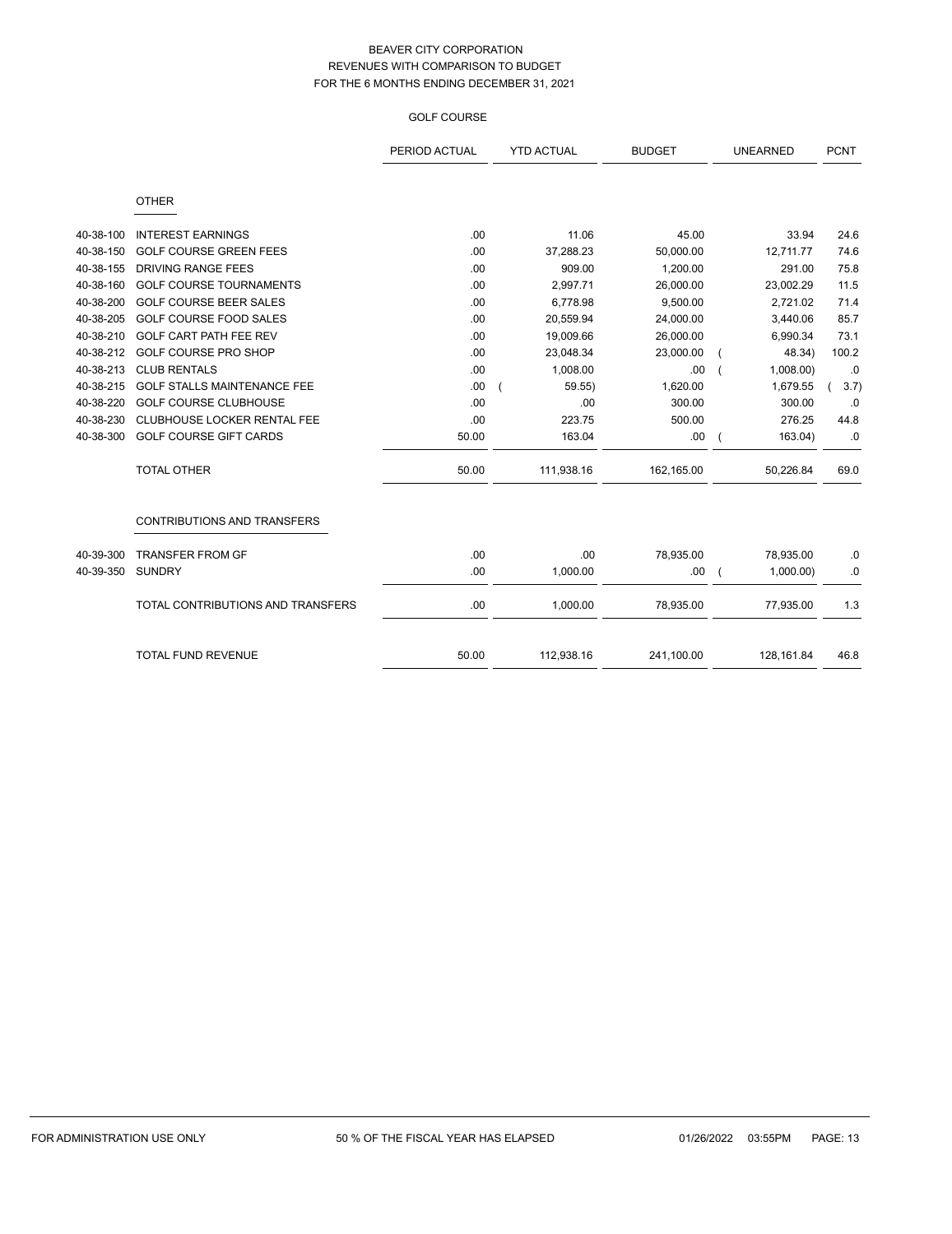# BEAVER CITY CORPORATION
## REVENUES WITH COMPARISON TO BUDGET
## FOR THE 6 MONTHS ENDING DECEMBER 31, 2021

### GOLF COURSE

| | | PERIOD ACTUAL | YTD ACTUAL | BUDGET | UNEARNED | PCNT |
|---|---|---|---|---|---|---|
| | **OTHER** | | | | | |
| 40-38-100 | INTEREST EARNINGS | .00 | 11.06 | 45.00 | 33.94 | 24.6 |
| 40-38-150 | GOLF COURSE GREEN FEES | .00 | 37,288.23 | 50,000.00 | 12,711.77 | 74.6 |
| 40-38-155 | DRIVING RANGE FEES | .00 | 909.00 | 1,200.00 | 291.00 | 75.8 |
| 40-38-160 | GOLF COURSE TOURNAMENTS | .00 | 2,997.71 | 26,000.00 | 23,002.29 | 11.5 |
| 40-38-200 | GOLF COURSE BEER SALES | .00 | 6,778.98 | 9,500.00 | 2,721.02 | 71.4 |
| 40-38-205 | GOLF COURSE FOOD SALES | .00 | 20,559.94 | 24,000.00 | 3,440.06 | 85.7 |
| 40-38-210 | GOLF CART PATH FEE REV | .00 | 19,009.66 | 26,000.00 | 6,990.34 | 73.1 |
| 40-38-212 | GOLF COURSE PRO SHOP | .00 | 23,048.34 | 23,000.00 | ( 48.34) | 100.2 |
| 40-38-213 | CLUB RENTALS | .00 | 1,008.00 | .00 | ( 1,008.00) | .0 |
| 40-38-215 | GOLF STALLS MAINTENANCE FEE | .00 | ( 59.55) | 1,620.00 | 1,679.55 | ( 3.7) |
| 40-38-220 | GOLF COURSE CLUBHOUSE | .00 | .00 | 300.00 | 300.00 | .0 |
| 40-38-230 | CLUBHOUSE LOCKER RENTAL FEE | .00 | 223.75 | 500.00 | 276.25 | 44.8 |
| 40-38-300 | GOLF COURSE GIFT CARDS | 50.00 | 163.04 | .00 | ( 163.04) | .0 |
| | TOTAL OTHER | 50.00 | 111,938.16 | 162,165.00 | 50,226.84 | 69.0 |
| | **CONTRIBUTIONS AND TRANSFERS** | | | | | |
| 40-39-300 | TRANSFER FROM GF | .00 | .00 | 78,935.00 | 78,935.00 | .0 |
| 40-39-350 | SUNDRY | .00 | 1,000.00 | .00 | ( 1,000.00) | .0 |
| | TOTAL CONTRIBUTIONS AND TRANSFERS | .00 | 1,000.00 | 78,935.00 | 77,935.00 | 1.3 |
| | TOTAL FUND REVENUE | 50.00 | 112,938.16 | 241,100.00 | 128,161.84 | 46.8 |

FOR ADMINISTRATION USE ONLY — 50 % OF THE FISCAL YEAR HAS ELAPSED — 01/26/2022 03:55PM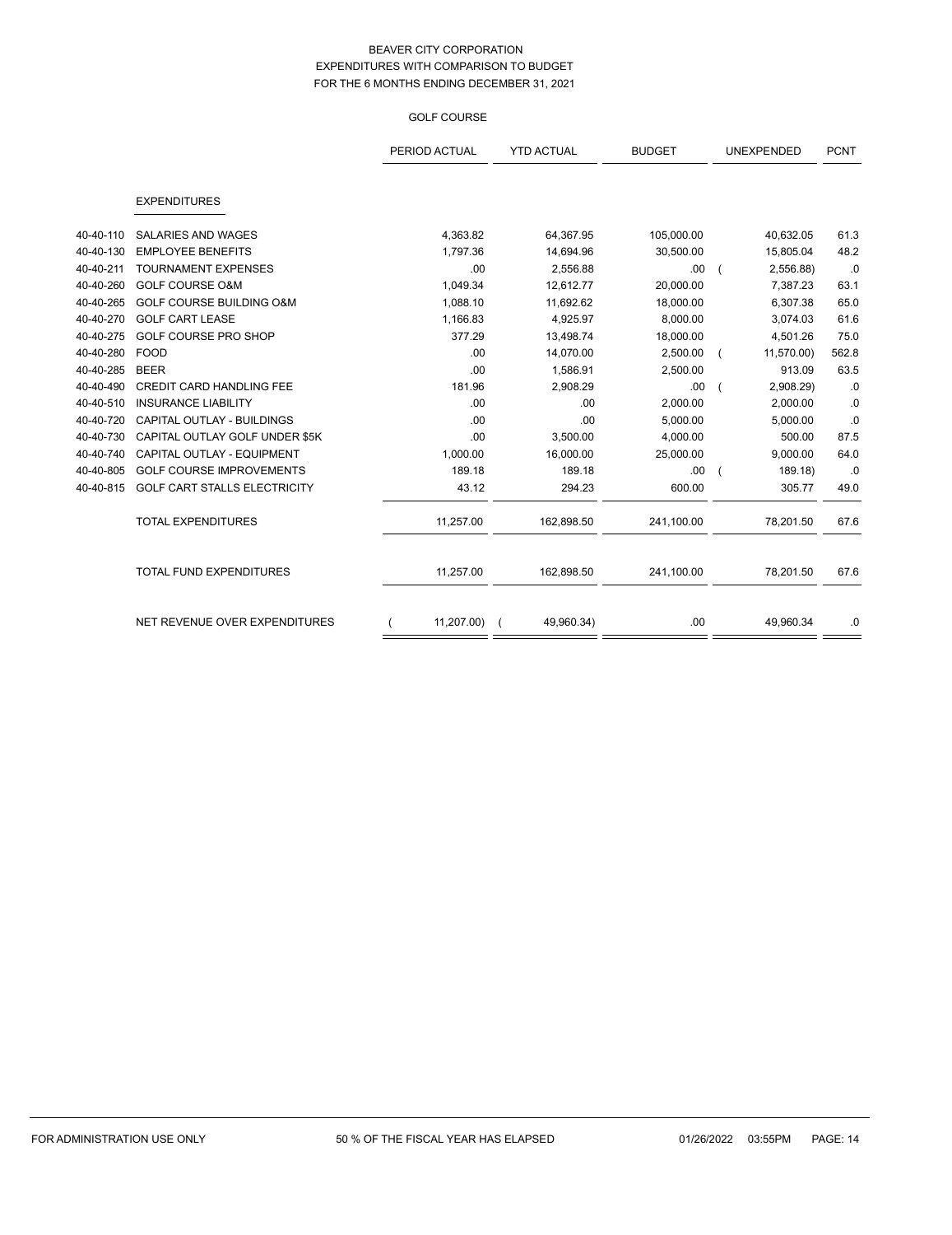# BEAVER CITY CORPORATION
## EXPENDITURES WITH COMPARISON TO BUDGET
## FOR THE 6 MONTHS ENDING DECEMBER 31, 2021

### GOLF COURSE

| | | PERIOD ACTUAL | YTD ACTUAL | BUDGET | UNEXPENDED | PCNT |
|---|---|---|---|---|---|---|
| | **EXPENDITURES** | | | | | |
| 40-40-110 | SALARIES AND WAGES | 4,363.82 | 64,367.95 | 105,000.00 | 40,632.05 | 61.3 |
| 40-40-130 | EMPLOYEE BENEFITS | 1,797.36 | 14,694.96 | 30,500.00 | 15,805.04 | 48.2 |
| 40-40-211 | TOURNAMENT EXPENSES | .00 | 2,556.88 | .00 | ( 2,556.88) | .0 |
| 40-40-260 | GOLF COURSE O&M | 1,049.34 | 12,612.77 | 20,000.00 | 7,387.23 | 63.1 |
| 40-40-265 | GOLF COURSE BUILDING O&M | 1,088.10 | 11,692.62 | 18,000.00 | 6,307.38 | 65.0 |
| 40-40-270 | GOLF CART LEASE | 1,166.83 | 4,925.97 | 8,000.00 | 3,074.03 | 61.6 |
| 40-40-275 | GOLF COURSE PRO SHOP | 377.29 | 13,498.74 | 18,000.00 | 4,501.26 | 75.0 |
| 40-40-280 | FOOD | .00 | 14,070.00 | 2,500.00 | ( 11,570.00) | 562.8 |
| 40-40-285 | BEER | .00 | 1,586.91 | 2,500.00 | 913.09 | 63.5 |
| 40-40-490 | CREDIT CARD HANDLING FEE | 181.96 | 2,908.29 | .00 | ( 2,908.29) | .0 |
| 40-40-510 | INSURANCE LIABILITY | .00 | .00 | 2,000.00 | 2,000.00 | .0 |
| 40-40-720 | CAPITAL OUTLAY - BUILDINGS | .00 | .00 | 5,000.00 | 5,000.00 | .0 |
| 40-40-730 | CAPITAL OUTLAY GOLF UNDER $5K | .00 | 3,500.00 | 4,000.00 | 500.00 | 87.5 |
| 40-40-740 | CAPITAL OUTLAY - EQUIPMENT | 1,000.00 | 16,000.00 | 25,000.00 | 9,000.00 | 64.0 |
| 40-40-805 | GOLF COURSE IMPROVEMENTS | 189.18 | 189.18 | .00 | ( 189.18) | .0 |
| 40-40-815 | GOLF CART STALLS ELECTRICITY | 43.12 | 294.23 | 600.00 | 305.77 | 49.0 |
| | TOTAL EXPENDITURES | 11,257.00 | 162,898.50 | 241,100.00 | 78,201.50 | 67.6 |
| | TOTAL FUND EXPENDITURES | 11,257.00 | 162,898.50 | 241,100.00 | 78,201.50 | 67.6 |
| | NET REVENUE OVER EXPENDITURES | ( 11,207.00) | ( 49,960.34) | .00 | 49,960.34 | .0 |

FOR ADMINISTRATION USE ONLY　　50 % OF THE FISCAL YEAR HAS ELAPSED　　01/26/2022 03:55PM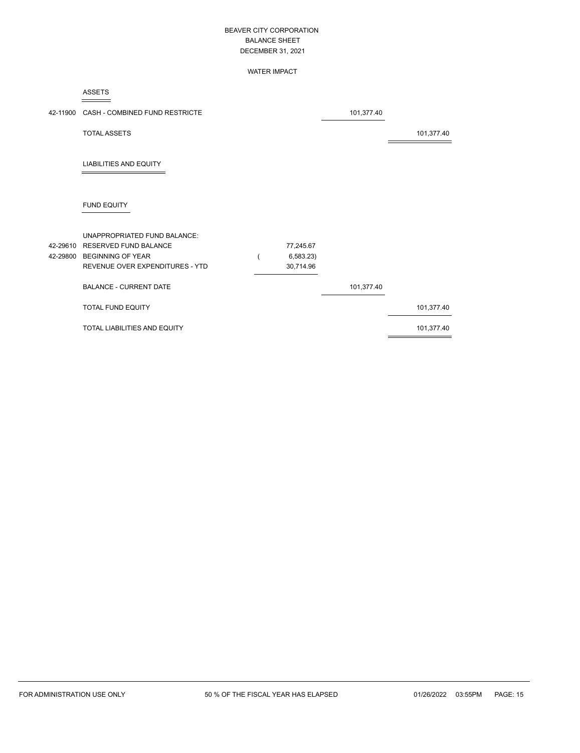# BEAVER CITY CORPORATION
## BALANCE SHEET
## DECEMBER 31, 2021

### WATER IMPACT

| | | | | |
|---|---|---|---|---|
| | **ASSETS** | | | |
| 42-11900 | CASH - COMBINED FUND RESTRICTE | | 101,377.40 | |
| | TOTAL ASSETS | | | 101,377.40 |
| | **LIABILITIES AND EQUITY** | | | |
| | **FUND EQUITY** | | | |
| | UNAPPROPRIATED FUND BALANCE: | | | |
| 42-29610 | RESERVED FUND BALANCE | 77,245.67 | | |
| 42-29800 | BEGINNING OF YEAR | ( 6,583.23) | | |
| | REVENUE OVER EXPENDITURES - YTD | 30,714.96 | | |
| | BALANCE - CURRENT DATE | | 101,377.40 | |
| | TOTAL FUND EQUITY | | | 101,377.40 |
| | TOTAL LIABILITIES AND EQUITY | | | 101,377.40 |

FOR ADMINISTRATION USE ONLY 50 % OF THE FISCAL YEAR HAS ELAPSED 01/26/2022 03:55PM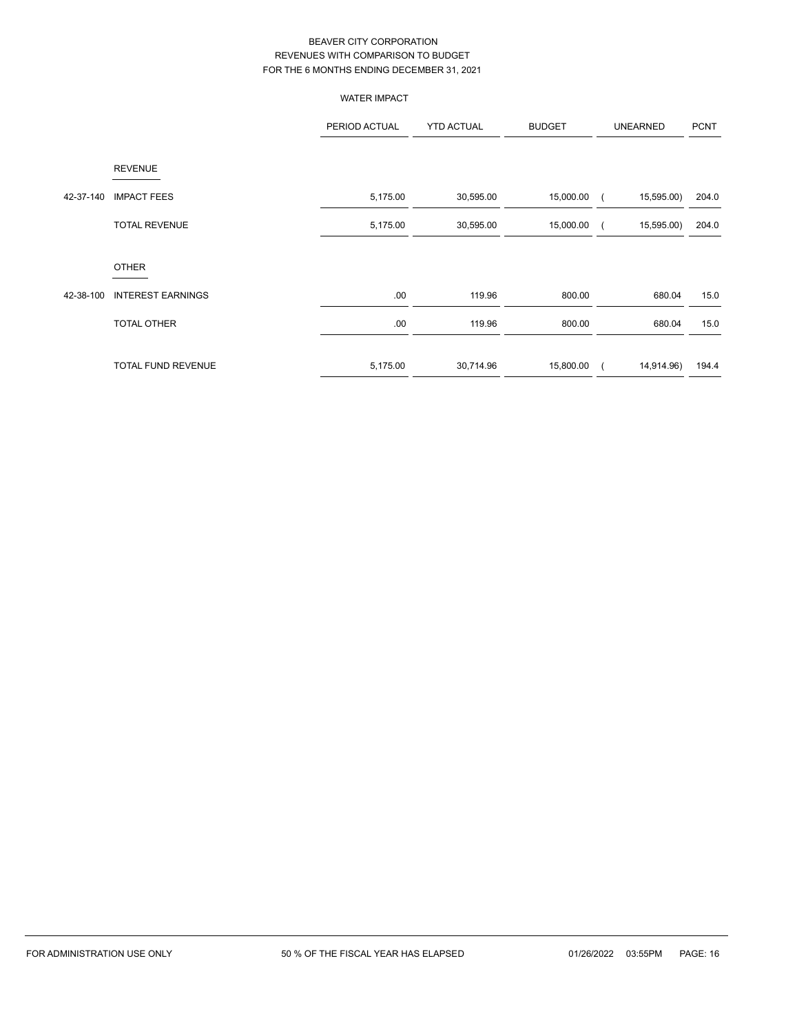BEAVER CITY CORPORATION
REVENUES WITH COMPARISON TO BUDGET
FOR THE 6 MONTHS ENDING DECEMBER 31, 2021

WATER IMPACT

| | | PERIOD ACTUAL | YTD ACTUAL | BUDGET | UNEARNED | PCNT |
|---|---|---|---|---|---|---|
| | REVENUE | | | | | |
| 42-37-140 | IMPACT FEES | 5,175.00 | 30,595.00 | 15,000.00 | ( 15,595.00) | 204.0 |
| | TOTAL REVENUE | 5,175.00 | 30,595.00 | 15,000.00 | ( 15,595.00) | 204.0 |
| | OTHER | | | | | |
| 42-38-100 | INTEREST EARNINGS | .00 | 119.96 | 800.00 | 680.04 | 15.0 |
| | TOTAL OTHER | .00 | 119.96 | 800.00 | 680.04 | 15.0 |
| | TOTAL FUND REVENUE | 5,175.00 | 30,714.96 | 15,800.00 | ( 14,914.96) | 194.4 |

FOR ADMINISTRATION USE ONLY    50 % OF THE FISCAL YEAR HAS ELAPSED    01/26/2022 03:55PM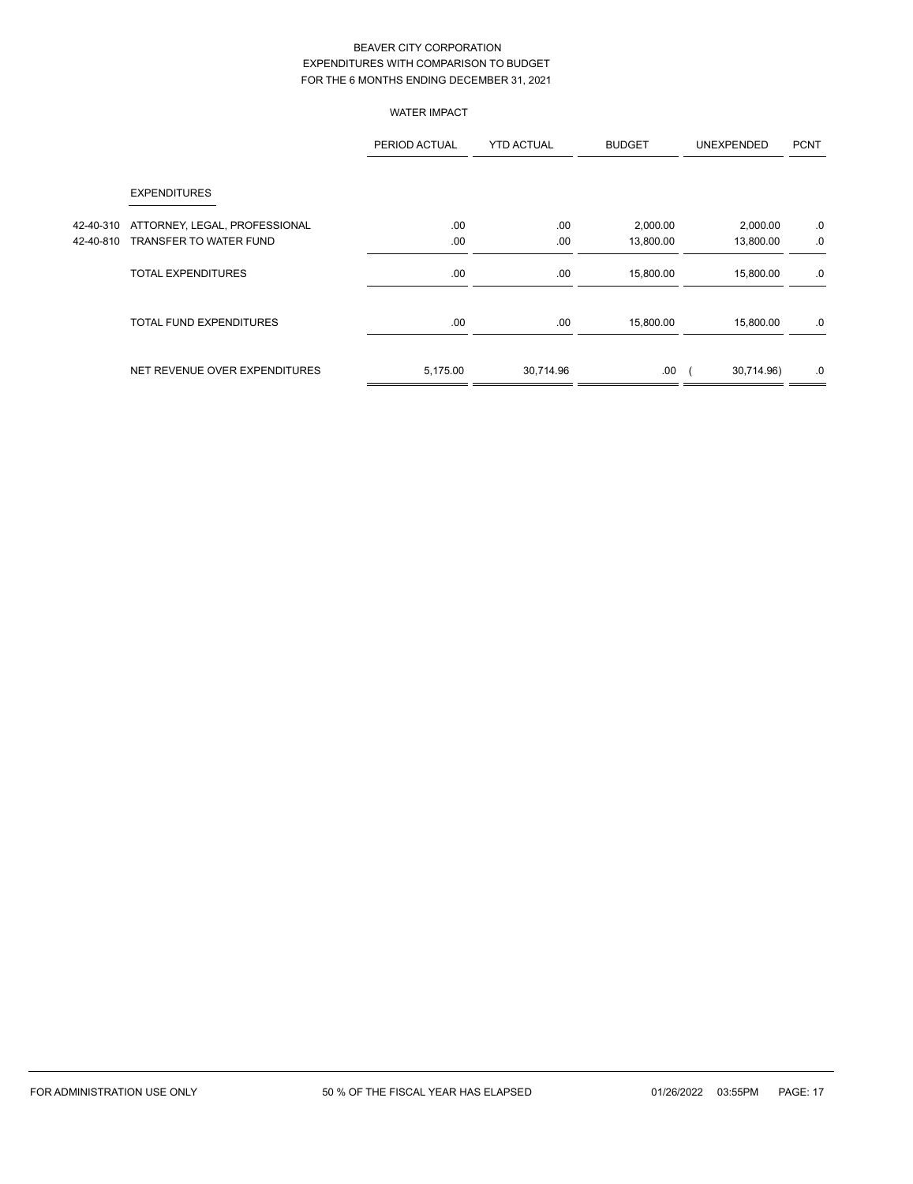# BEAVER CITY CORPORATION
## EXPENDITURES WITH COMPARISON TO BUDGET
## FOR THE 6 MONTHS ENDING DECEMBER 31, 2021

### WATER IMPACT

| | | PERIOD ACTUAL | YTD ACTUAL | BUDGET | UNEXPENDED | PCNT |
|---|---|---|---|---|---|---|
| | **EXPENDITURES** | | | | | |
| 42-40-310 | ATTORNEY, LEGAL, PROFESSIONAL | .00 | .00 | 2,000.00 | 2,000.00 | .0 |
| 42-40-810 | TRANSFER TO WATER FUND | .00 | .00 | 13,800.00 | 13,800.00 | .0 |
| | TOTAL EXPENDITURES | .00 | .00 | 15,800.00 | 15,800.00 | .0 |
| | TOTAL FUND EXPENDITURES | .00 | .00 | 15,800.00 | 15,800.00 | .0 |
| | NET REVENUE OVER EXPENDITURES | 5,175.00 | 30,714.96 | .00 | ( 30,714.96) | .0 |

FOR ADMINISTRATION USE ONLY 50 % OF THE FISCAL YEAR HAS ELAPSED 01/26/2022 03:55PM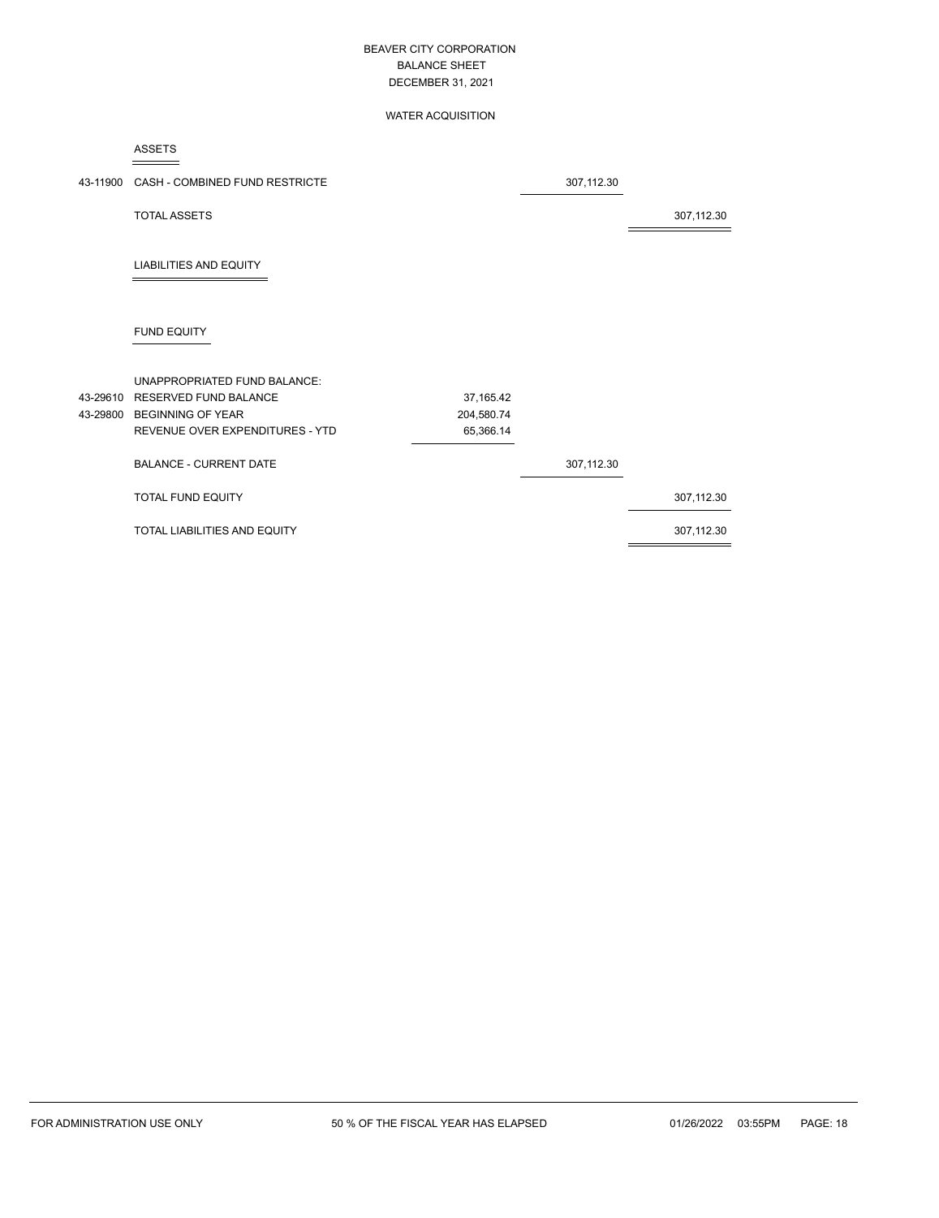# BEAVER CITY CORPORATION
## BALANCE SHEET
### DECEMBER 31, 2021

#### WATER ACQUISITION

**ASSETS**

| Account | Description | | | |
|---|---|---|---|---|
| 43-11900 | CASH - COMBINED FUND RESTRICTE | | 307,112.30 | |
| | TOTAL ASSETS | | | 307,112.30 |

**LIABILITIES AND EQUITY**

**FUND EQUITY**

| Account | Description | | | |
|---|---|---|---|---|
| | UNAPPROPRIATED FUND BALANCE: | | | |
| 43-29610 | RESERVED FUND BALANCE | 37,165.42 | | |
| 43-29800 | BEGINNING OF YEAR | 204,580.74 | | |
| | REVENUE OVER EXPENDITURES - YTD | 65,366.14 | | |
| | BALANCE - CURRENT DATE | | 307,112.30 | |
| | TOTAL FUND EQUITY | | | 307,112.30 |
| | TOTAL LIABILITIES AND EQUITY | | | 307,112.30 |

FOR ADMINISTRATION USE ONLY 50 % OF THE FISCAL YEAR HAS ELAPSED 01/26/2022 03:55PM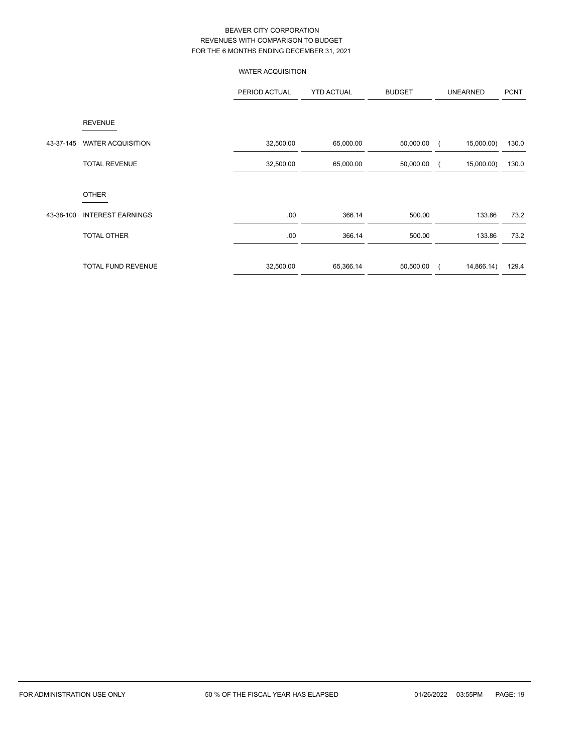# BEAVER CITY CORPORATION
## REVENUES WITH COMPARISON TO BUDGET
## FOR THE 6 MONTHS ENDING DECEMBER 31, 2021

### WATER ACQUISITION

| | | PERIOD ACTUAL | YTD ACTUAL | BUDGET | UNEARNED | PCNT |
|---|---|---|---|---|---|---|
| | REVENUE | | | | | |
| 43-37-145 | WATER ACQUISITION | 32,500.00 | 65,000.00 | 50,000.00 | ( 15,000.00) | 130.0 |
| | TOTAL REVENUE | 32,500.00 | 65,000.00 | 50,000.00 | ( 15,000.00) | 130.0 |
| | OTHER | | | | | |
| 43-38-100 | INTEREST EARNINGS | .00 | 366.14 | 500.00 | 133.86 | 73.2 |
| | TOTAL OTHER | .00 | 366.14 | 500.00 | 133.86 | 73.2 |
| | TOTAL FUND REVENUE | 32,500.00 | 65,366.14 | 50,500.00 | ( 14,866.14) | 129.4 |

FOR ADMINISTRATION USE ONLY 50 % OF THE FISCAL YEAR HAS ELAPSED 01/26/2022 03:55PM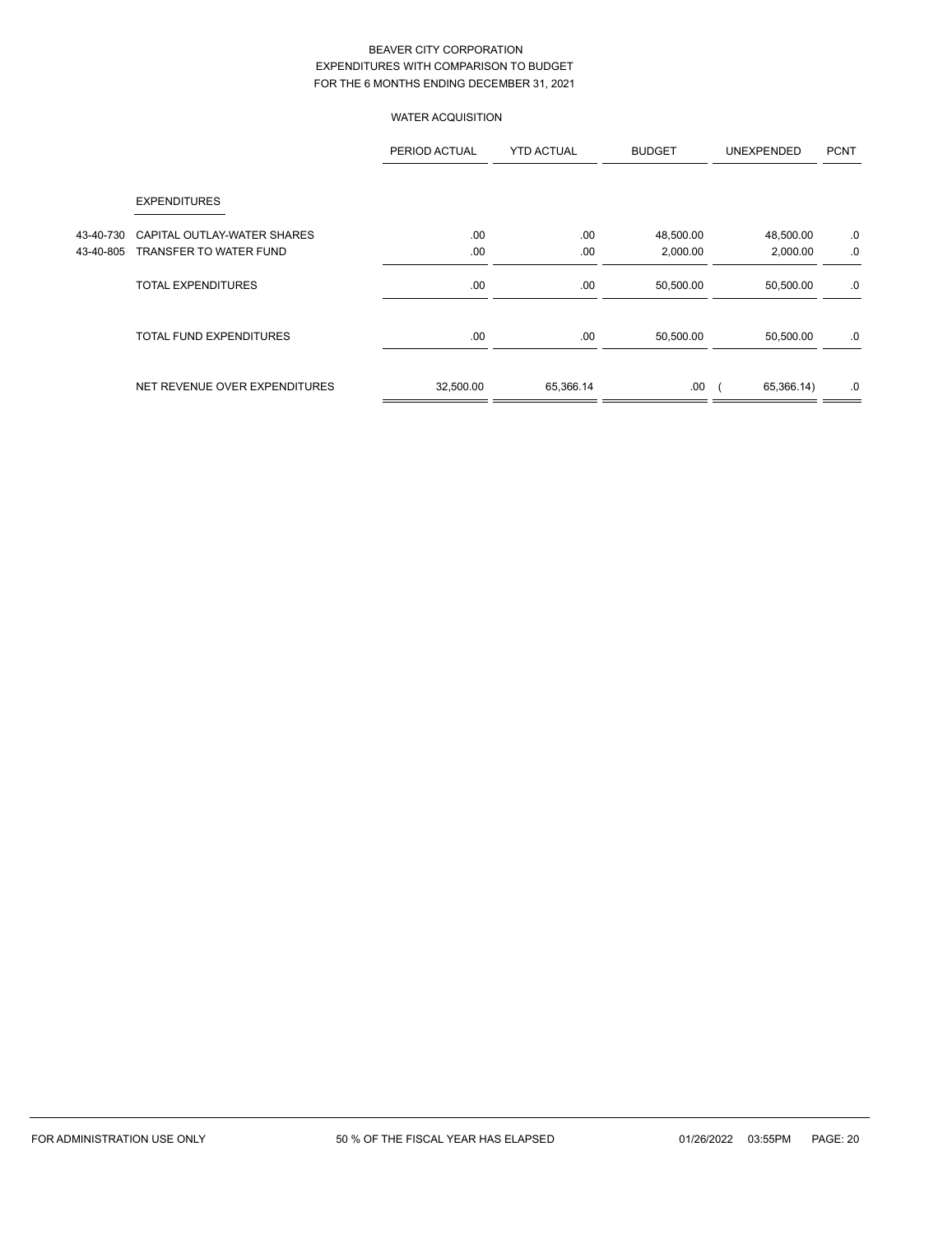# BEAVER CITY CORPORATION
## EXPENDITURES WITH COMPARISON TO BUDGET
## FOR THE 6 MONTHS ENDING DECEMBER 31, 2021

### WATER ACQUISITION

| | | PERIOD ACTUAL | YTD ACTUAL | BUDGET | UNEXPENDED | PCNT |
|---|---|---|---|---|---|---|
| | EXPENDITURES | | | | | |
| 43-40-730 | CAPITAL OUTLAY-WATER SHARES | .00 | .00 | 48,500.00 | 48,500.00 | .0 |
| 43-40-805 | TRANSFER TO WATER FUND | .00 | .00 | 2,000.00 | 2,000.00 | .0 |
| | TOTAL EXPENDITURES | .00 | .00 | 50,500.00 | 50,500.00 | .0 |
| | TOTAL FUND EXPENDITURES | .00 | .00 | 50,500.00 | 50,500.00 | .0 |
| | NET REVENUE OVER EXPENDITURES | 32,500.00 | 65,366.14 | .00 | ( 65,366.14) | .0 |

FOR ADMINISTRATION USE ONLY 50 % OF THE FISCAL YEAR HAS ELAPSED 01/26/2022 03:55PM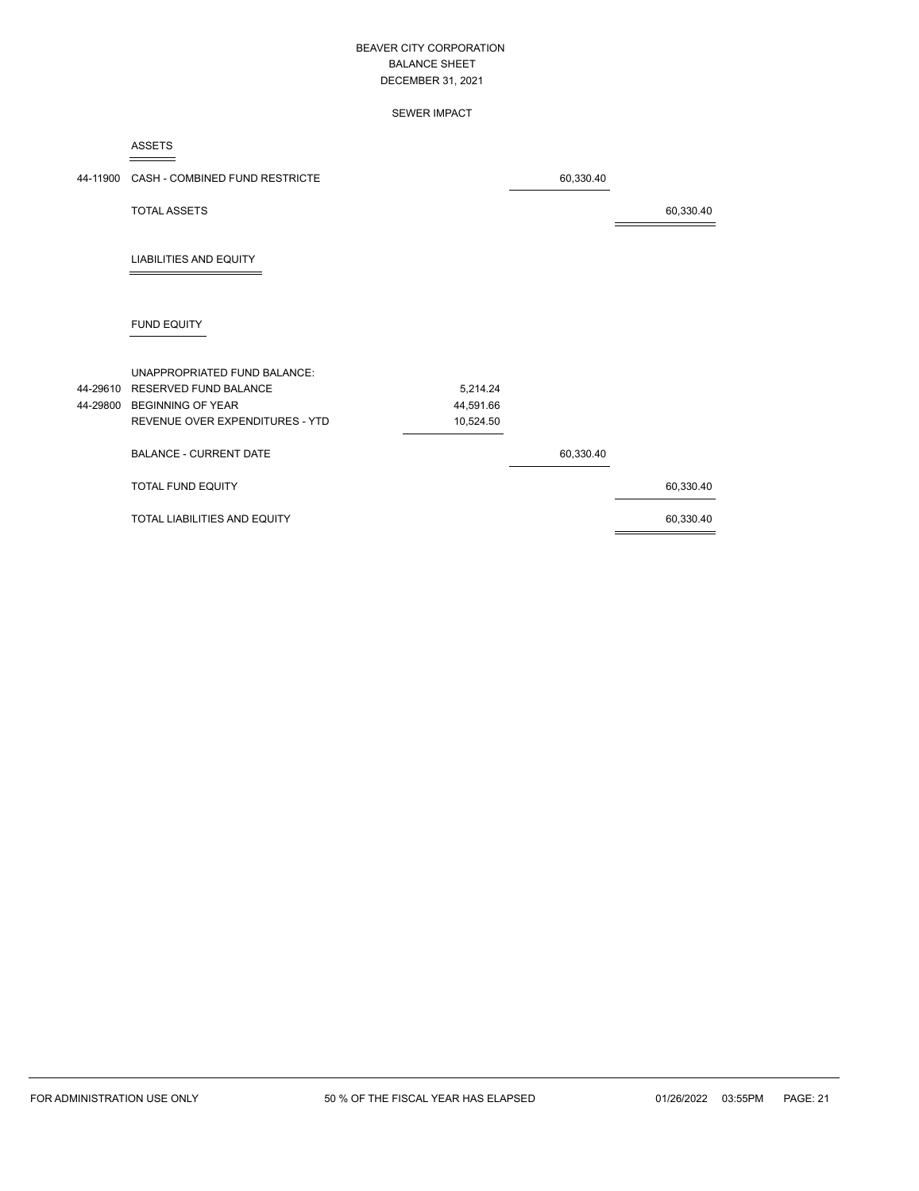# BEAVER CITY CORPORATION
## BALANCE SHEET
### DECEMBER 31, 2021

### SEWER IMPACT

**ASSETS**

| Account | Description | | | |
|---|---|---|---|---|
| 44-11900 | CASH - COMBINED FUND RESTRICTE | | 60,330.40 | |
| | TOTAL ASSETS | | | 60,330.40 |

**LIABILITIES AND EQUITY**

**FUND EQUITY**

| Account | Description | | | |
|---|---|---|---|---|
| | UNAPPROPRIATED FUND BALANCE: | | | |
| 44-29610 | RESERVED FUND BALANCE | 5,214.24 | | |
| 44-29800 | BEGINNING OF YEAR | 44,591.66 | | |
| | REVENUE OVER EXPENDITURES - YTD | 10,524.50 | | |
| | BALANCE - CURRENT DATE | | 60,330.40 | |
| | TOTAL FUND EQUITY | | | 60,330.40 |
| | TOTAL LIABILITIES AND EQUITY | | | 60,330.40 |

FOR ADMINISTRATION USE ONLY — 50 % OF THE FISCAL YEAR HAS ELAPSED — 01/26/2022 03:55PM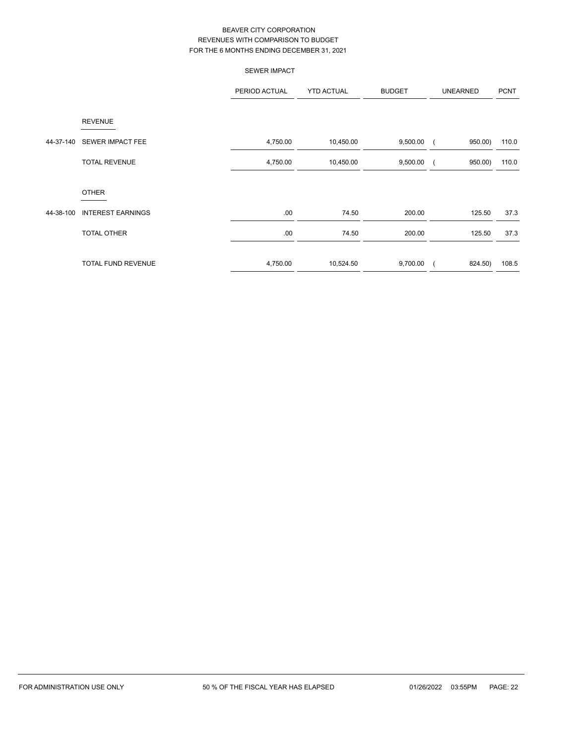# BEAVER CITY CORPORATION
## REVENUES WITH COMPARISON TO BUDGET
## FOR THE 6 MONTHS ENDING DECEMBER 31, 2021

### SEWER IMPACT

| | | PERIOD ACTUAL | YTD ACTUAL | BUDGET | UNEARNED | PCNT |
|---|---|---|---|---|---|---|
| | **REVENUE** | | | | | |
| 44-37-140 | SEWER IMPACT FEE | 4,750.00 | 10,450.00 | 9,500.00 | ( 950.00) | 110.0 |
| | TOTAL REVENUE | 4,750.00 | 10,450.00 | 9,500.00 | ( 950.00) | 110.0 |
| | **OTHER** | | | | | |
| 44-38-100 | INTEREST EARNINGS | .00 | 74.50 | 200.00 | 125.50 | 37.3 |
| | TOTAL OTHER | .00 | 74.50 | 200.00 | 125.50 | 37.3 |
| | TOTAL FUND REVENUE | 4,750.00 | 10,524.50 | 9,700.00 | ( 824.50) | 108.5 |

FOR ADMINISTRATION USE ONLY    50 % OF THE FISCAL YEAR HAS ELAPSED    01/26/2022 03:55PM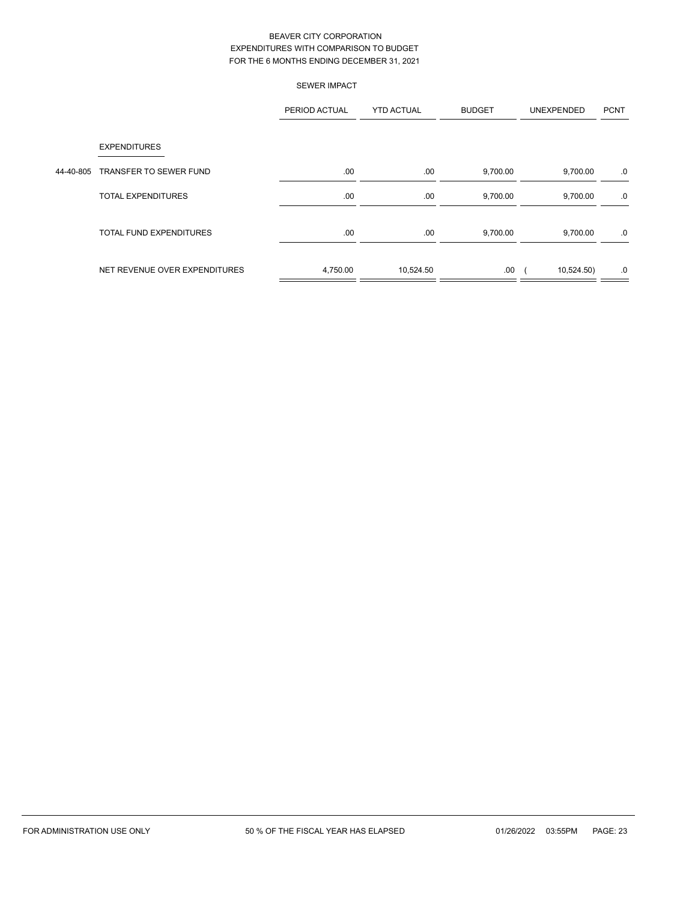BEAVER CITY CORPORATION
EXPENDITURES WITH COMPARISON TO BUDGET
FOR THE 6 MONTHS ENDING DECEMBER 31, 2021

SEWER IMPACT

| | | PERIOD ACTUAL | YTD ACTUAL | BUDGET | UNEXPENDED | PCNT |
|---|---|---|---|---|---|---|
| | EXPENDITURES | | | | | |
| 44-40-805 | TRANSFER TO SEWER FUND | .00 | .00 | 9,700.00 | 9,700.00 | .0 |
| | TOTAL EXPENDITURES | .00 | .00 | 9,700.00 | 9,700.00 | .0 |
| | TOTAL FUND EXPENDITURES | .00 | .00 | 9,700.00 | 9,700.00 | .0 |
| | NET REVENUE OVER EXPENDITURES | 4,750.00 | 10,524.50 | .00 | ( 10,524.50) | .0 |

FOR ADMINISTRATION USE ONLY — 50 % OF THE FISCAL YEAR HAS ELAPSED — 01/26/2022 03:55PM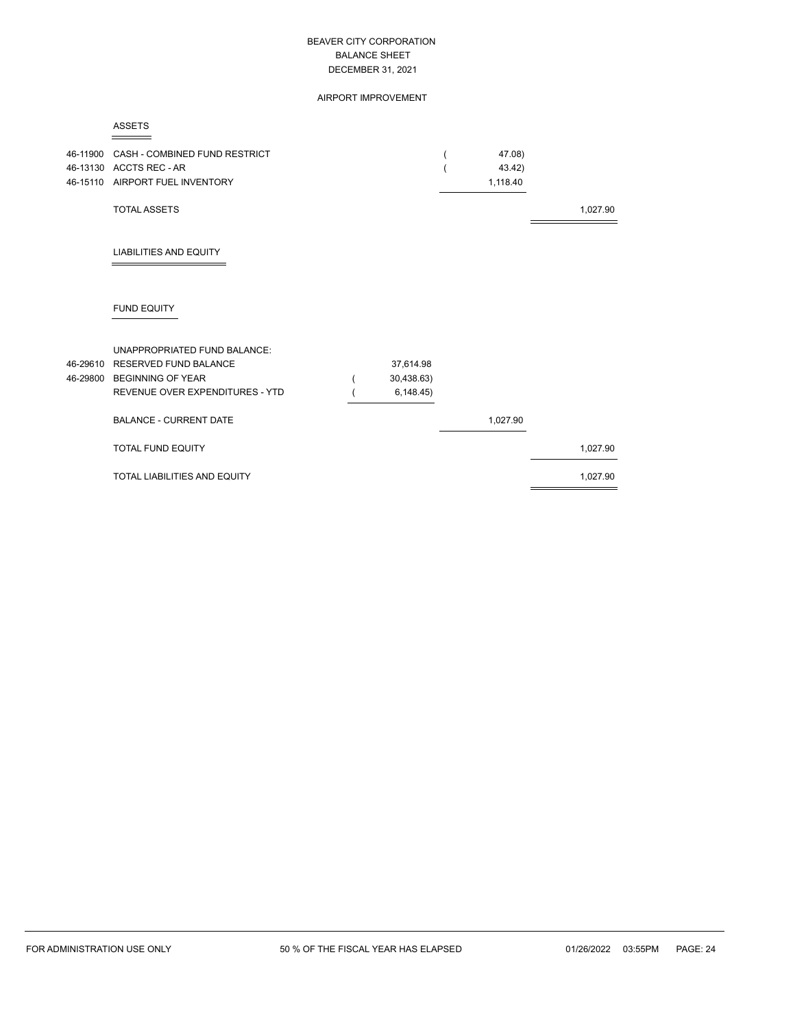# BEAVER CITY CORPORATION
## BALANCE SHEET
### DECEMBER 31, 2021

### AIRPORT IMPROVEMENT

**ASSETS**

| Account | Description | | | |
|---|---|---|---|---|
| 46-11900 | CASH - COMBINED FUND RESTRICT | | ( 47.08) | |
| 46-13130 | ACCTS REC - AR | | ( 43.42) | |
| 46-15110 | AIRPORT FUEL INVENTORY | | 1,118.40 | |
| | TOTAL ASSETS | | | 1,027.90 |

**LIABILITIES AND EQUITY**

**FUND EQUITY**

| Account | Description | | | |
|---|---|---|---|---|
| | UNAPPROPRIATED FUND BALANCE: | | | |
| 46-29610 | RESERVED FUND BALANCE | 37,614.98 | | |
| 46-29800 | BEGINNING OF YEAR | ( 30,438.63) | | |
| | REVENUE OVER EXPENDITURES - YTD | ( 6,148.45) | | |
| | BALANCE - CURRENT DATE | | 1,027.90 | |
| | TOTAL FUND EQUITY | | | 1,027.90 |
| | TOTAL LIABILITIES AND EQUITY | | | 1,027.90 |

FOR ADMINISTRATION USE ONLY — 50 % OF THE FISCAL YEAR HAS ELAPSED — 01/26/2022 03:55PM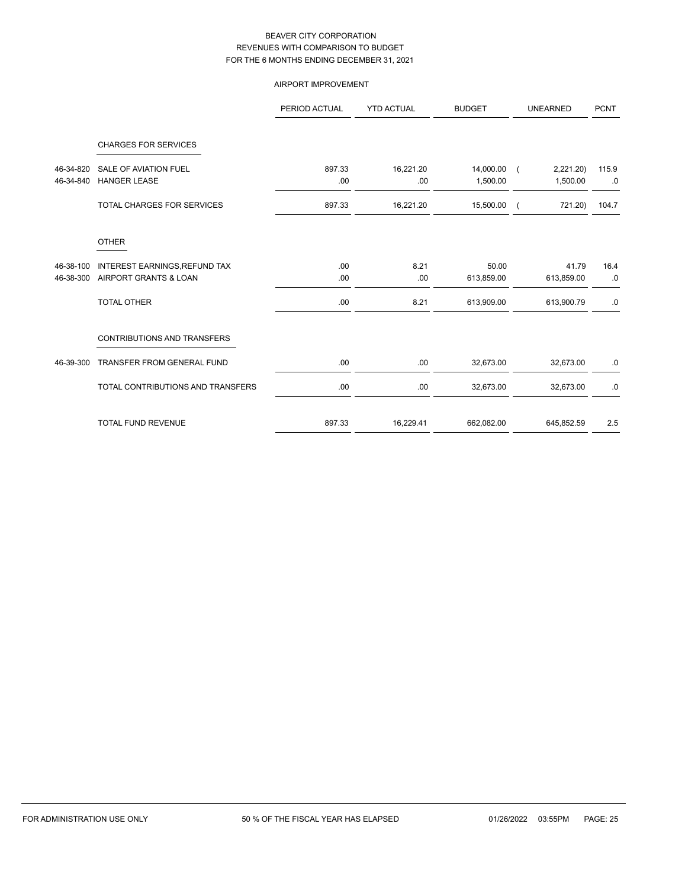# BEAVER CITY CORPORATION
## REVENUES WITH COMPARISON TO BUDGET
## FOR THE 6 MONTHS ENDING DECEMBER 31, 2021

### AIRPORT IMPROVEMENT

| | | PERIOD ACTUAL | YTD ACTUAL | BUDGET | UNEARNED | PCNT |
|---|---|---|---|---|---|---|
| | **CHARGES FOR SERVICES** | | | | | |
| 46-34-820 | SALE OF AVIATION FUEL | 897.33 | 16,221.20 | 14,000.00 | ( 2,221.20) | 115.9 |
| 46-34-840 | HANGER LEASE | .00 | .00 | 1,500.00 | 1,500.00 | .0 |
| | TOTAL CHARGES FOR SERVICES | 897.33 | 16,221.20 | 15,500.00 | ( 721.20) | 104.7 |
| | **OTHER** | | | | | |
| 46-38-100 | INTEREST EARNINGS,REFUND TAX | .00 | 8.21 | 50.00 | 41.79 | 16.4 |
| 46-38-300 | AIRPORT GRANTS & LOAN | .00 | .00 | 613,859.00 | 613,859.00 | .0 |
| | TOTAL OTHER | .00 | 8.21 | 613,909.00 | 613,900.79 | .0 |
| | **CONTRIBUTIONS AND TRANSFERS** | | | | | |
| 46-39-300 | TRANSFER FROM GENERAL FUND | .00 | .00 | 32,673.00 | 32,673.00 | .0 |
| | TOTAL CONTRIBUTIONS AND TRANSFERS | .00 | .00 | 32,673.00 | 32,673.00 | .0 |
| | TOTAL FUND REVENUE | 897.33 | 16,229.41 | 662,082.00 | 645,852.59 | 2.5 |

FOR ADMINISTRATION USE ONLY    50 % OF THE FISCAL YEAR HAS ELAPSED    01/26/2022 03:55PM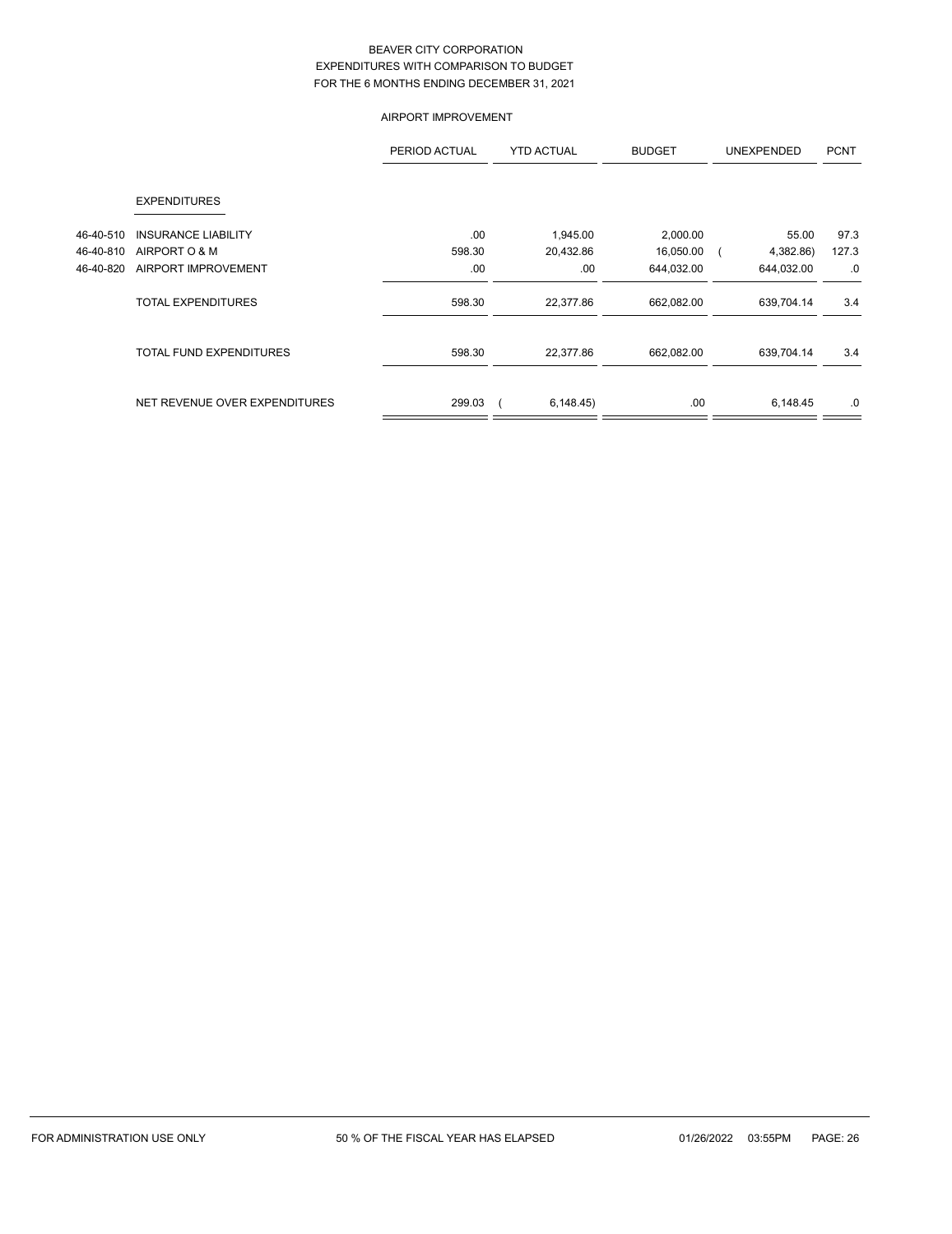# BEAVER CITY CORPORATION
## EXPENDITURES WITH COMPARISON TO BUDGET
## FOR THE 6 MONTHS ENDING DECEMBER 31, 2021

### AIRPORT IMPROVEMENT

| | | PERIOD ACTUAL | YTD ACTUAL | BUDGET | UNEXPENDED | PCNT |
|---|---|---|---|---|---|---|
| | **EXPENDITURES** | | | | | |
| 46-40-510 | INSURANCE LIABILITY | .00 | 1,945.00 | 2,000.00 | 55.00 | 97.3 |
| 46-40-810 | AIRPORT O & M | 598.30 | 20,432.86 | 16,050.00 | ( 4,382.86) | 127.3 |
| 46-40-820 | AIRPORT IMPROVEMENT | .00 | .00 | 644,032.00 | 644,032.00 | .0 |
| | TOTAL EXPENDITURES | 598.30 | 22,377.86 | 662,082.00 | 639,704.14 | 3.4 |
| | TOTAL FUND EXPENDITURES | 598.30 | 22,377.86 | 662,082.00 | 639,704.14 | 3.4 |
| | NET REVENUE OVER EXPENDITURES | 299.03 | ( 6,148.45) | .00 | 6,148.45 | .0 |

FOR ADMINISTRATION USE ONLY    50 % OF THE FISCAL YEAR HAS ELAPSED    01/26/2022 03:55PM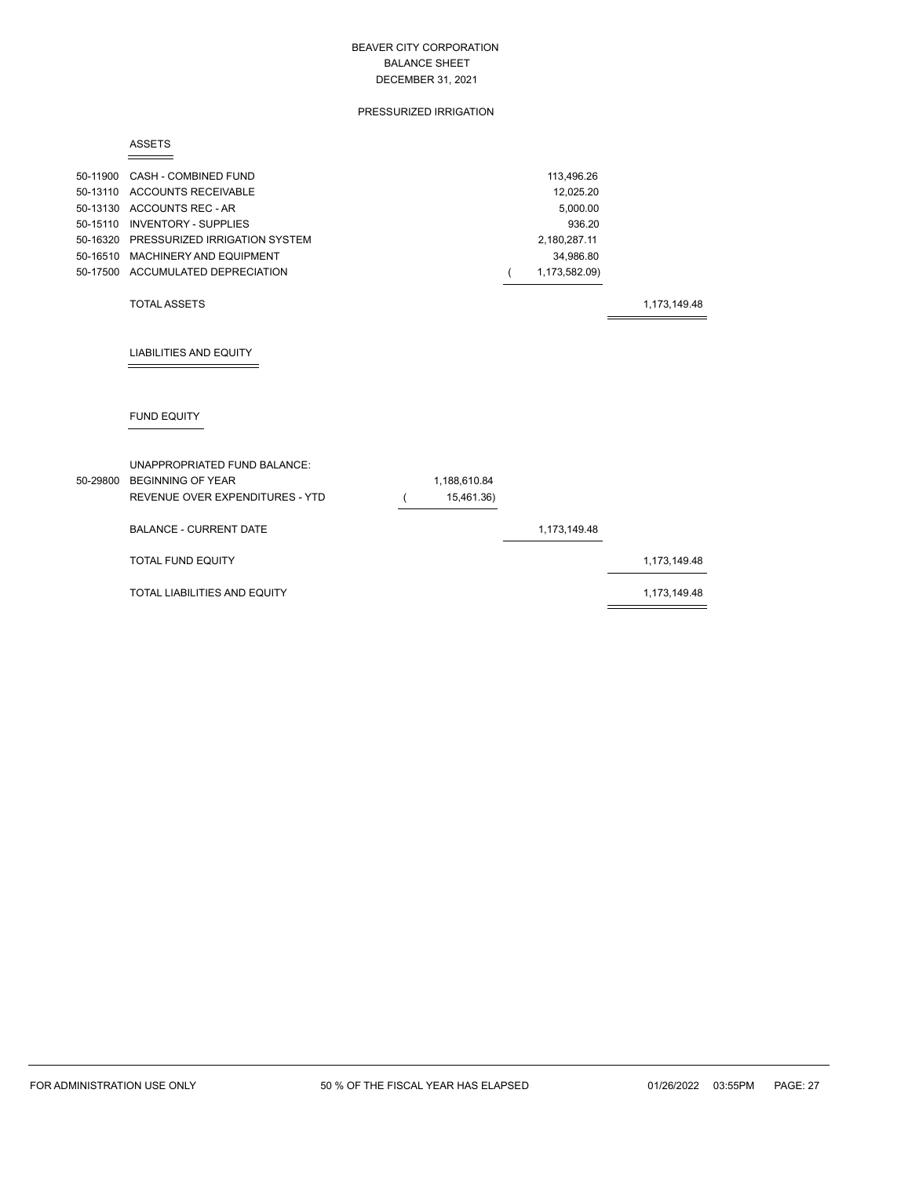# BEAVER CITY CORPORATION
## BALANCE SHEET
## DECEMBER 31, 2021

### PRESSURIZED IRRIGATION

**ASSETS**

| Account | Description | | | |
|---|---|---|---|---|
| 50-11900 | CASH - COMBINED FUND | | 113,496.26 | |
| 50-13110 | ACCOUNTS RECEIVABLE | | 12,025.20 | |
| 50-13130 | ACCOUNTS REC - AR | | 5,000.00 | |
| 50-15110 | INVENTORY - SUPPLIES | | 936.20 | |
| 50-16320 | PRESSURIZED IRRIGATION SYSTEM | | 2,180,287.11 | |
| 50-16510 | MACHINERY AND EQUIPMENT | | 34,986.80 | |
| 50-17500 | ACCUMULATED DEPRECIATION | | ( 1,173,582.09) | |
| | TOTAL ASSETS | | | 1,173,149.48 |

**LIABILITIES AND EQUITY**

**FUND EQUITY**

| Account | Description | | | |
|---|---|---|---|---|
| | UNAPPROPRIATED FUND BALANCE: | | | |
| 50-29800 | BEGINNING OF YEAR | 1,188,610.84 | | |
| | REVENUE OVER EXPENDITURES - YTD | ( 15,461.36) | | |
| | BALANCE - CURRENT DATE | | 1,173,149.48 | |
| | TOTAL FUND EQUITY | | | 1,173,149.48 |
| | TOTAL LIABILITIES AND EQUITY | | | 1,173,149.48 |

FOR ADMINISTRATION USE ONLY — 50 % OF THE FISCAL YEAR HAS ELAPSED — 01/26/2022 03:55PM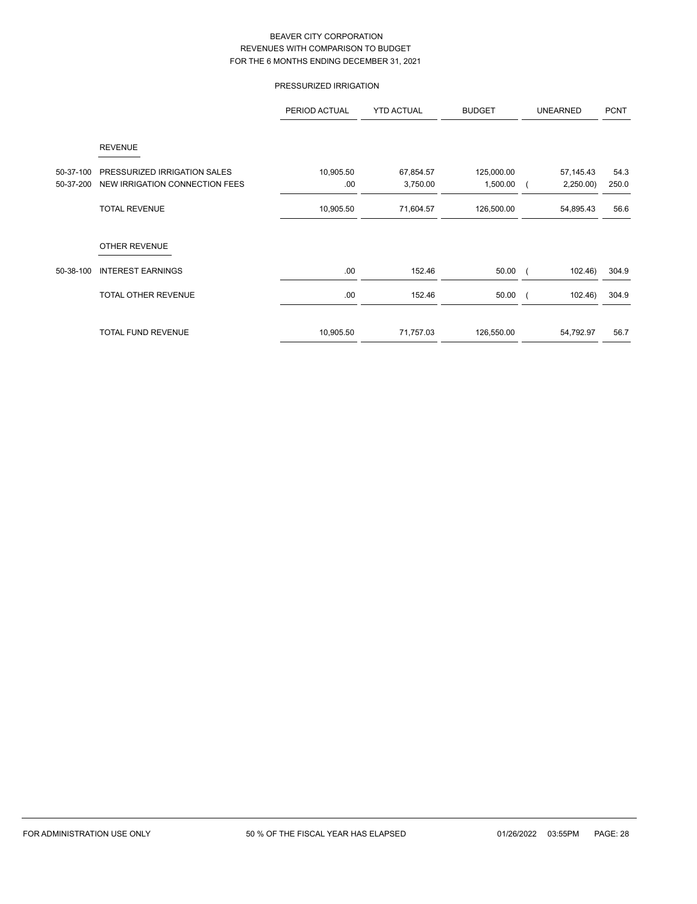BEAVER CITY CORPORATION
REVENUES WITH COMPARISON TO BUDGET
FOR THE 6 MONTHS ENDING DECEMBER 31, 2021

PRESSURIZED IRRIGATION

| | | PERIOD ACTUAL | YTD ACTUAL | BUDGET | UNEARNED | PCNT |
|---|---|---|---|---|---|---|
| | REVENUE | | | | | |
| 50-37-100 | PRESSURIZED IRRIGATION SALES | 10,905.50 | 67,854.57 | 125,000.00 | 57,145.43 | 54.3 |
| 50-37-200 | NEW IRRIGATION CONNECTION FEES | .00 | 3,750.00 | 1,500.00 | ( 2,250.00) | 250.0 |
| | TOTAL REVENUE | 10,905.50 | 71,604.57 | 126,500.00 | 54,895.43 | 56.6 |
| | OTHER REVENUE | | | | | |
| 50-38-100 | INTEREST EARNINGS | .00 | 152.46 | 50.00 | ( 102.46) | 304.9 |
| | TOTAL OTHER REVENUE | .00 | 152.46 | 50.00 | ( 102.46) | 304.9 |
| | TOTAL FUND REVENUE | 10,905.50 | 71,757.03 | 126,550.00 | 54,792.97 | 56.7 |

FOR ADMINISTRATION USE ONLY — 50 % OF THE FISCAL YEAR HAS ELAPSED — 01/26/2022 03:55PM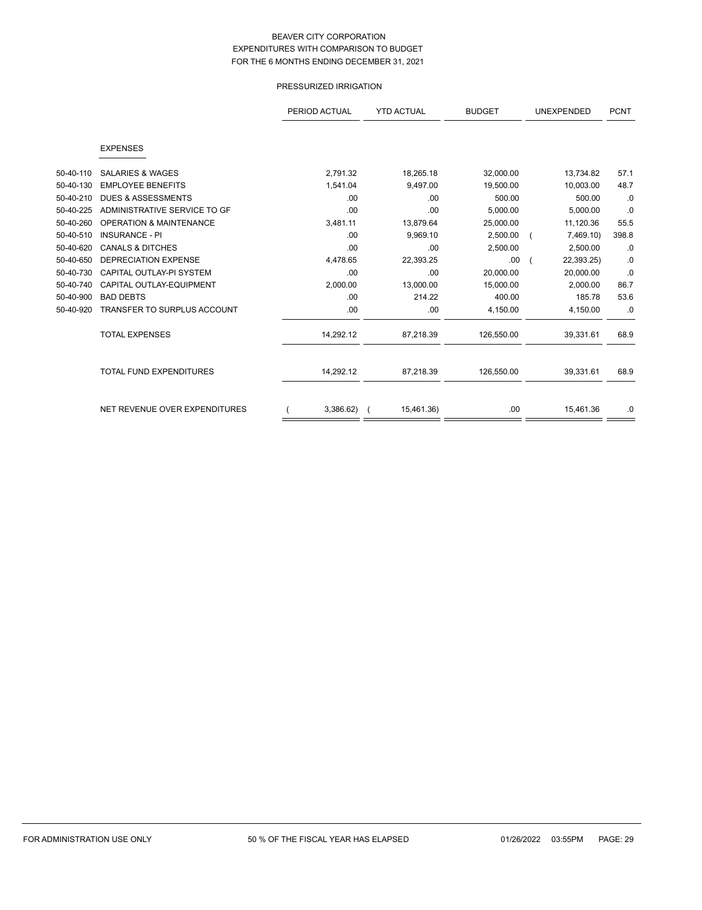# BEAVER CITY CORPORATION
## EXPENDITURES WITH COMPARISON TO BUDGET
## FOR THE 6 MONTHS ENDING DECEMBER 31, 2021

### PRESSURIZED IRRIGATION

| | | PERIOD ACTUAL | YTD ACTUAL | BUDGET | UNEXPENDED | PCNT |
|---|---|---|---|---|---|---|
| | **EXPENSES** | | | | | |
| 50-40-110 | SALARIES & WAGES | 2,791.32 | 18,265.18 | 32,000.00 | 13,734.82 | 57.1 |
| 50-40-130 | EMPLOYEE BENEFITS | 1,541.04 | 9,497.00 | 19,500.00 | 10,003.00 | 48.7 |
| 50-40-210 | DUES & ASSESSMENTS | .00 | .00 | 500.00 | 500.00 | .0 |
| 50-40-225 | ADMINISTRATIVE SERVICE TO GF | .00 | .00 | 5,000.00 | 5,000.00 | .0 |
| 50-40-260 | OPERATION & MAINTENANCE | 3,481.11 | 13,879.64 | 25,000.00 | 11,120.36 | 55.5 |
| 50-40-510 | INSURANCE - PI | .00 | 9,969.10 | 2,500.00 | ( 7,469.10) | 398.8 |
| 50-40-620 | CANALS & DITCHES | .00 | .00 | 2,500.00 | 2,500.00 | .0 |
| 50-40-650 | DEPRECIATION EXPENSE | 4,478.65 | 22,393.25 | .00 | ( 22,393.25) | .0 |
| 50-40-730 | CAPITAL OUTLAY-PI SYSTEM | .00 | .00 | 20,000.00 | 20,000.00 | .0 |
| 50-40-740 | CAPITAL OUTLAY-EQUIPMENT | 2,000.00 | 13,000.00 | 15,000.00 | 2,000.00 | 86.7 |
| 50-40-900 | BAD DEBTS | .00 | 214.22 | 400.00 | 185.78 | 53.6 |
| 50-40-920 | TRANSFER TO SURPLUS ACCOUNT | .00 | .00 | 4,150.00 | 4,150.00 | .0 |
| | TOTAL EXPENSES | 14,292.12 | 87,218.39 | 126,550.00 | 39,331.61 | 68.9 |
| | TOTAL FUND EXPENDITURES | 14,292.12 | 87,218.39 | 126,550.00 | 39,331.61 | 68.9 |
| | NET REVENUE OVER EXPENDITURES | ( 3,386.62) | ( 15,461.36) | .00 | 15,461.36 | .0 |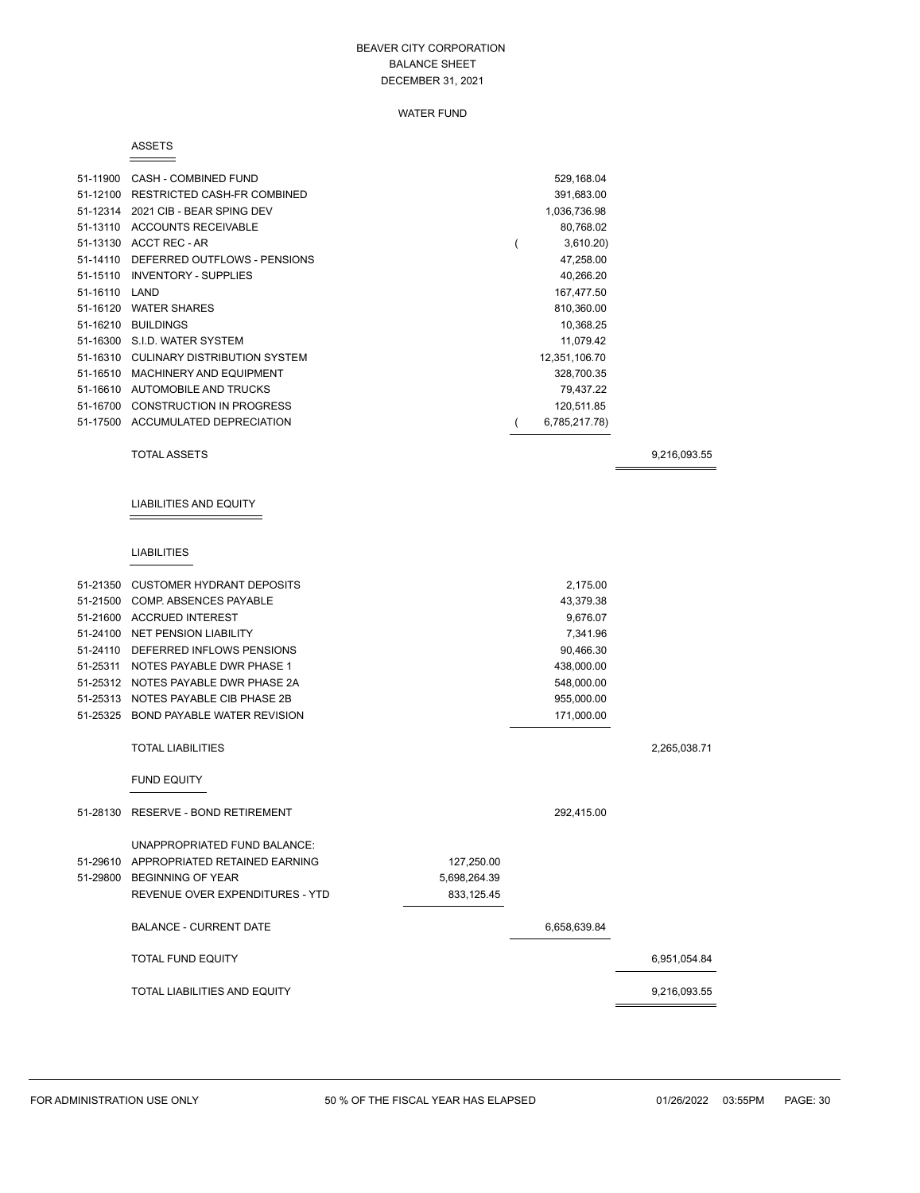# BEAVER CITY CORPORATION
## BALANCE SHEET
### DECEMBER 31, 2021

WATER FUND

**ASSETS**

| Account | Description | | | |
|---|---|---|---|---|
| 51-11900 | CASH - COMBINED FUND | | 529,168.04 | |
| 51-12100 | RESTRICTED CASH-FR COMBINED | | 391,683.00 | |
| 51-12314 | 2021 CIB - BEAR SPING DEV | | 1,036,736.98 | |
| 51-13110 | ACCOUNTS RECEIVABLE | | 80,768.02 | |
| 51-13130 | ACCT REC - AR | | ( 3,610.20) | |
| 51-14110 | DEFERRED OUTFLOWS - PENSIONS | | 47,258.00 | |
| 51-15110 | INVENTORY - SUPPLIES | | 40,266.20 | |
| 51-16110 | LAND | | 167,477.50 | |
| 51-16120 | WATER SHARES | | 810,360.00 | |
| 51-16210 | BUILDINGS | | 10,368.25 | |
| 51-16300 | S.I.D. WATER SYSTEM | | 11,079.42 | |
| 51-16310 | CULINARY DISTRIBUTION SYSTEM | | 12,351,106.70 | |
| 51-16510 | MACHINERY AND EQUIPMENT | | 328,700.35 | |
| 51-16610 | AUTOMOBILE AND TRUCKS | | 79,437.22 | |
| 51-16700 | CONSTRUCTION IN PROGRESS | | 120,511.85 | |
| 51-17500 | ACCUMULATED DEPRECIATION | | ( 6,785,217.78) | |
| | TOTAL ASSETS | | | 9,216,093.55 |

**LIABILITIES AND EQUITY**

**LIABILITIES**

| Account | Description | | | |
|---|---|---|---|---|
| 51-21350 | CUSTOMER HYDRANT DEPOSITS | | 2,175.00 | |
| 51-21500 | COMP. ABSENCES PAYABLE | | 43,379.38 | |
| 51-21600 | ACCRUED INTEREST | | 9,676.07 | |
| 51-24100 | NET PENSION LIABILITY | | 7,341.96 | |
| 51-24110 | DEFERRED INFLOWS PENSIONS | | 90,466.30 | |
| 51-25311 | NOTES PAYABLE DWR PHASE 1 | | 438,000.00 | |
| 51-25312 | NOTES PAYABLE DWR PHASE 2A | | 548,000.00 | |
| 51-25313 | NOTES PAYABLE CIB PHASE 2B | | 955,000.00 | |
| 51-25325 | BOND PAYABLE WATER REVISION | | 171,000.00 | |
| | TOTAL LIABILITIES | | | 2,265,038.71 |

**FUND EQUITY**

| Account | Description | | | |
|---|---|---|---|---|
| 51-28130 | RESERVE - BOND RETIREMENT | | 292,415.00 | |
| | UNAPPROPRIATED FUND BALANCE: | | | |
| 51-29610 | APPROPRIATED RETAINED EARNING | 127,250.00 | | |
| 51-29800 | BEGINNING OF YEAR | 5,698,264.39 | | |
| | REVENUE OVER EXPENDITURES - YTD | 833,125.45 | | |
| | BALANCE - CURRENT DATE | | 6,658,639.84 | |
| | TOTAL FUND EQUITY | | | 6,951,054.84 |
| | TOTAL LIABILITIES AND EQUITY | | | 9,216,093.55 |

FOR ADMINISTRATION USE ONLY 50 % OF THE FISCAL YEAR HAS ELAPSED 01/26/2022 03:55PM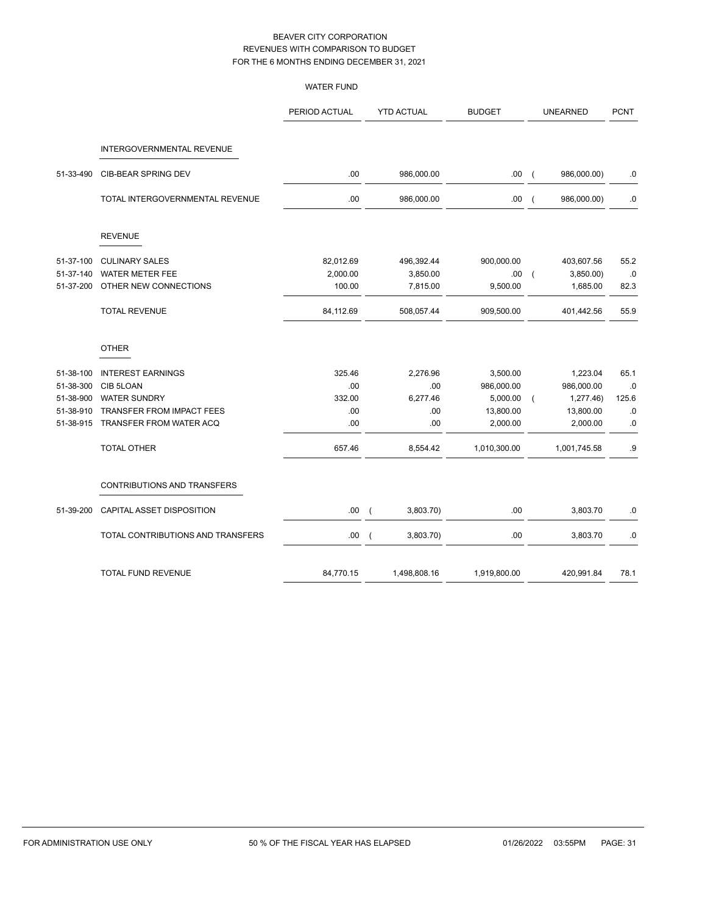# BEAVER CITY CORPORATION
## REVENUES WITH COMPARISON TO BUDGET
## FOR THE 6 MONTHS ENDING DECEMBER 31, 2021

### WATER FUND

| | | PERIOD ACTUAL | YTD ACTUAL | BUDGET | UNEARNED | PCNT |
|---|---|---|---|---|---|---|
| | **INTERGOVERNMENTAL REVENUE** | | | | | |
| 51-33-490 | CIB-BEAR SPRING DEV | .00 | 986,000.00 | .00 | ( 986,000.00) | .0 |
| | TOTAL INTERGOVERNMENTAL REVENUE | .00 | 986,000.00 | .00 | ( 986,000.00) | .0 |
| | **REVENUE** | | | | | |
| 51-37-100 | CULINARY SALES | 82,012.69 | 496,392.44 | 900,000.00 | 403,607.56 | 55.2 |
| 51-37-140 | WATER METER FEE | 2,000.00 | 3,850.00 | .00 | ( 3,850.00) | .0 |
| 51-37-200 | OTHER NEW CONNECTIONS | 100.00 | 7,815.00 | 9,500.00 | 1,685.00 | 82.3 |
| | TOTAL REVENUE | 84,112.69 | 508,057.44 | 909,500.00 | 401,442.56 | 55.9 |
| | **OTHER** | | | | | |
| 51-38-100 | INTEREST EARNINGS | 325.46 | 2,276.96 | 3,500.00 | 1,223.04 | 65.1 |
| 51-38-300 | CIB 5LOAN | .00 | .00 | 986,000.00 | 986,000.00 | .0 |
| 51-38-900 | WATER SUNDRY | 332.00 | 6,277.46 | 5,000.00 | ( 1,277.46) | 125.6 |
| 51-38-910 | TRANSFER FROM IMPACT FEES | .00 | .00 | 13,800.00 | 13,800.00 | .0 |
| 51-38-915 | TRANSFER FROM WATER ACQ | .00 | .00 | 2,000.00 | 2,000.00 | .0 |
| | TOTAL OTHER | 657.46 | 8,554.42 | 1,010,300.00 | 1,001,745.58 | .9 |
| | **CONTRIBUTIONS AND TRANSFERS** | | | | | |
| 51-39-200 | CAPITAL ASSET DISPOSITION | .00 | ( 3,803.70) | .00 | 3,803.70 | .0 |
| | TOTAL CONTRIBUTIONS AND TRANSFERS | .00 | ( 3,803.70) | .00 | 3,803.70 | .0 |
| | TOTAL FUND REVENUE | 84,770.15 | 1,498,808.16 | 1,919,800.00 | 420,991.84 | 78.1 |

FOR ADMINISTRATION USE ONLY — 50 % OF THE FISCAL YEAR HAS ELAPSED — 01/26/2022 03:55PM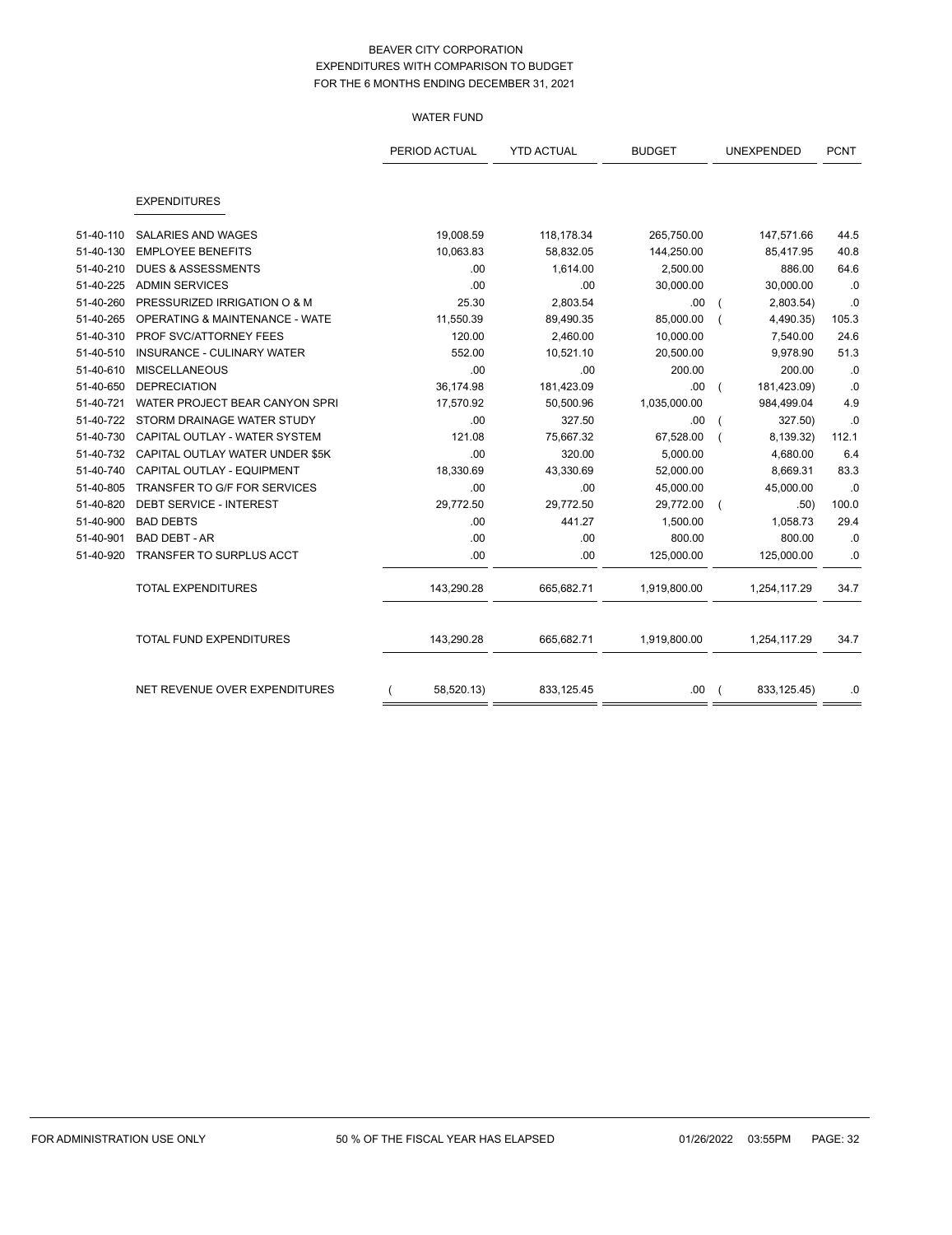BEAVER CITY CORPORATION
EXPENDITURES WITH COMPARISON TO BUDGET
FOR THE 6 MONTHS ENDING DECEMBER 31, 2021

WATER FUND

| | | PERIOD ACTUAL | YTD ACTUAL | BUDGET | UNEXPENDED | PCNT |
|---|---|---|---|---|---|---|
| | EXPENDITURES | | | | | |
| 51-40-110 | SALARIES AND WAGES | 19,008.59 | 118,178.34 | 265,750.00 | 147,571.66 | 44.5 |
| 51-40-130 | EMPLOYEE BENEFITS | 10,063.83 | 58,832.05 | 144,250.00 | 85,417.95 | 40.8 |
| 51-40-210 | DUES & ASSESSMENTS | .00 | 1,614.00 | 2,500.00 | 886.00 | 64.6 |
| 51-40-225 | ADMIN SERVICES | .00 | .00 | 30,000.00 | 30,000.00 | .0 |
| 51-40-260 | PRESSURIZED IRRIGATION O & M | 25.30 | 2,803.54 | .00 | ( 2,803.54) | .0 |
| 51-40-265 | OPERATING & MAINTENANCE - WATE | 11,550.39 | 89,490.35 | 85,000.00 | ( 4,490.35) | 105.3 |
| 51-40-310 | PROF SVC/ATTORNEY FEES | 120.00 | 2,460.00 | 10,000.00 | 7,540.00 | 24.6 |
| 51-40-510 | INSURANCE - CULINARY WATER | 552.00 | 10,521.10 | 20,500.00 | 9,978.90 | 51.3 |
| 51-40-610 | MISCELLANEOUS | .00 | .00 | 200.00 | 200.00 | .0 |
| 51-40-650 | DEPRECIATION | 36,174.98 | 181,423.09 | .00 | ( 181,423.09) | .0 |
| 51-40-721 | WATER PROJECT BEAR CANYON SPRI | 17,570.92 | 50,500.96 | 1,035,000.00 | 984,499.04 | 4.9 |
| 51-40-722 | STORM DRAINAGE WATER STUDY | .00 | 327.50 | .00 | ( 327.50) | .0 |
| 51-40-730 | CAPITAL OUTLAY - WATER SYSTEM | 121.08 | 75,667.32 | 67,528.00 | ( 8,139.32) | 112.1 |
| 51-40-732 | CAPITAL OUTLAY WATER UNDER $5K | .00 | 320.00 | 5,000.00 | 4,680.00 | 6.4 |
| 51-40-740 | CAPITAL OUTLAY - EQUIPMENT | 18,330.69 | 43,330.69 | 52,000.00 | 8,669.31 | 83.3 |
| 51-40-805 | TRANSFER TO G/F FOR SERVICES | .00 | .00 | 45,000.00 | 45,000.00 | .0 |
| 51-40-820 | DEBT SERVICE - INTEREST | 29,772.50 | 29,772.50 | 29,772.00 | ( .50) | 100.0 |
| 51-40-900 | BAD DEBTS | .00 | 441.27 | 1,500.00 | 1,058.73 | 29.4 |
| 51-40-901 | BAD DEBT - AR | .00 | .00 | 800.00 | 800.00 | .0 |
| 51-40-920 | TRANSFER TO SURPLUS ACCT | .00 | .00 | 125,000.00 | 125,000.00 | .0 |
| | TOTAL EXPENDITURES | 143,290.28 | 665,682.71 | 1,919,800.00 | 1,254,117.29 | 34.7 |
| | TOTAL FUND EXPENDITURES | 143,290.28 | 665,682.71 | 1,919,800.00 | 1,254,117.29 | 34.7 |
| | NET REVENUE OVER EXPENDITURES | ( 58,520.13) | 833,125.45 | .00 | ( 833,125.45) | .0 |

FOR ADMINISTRATION USE ONLY 50 % OF THE FISCAL YEAR HAS ELAPSED 01/26/2022 03:55PM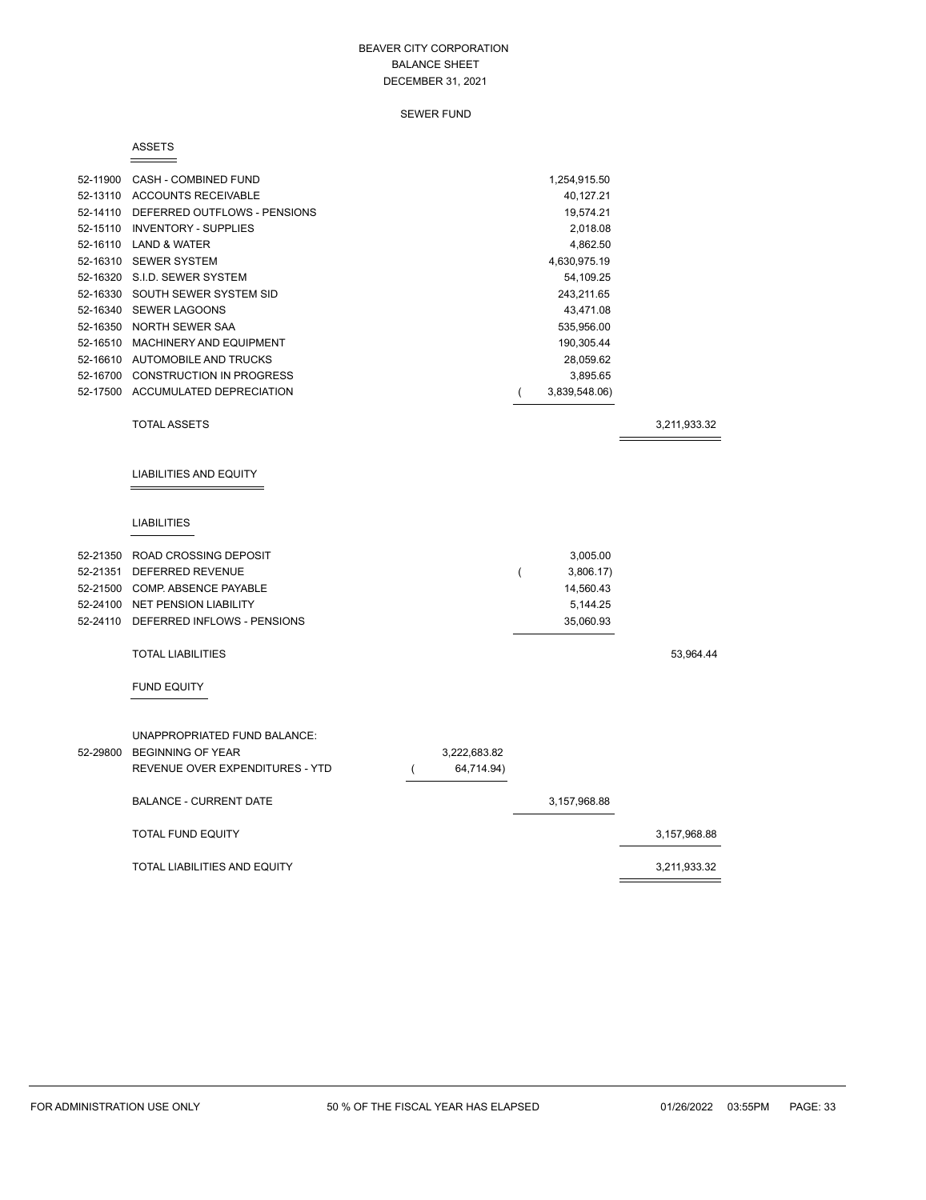# BEAVER CITY CORPORATION
## BALANCE SHEET
### DECEMBER 31, 2021

### SEWER FUND

**ASSETS**

| Account | Description | | | |
|---|---|---|---|---|
| 52-11900 | CASH - COMBINED FUND | | 1,254,915.50 | |
| 52-13110 | ACCOUNTS RECEIVABLE | | 40,127.21 | |
| 52-14110 | DEFERRED OUTFLOWS - PENSIONS | | 19,574.21 | |
| 52-15110 | INVENTORY - SUPPLIES | | 2,018.08 | |
| 52-16110 | LAND & WATER | | 4,862.50 | |
| 52-16310 | SEWER SYSTEM | | 4,630,975.19 | |
| 52-16320 | S.I.D. SEWER SYSTEM | | 54,109.25 | |
| 52-16330 | SOUTH SEWER SYSTEM SID | | 243,211.65 | |
| 52-16340 | SEWER LAGOONS | | 43,471.08 | |
| 52-16350 | NORTH SEWER SAA | | 535,956.00 | |
| 52-16510 | MACHINERY AND EQUIPMENT | | 190,305.44 | |
| 52-16610 | AUTOMOBILE AND TRUCKS | | 28,059.62 | |
| 52-16700 | CONSTRUCTION IN PROGRESS | | 3,895.65 | |
| 52-17500 | ACCUMULATED DEPRECIATION | | ( 3,839,548.06) | |
| | TOTAL ASSETS | | | 3,211,933.32 |

**LIABILITIES AND EQUITY**

**LIABILITIES**

| Account | Description | | | |
|---|---|---|---|---|
| 52-21350 | ROAD CROSSING DEPOSIT | | 3,005.00 | |
| 52-21351 | DEFERRED REVENUE | | ( 3,806.17) | |
| 52-21500 | COMP. ABSENCE PAYABLE | | 14,560.43 | |
| 52-24100 | NET PENSION LIABILITY | | 5,144.25 | |
| 52-24110 | DEFERRED INFLOWS - PENSIONS | | 35,060.93 | |
| | TOTAL LIABILITIES | | | 53,964.44 |

**FUND EQUITY**

| Account | Description | | | |
|---|---|---|---|---|
| | UNAPPROPRIATED FUND BALANCE: | | | |
| 52-29800 | BEGINNING OF YEAR | 3,222,683.82 | | |
| | REVENUE OVER EXPENDITURES - YTD | ( 64,714.94) | | |
| | BALANCE - CURRENT DATE | | 3,157,968.88 | |
| | TOTAL FUND EQUITY | | | 3,157,968.88 |
| | TOTAL LIABILITIES AND EQUITY | | | 3,211,933.32 |

FOR ADMINISTRATION USE ONLY &nbsp;&nbsp;&nbsp; 50 % OF THE FISCAL YEAR HAS ELAPSED &nbsp;&nbsp;&nbsp; 01/26/2022 03:55PM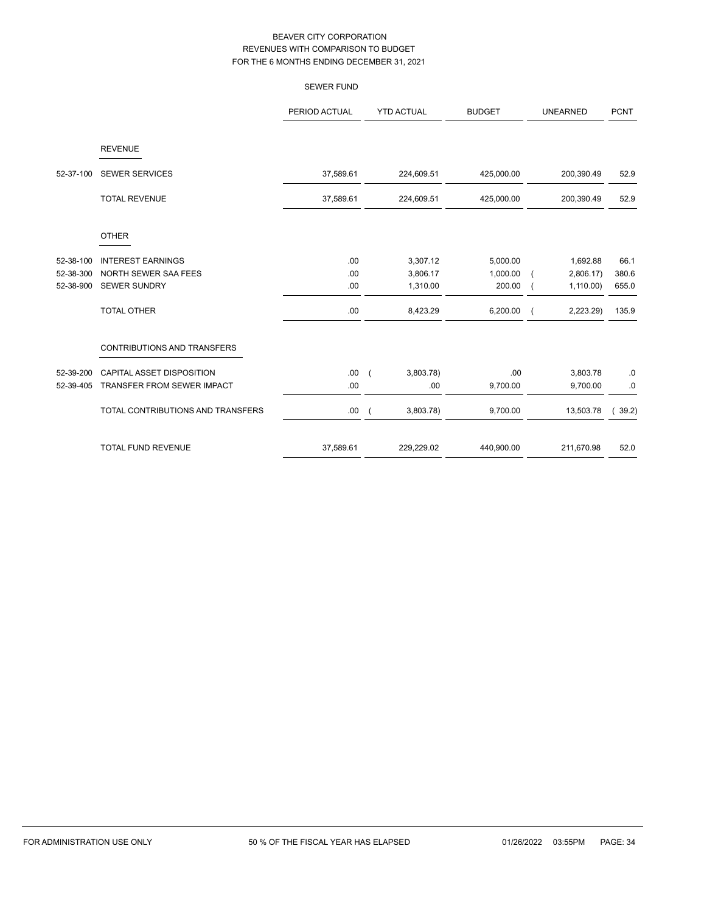# BEAVER CITY CORPORATION
## REVENUES WITH COMPARISON TO BUDGET
## FOR THE 6 MONTHS ENDING DECEMBER 31, 2021

### SEWER FUND

| | | PERIOD ACTUAL | YTD ACTUAL | BUDGET | UNEARNED | PCNT |
|---|---|---|---|---|---|---|
| | **REVENUE** | | | | | |
| 52-37-100 | SEWER SERVICES | 37,589.61 | 224,609.51 | 425,000.00 | 200,390.49 | 52.9 |
| | TOTAL REVENUE | 37,589.61 | 224,609.51 | 425,000.00 | 200,390.49 | 52.9 |
| | **OTHER** | | | | | |
| 52-38-100 | INTEREST EARNINGS | .00 | 3,307.12 | 5,000.00 | 1,692.88 | 66.1 |
| 52-38-300 | NORTH SEWER SAA FEES | .00 | 3,806.17 | 1,000.00 | ( 2,806.17) | 380.6 |
| 52-38-900 | SEWER SUNDRY | .00 | 1,310.00 | 200.00 | ( 1,110.00) | 655.0 |
| | TOTAL OTHER | .00 | 8,423.29 | 6,200.00 | ( 2,223.29) | 135.9 |
| | **CONTRIBUTIONS AND TRANSFERS** | | | | | |
| 52-39-200 | CAPITAL ASSET DISPOSITION | .00 | ( 3,803.78) | .00 | 3,803.78 | .0 |
| 52-39-405 | TRANSFER FROM SEWER IMPACT | .00 | .00 | 9,700.00 | 9,700.00 | .0 |
| | TOTAL CONTRIBUTIONS AND TRANSFERS | .00 | ( 3,803.78) | 9,700.00 | 13,503.78 | ( 39.2) |
| | TOTAL FUND REVENUE | 37,589.61 | 229,229.02 | 440,900.00 | 211,670.98 | 52.0 |

FOR ADMINISTRATION USE ONLY — 50 % OF THE FISCAL YEAR HAS ELAPSED — 01/26/2022 03:55PM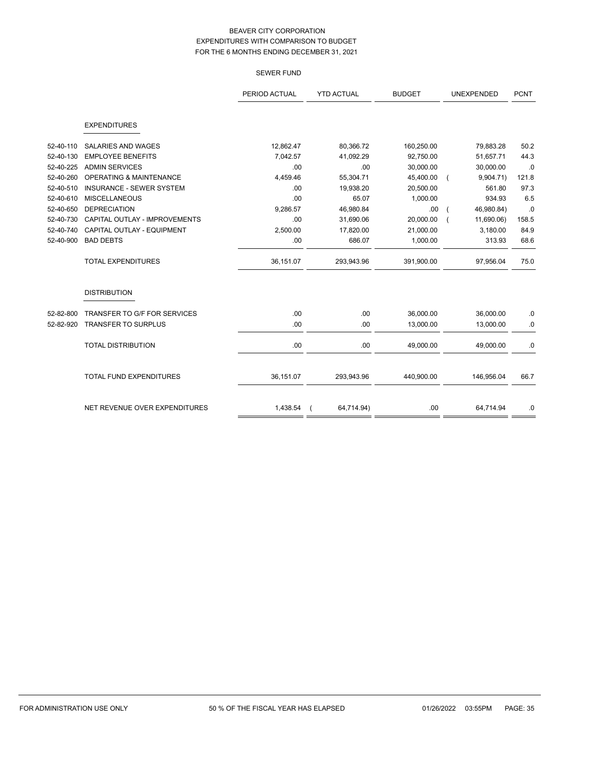# BEAVER CITY CORPORATION
## EXPENDITURES WITH COMPARISON TO BUDGET
## FOR THE 6 MONTHS ENDING DECEMBER 31, 2021

### SEWER FUND

| | | PERIOD ACTUAL | YTD ACTUAL | BUDGET | UNEXPENDED | PCNT |
|---|---|---|---|---|---|---|
| | **EXPENDITURES** | | | | | |
| 52-40-110 | SALARIES AND WAGES | 12,862.47 | 80,366.72 | 160,250.00 | 79,883.28 | 50.2 |
| 52-40-130 | EMPLOYEE BENEFITS | 7,042.57 | 41,092.29 | 92,750.00 | 51,657.71 | 44.3 |
| 52-40-225 | ADMIN SERVICES | .00 | .00 | 30,000.00 | 30,000.00 | .0 |
| 52-40-260 | OPERATING & MAINTENANCE | 4,459.46 | 55,304.71 | 45,400.00 | ( 9,904.71) | 121.8 |
| 52-40-510 | INSURANCE - SEWER SYSTEM | .00 | 19,938.20 | 20,500.00 | 561.80 | 97.3 |
| 52-40-610 | MISCELLANEOUS | .00 | 65.07 | 1,000.00 | 934.93 | 6.5 |
| 52-40-650 | DEPRECIATION | 9,286.57 | 46,980.84 | .00 | ( 46,980.84) | .0 |
| 52-40-730 | CAPITAL OUTLAY - IMPROVEMENTS | .00 | 31,690.06 | 20,000.00 | ( 11,690.06) | 158.5 |
| 52-40-740 | CAPITAL OUTLAY - EQUIPMENT | 2,500.00 | 17,820.00 | 21,000.00 | 3,180.00 | 84.9 |
| 52-40-900 | BAD DEBTS | .00 | 686.07 | 1,000.00 | 313.93 | 68.6 |
| | TOTAL EXPENDITURES | 36,151.07 | 293,943.96 | 391,900.00 | 97,956.04 | 75.0 |
| | **DISTRIBUTION** | | | | | |
| 52-82-800 | TRANSFER TO G/F FOR SERVICES | .00 | .00 | 36,000.00 | 36,000.00 | .0 |
| 52-82-920 | TRANSFER TO SURPLUS | .00 | .00 | 13,000.00 | 13,000.00 | .0 |
| | TOTAL DISTRIBUTION | .00 | .00 | 49,000.00 | 49,000.00 | .0 |
| | TOTAL FUND EXPENDITURES | 36,151.07 | 293,943.96 | 440,900.00 | 146,956.04 | 66.7 |
| | NET REVENUE OVER EXPENDITURES | 1,438.54 | ( 64,714.94) | .00 | 64,714.94 | .0 |

FOR ADMINISTRATION USE ONLY — 50 % OF THE FISCAL YEAR HAS ELAPSED — 01/26/2022 03:55PM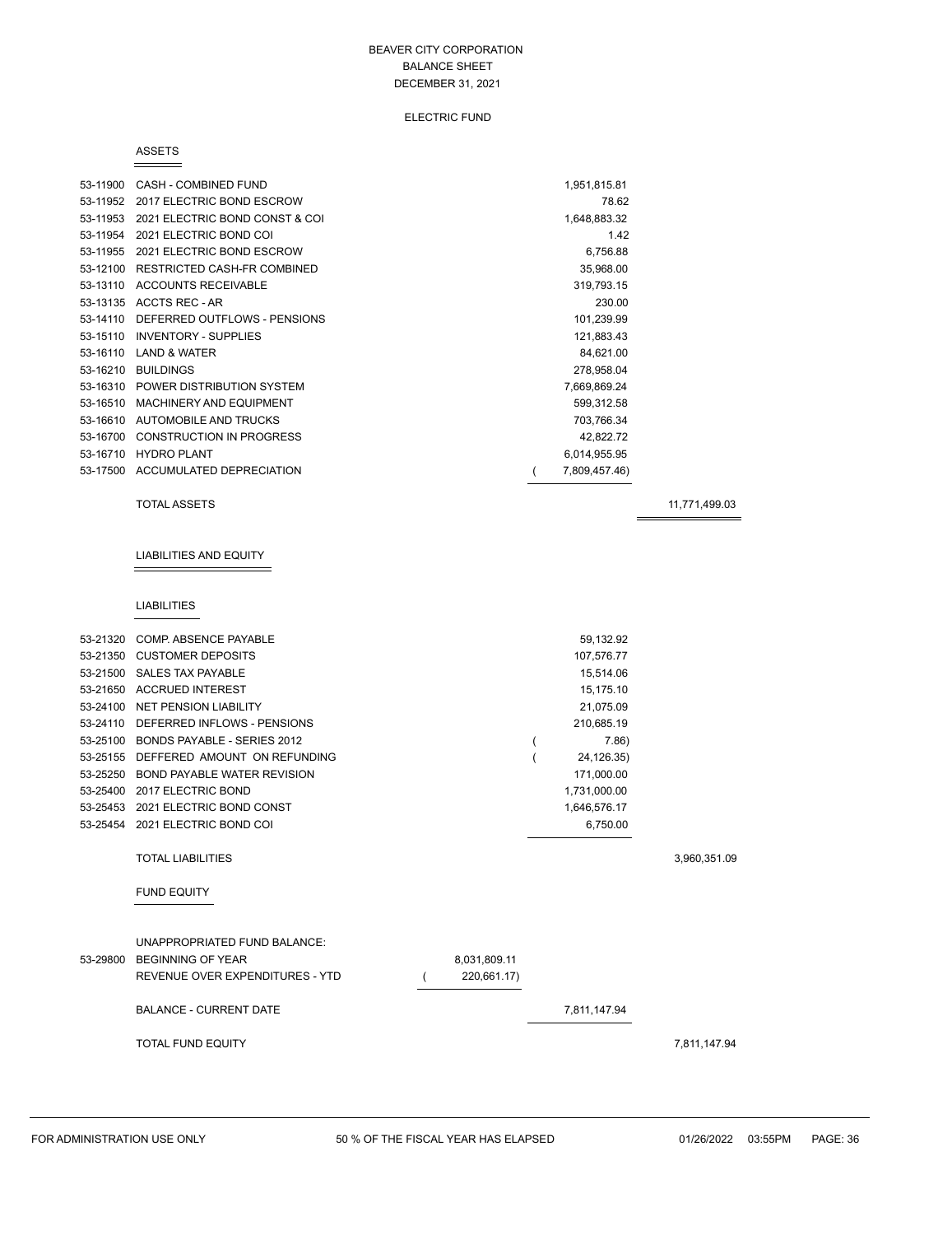# BEAVER CITY CORPORATION
## BALANCE SHEET
## DECEMBER 31, 2021

### ELECTRIC FUND

#### ASSETS

| Account | Description | | Amount | Total |
|---|---|---|---|---|
| 53-11900 | CASH - COMBINED FUND | | 1,951,815.81 | |
| 53-11952 | 2017 ELECTRIC BOND ESCROW | | 78.62 | |
| 53-11953 | 2021 ELECTRIC BOND CONST & COI | | 1,648,883.32 | |
| 53-11954 | 2021 ELECTRIC BOND COI | | 1.42 | |
| 53-11955 | 2021 ELECTRIC BOND ESCROW | | 6,756.88 | |
| 53-12100 | RESTRICTED CASH-FR COMBINED | | 35,968.00 | |
| 53-13110 | ACCOUNTS RECEIVABLE | | 319,793.15 | |
| 53-13135 | ACCTS REC - AR | | 230.00 | |
| 53-14110 | DEFERRED OUTFLOWS - PENSIONS | | 101,239.99 | |
| 53-15110 | INVENTORY - SUPPLIES | | 121,883.43 | |
| 53-16110 | LAND & WATER | | 84,621.00 | |
| 53-16210 | BUILDINGS | | 278,958.04 | |
| 53-16310 | POWER DISTRIBUTION SYSTEM | | 7,669,869.24 | |
| 53-16510 | MACHINERY AND EQUIPMENT | | 599,312.58 | |
| 53-16610 | AUTOMOBILE AND TRUCKS | | 703,766.34 | |
| 53-16700 | CONSTRUCTION IN PROGRESS | | 42,822.72 | |
| 53-16710 | HYDRO PLANT | | 6,014,955.95 | |
| 53-17500 | ACCUMULATED DEPRECIATION | | ( 7,809,457.46) | |
| | TOTAL ASSETS | | | 11,771,499.03 |

#### LIABILITIES AND EQUITY

##### LIABILITIES

| Account | Description | | Amount | Total |
|---|---|---|---|---|
| 53-21320 | COMP. ABSENCE PAYABLE | | 59,132.92 | |
| 53-21350 | CUSTOMER DEPOSITS | | 107,576.77 | |
| 53-21500 | SALES TAX PAYABLE | | 15,514.06 | |
| 53-21650 | ACCRUED INTEREST | | 15,175.10 | |
| 53-24100 | NET PENSION LIABILITY | | 21,075.09 | |
| 53-24110 | DEFERRED INFLOWS - PENSIONS | | 210,685.19 | |
| 53-25100 | BONDS PAYABLE - SERIES 2012 | | ( 7.86) | |
| 53-25155 | DEFFERED AMOUNT ON REFUNDING | | ( 24,126.35) | |
| 53-25250 | BOND PAYABLE WATER REVISION | | 171,000.00 | |
| 53-25400 | 2017 ELECTRIC BOND | | 1,731,000.00 | |
| 53-25453 | 2021 ELECTRIC BOND CONST | | 1,646,576.17 | |
| 53-25454 | 2021 ELECTRIC BOND COI | | 6,750.00 | |
| | TOTAL LIABILITIES | | | 3,960,351.09 |

##### FUND EQUITY

| Account | Description | | Amount | Total |
|---|---|---|---|---|
| | UNAPPROPRIATED FUND BALANCE: | | | |
| 53-29800 | BEGINNING OF YEAR | 8,031,809.11 | | |
| | REVENUE OVER EXPENDITURES - YTD | ( 220,661.17) | | |
| | BALANCE - CURRENT DATE | | 7,811,147.94 | |
| | TOTAL FUND EQUITY | | | 7,811,147.94 |

FOR ADMINISTRATION USE ONLY 50 % OF THE FISCAL YEAR HAS ELAPSED 01/26/2022 03:55PM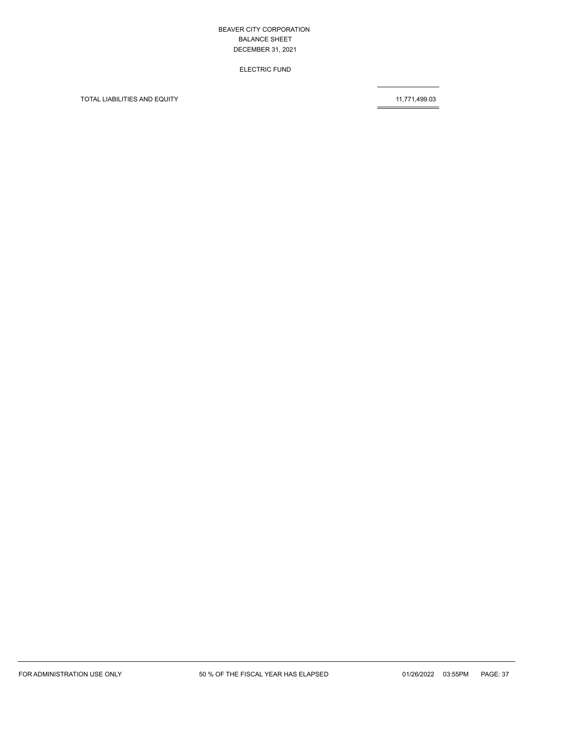BEAVER CITY CORPORATION
BALANCE SHEET
DECEMBER 31, 2021

ELECTRIC FUND

| | |
|---|---|
| TOTAL LIABILITIES AND EQUITY | 11,771,499.03 |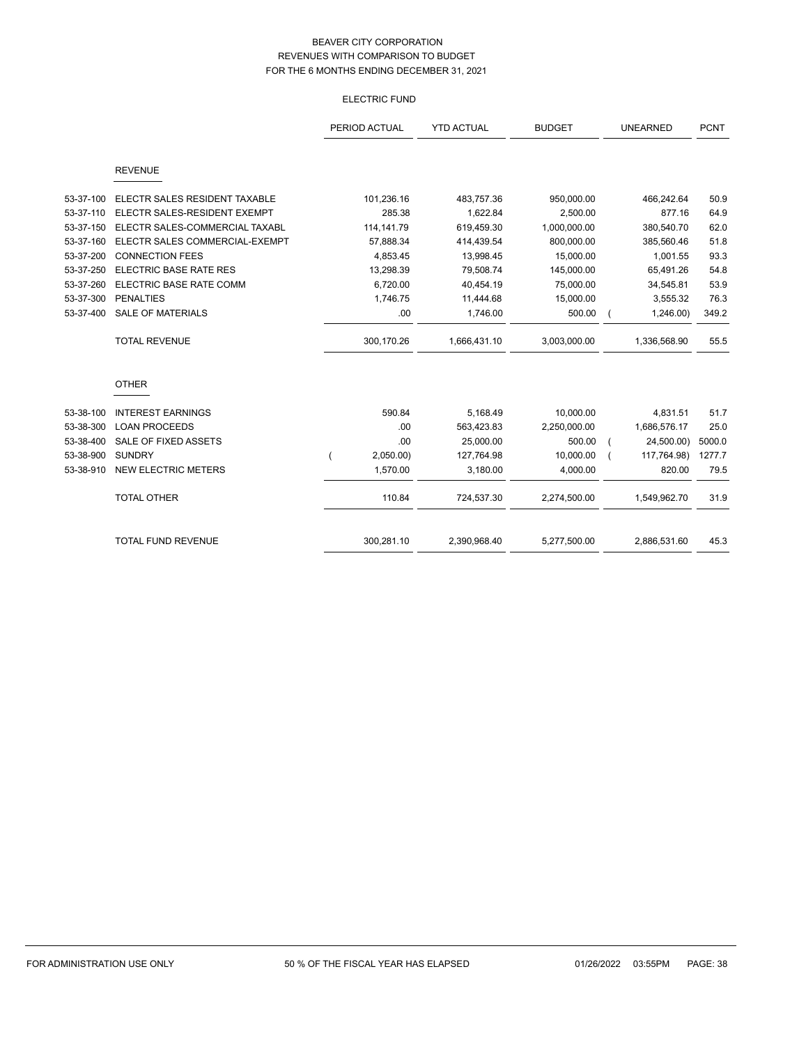# BEAVER CITY CORPORATION
## REVENUES WITH COMPARISON TO BUDGET
## FOR THE 6 MONTHS ENDING DECEMBER 31, 2021

### ELECTRIC FUND

| | | PERIOD ACTUAL | YTD ACTUAL | BUDGET | UNEARNED | PCNT |
|---|---|---|---|---|---|---|
| | **REVENUE** | | | | | |
| 53-37-100 | ELECTR SALES RESIDENT TAXABLE | 101,236.16 | 483,757.36 | 950,000.00 | 466,242.64 | 50.9 |
| 53-37-110 | ELECTR SALES-RESIDENT EXEMPT | 285.38 | 1,622.84 | 2,500.00 | 877.16 | 64.9 |
| 53-37-150 | ELECTR SALES-COMMERCIAL TAXABL | 114,141.79 | 619,459.30 | 1,000,000.00 | 380,540.70 | 62.0 |
| 53-37-160 | ELECTR SALES COMMERCIAL-EXEMPT | 57,888.34 | 414,439.54 | 800,000.00 | 385,560.46 | 51.8 |
| 53-37-200 | CONNECTION FEES | 4,853.45 | 13,998.45 | 15,000.00 | 1,001.55 | 93.3 |
| 53-37-250 | ELECTRIC BASE RATE RES | 13,298.39 | 79,508.74 | 145,000.00 | 65,491.26 | 54.8 |
| 53-37-260 | ELECTRIC BASE RATE COMM | 6,720.00 | 40,454.19 | 75,000.00 | 34,545.81 | 53.9 |
| 53-37-300 | PENALTIES | 1,746.75 | 11,444.68 | 15,000.00 | 3,555.32 | 76.3 |
| 53-37-400 | SALE OF MATERIALS | .00 | 1,746.00 | 500.00 | ( 1,246.00) | 349.2 |
| | TOTAL REVENUE | 300,170.26 | 1,666,431.10 | 3,003,000.00 | 1,336,568.90 | 55.5 |
| | **OTHER** | | | | | |
| 53-38-100 | INTEREST EARNINGS | 590.84 | 5,168.49 | 10,000.00 | 4,831.51 | 51.7 |
| 53-38-300 | LOAN PROCEEDS | .00 | 563,423.83 | 2,250,000.00 | 1,686,576.17 | 25.0 |
| 53-38-400 | SALE OF FIXED ASSETS | .00 | 25,000.00 | 500.00 | ( 24,500.00) | 5000.0 |
| 53-38-900 | SUNDRY | ( 2,050.00) | 127,764.98 | 10,000.00 | ( 117,764.98) | 1277.7 |
| 53-38-910 | NEW ELECTRIC METERS | 1,570.00 | 3,180.00 | 4,000.00 | 820.00 | 79.5 |
| | TOTAL OTHER | 110.84 | 724,537.30 | 2,274,500.00 | 1,549,962.70 | 31.9 |
| | TOTAL FUND REVENUE | 300,281.10 | 2,390,968.40 | 5,277,500.00 | 2,886,531.60 | 45.3 |

FOR ADMINISTRATION USE ONLY — 50 % OF THE FISCAL YEAR HAS ELAPSED — 01/26/2022 03:55PM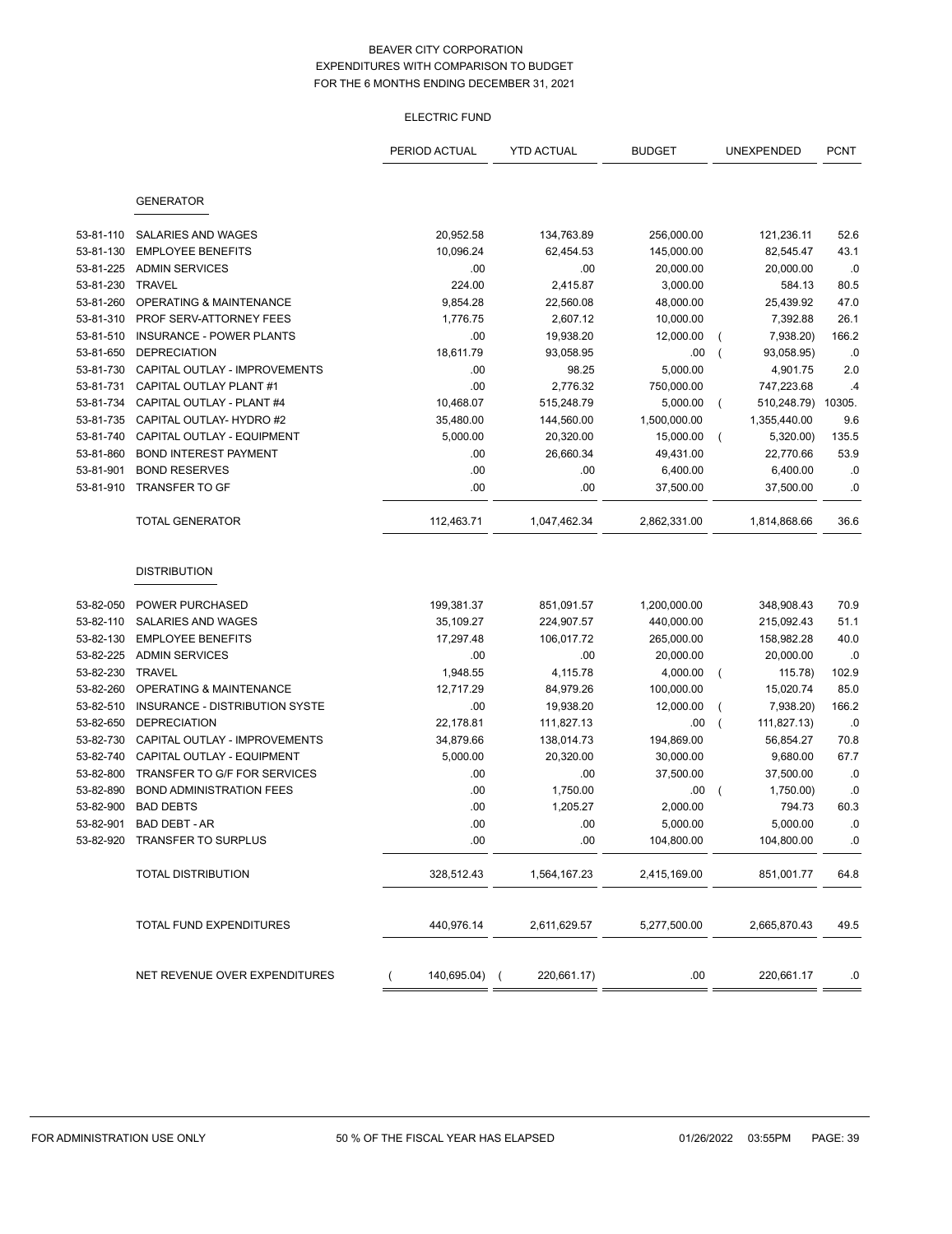# BEAVER CITY CORPORATION
## EXPENDITURES WITH COMPARISON TO BUDGET
## FOR THE 6 MONTHS ENDING DECEMBER 31, 2021

### ELECTRIC FUND

| | | PERIOD ACTUAL | YTD ACTUAL | BUDGET | UNEXPENDED | PCNT |
|---|---|---|---|---|---|---|
| | **GENERATOR** | | | | | |
| 53-81-110 | SALARIES AND WAGES | 20,952.58 | 134,763.89 | 256,000.00 | 121,236.11 | 52.6 |
| 53-81-130 | EMPLOYEE BENEFITS | 10,096.24 | 62,454.53 | 145,000.00 | 82,545.47 | 43.1 |
| 53-81-225 | ADMIN SERVICES | .00 | .00 | 20,000.00 | 20,000.00 | .0 |
| 53-81-230 | TRAVEL | 224.00 | 2,415.87 | 3,000.00 | 584.13 | 80.5 |
| 53-81-260 | OPERATING & MAINTENANCE | 9,854.28 | 22,560.08 | 48,000.00 | 25,439.92 | 47.0 |
| 53-81-310 | PROF SERV-ATTORNEY FEES | 1,776.75 | 2,607.12 | 10,000.00 | 7,392.88 | 26.1 |
| 53-81-510 | INSURANCE - POWER PLANTS | .00 | 19,938.20 | 12,000.00 | ( 7,938.20) | 166.2 |
| 53-81-650 | DEPRECIATION | 18,611.79 | 93,058.95 | .00 | ( 93,058.95) | .0 |
| 53-81-730 | CAPITAL OUTLAY - IMPROVEMENTS | .00 | 98.25 | 5,000.00 | 4,901.75 | 2.0 |
| 53-81-731 | CAPITAL OUTLAY PLANT #1 | .00 | 2,776.32 | 750,000.00 | 747,223.68 | .4 |
| 53-81-734 | CAPITAL OUTLAY - PLANT #4 | 10,468.07 | 515,248.79 | 5,000.00 | ( 510,248.79) | 10305. |
| 53-81-735 | CAPITAL OUTLAY- HYDRO #2 | 35,480.00 | 144,560.00 | 1,500,000.00 | 1,355,440.00 | 9.6 |
| 53-81-740 | CAPITAL OUTLAY - EQUIPMENT | 5,000.00 | 20,320.00 | 15,000.00 | ( 5,320.00) | 135.5 |
| 53-81-860 | BOND INTEREST PAYMENT | .00 | 26,660.34 | 49,431.00 | 22,770.66 | 53.9 |
| 53-81-901 | BOND RESERVES | .00 | .00 | 6,400.00 | 6,400.00 | .0 |
| 53-81-910 | TRANSFER TO GF | .00 | .00 | 37,500.00 | 37,500.00 | .0 |
| | TOTAL GENERATOR | 112,463.71 | 1,047,462.34 | 2,862,331.00 | 1,814,868.66 | 36.6 |
| | **DISTRIBUTION** | | | | | |
| 53-82-050 | POWER PURCHASED | 199,381.37 | 851,091.57 | 1,200,000.00 | 348,908.43 | 70.9 |
| 53-82-110 | SALARIES AND WAGES | 35,109.27 | 224,907.57 | 440,000.00 | 215,092.43 | 51.1 |
| 53-82-130 | EMPLOYEE BENEFITS | 17,297.48 | 106,017.72 | 265,000.00 | 158,982.28 | 40.0 |
| 53-82-225 | ADMIN SERVICES | .00 | .00 | 20,000.00 | 20,000.00 | .0 |
| 53-82-230 | TRAVEL | 1,948.55 | 4,115.78 | 4,000.00 | ( 115.78) | 102.9 |
| 53-82-260 | OPERATING & MAINTENANCE | 12,717.29 | 84,979.26 | 100,000.00 | 15,020.74 | 85.0 |
| 53-82-510 | INSURANCE - DISTRIBUTION SYSTE | .00 | 19,938.20 | 12,000.00 | ( 7,938.20) | 166.2 |
| 53-82-650 | DEPRECIATION | 22,178.81 | 111,827.13 | .00 | ( 111,827.13) | .0 |
| 53-82-730 | CAPITAL OUTLAY - IMPROVEMENTS | 34,879.66 | 138,014.73 | 194,869.00 | 56,854.27 | 70.8 |
| 53-82-740 | CAPITAL OUTLAY - EQUIPMENT | 5,000.00 | 20,320.00 | 30,000.00 | 9,680.00 | 67.7 |
| 53-82-800 | TRANSFER TO G/F FOR SERVICES | .00 | .00 | 37,500.00 | 37,500.00 | .0 |
| 53-82-890 | BOND ADMINISTRATION FEES | .00 | 1,750.00 | .00 | ( 1,750.00) | .0 |
| 53-82-900 | BAD DEBTS | .00 | 1,205.27 | 2,000.00 | 794.73 | 60.3 |
| 53-82-901 | BAD DEBT - AR | .00 | .00 | 5,000.00 | 5,000.00 | .0 |
| 53-82-920 | TRANSFER TO SURPLUS | .00 | .00 | 104,800.00 | 104,800.00 | .0 |
| | TOTAL DISTRIBUTION | 328,512.43 | 1,564,167.23 | 2,415,169.00 | 851,001.77 | 64.8 |
| | TOTAL FUND EXPENDITURES | 440,976.14 | 2,611,629.57 | 5,277,500.00 | 2,665,870.43 | 49.5 |
| | NET REVENUE OVER EXPENDITURES | ( 140,695.04) | ( 220,661.17) | .00 | 220,661.17 | .0 |

FOR ADMINISTRATION USE ONLY — 50 % OF THE FISCAL YEAR HAS ELAPSED — 01/26/2022 03:55PM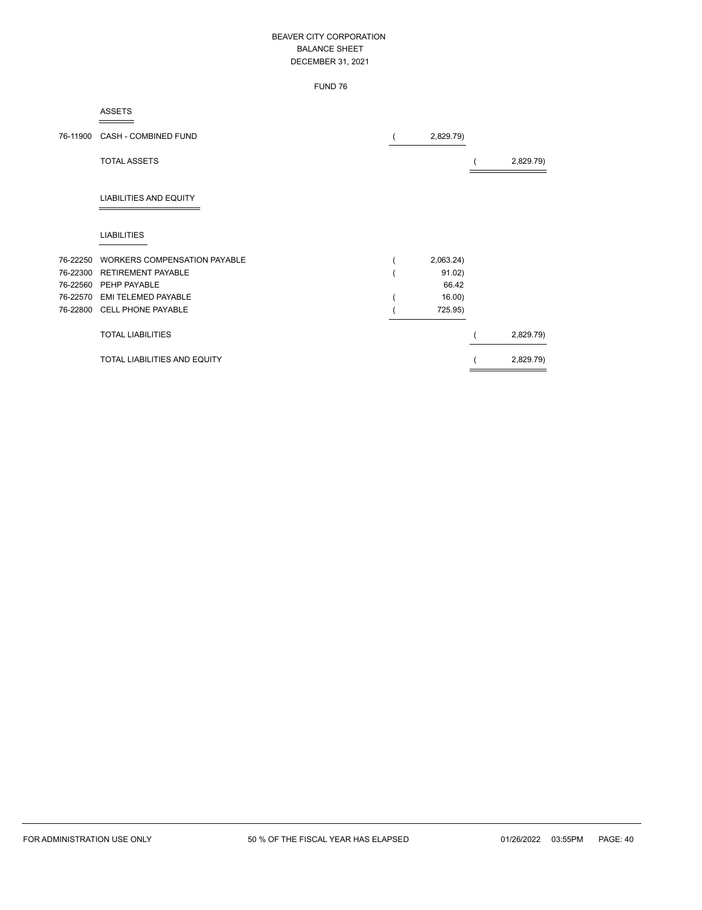# BEAVER CITY CORPORATION
## BALANCE SHEET
### DECEMBER 31, 2021

FUND 76

**ASSETS**

| Account | Description | Amount | Total |
|---|---|---|---|
| 76-11900 | CASH - COMBINED FUND | ( 2,829.79) | |
| | TOTAL ASSETS | | ( 2,829.79) |

**LIABILITIES AND EQUITY**

**LIABILITIES**

| Account | Description | Amount | Total |
|---|---|---|---|
| 76-22250 | WORKERS COMPENSATION PAYABLE | ( 2,063.24) | |
| 76-22300 | RETIREMENT PAYABLE | ( 91.02) | |
| 76-22560 | PEHP PAYABLE | 66.42 | |
| 76-22570 | EMI TELEMED PAYABLE | ( 16.00) | |
| 76-22800 | CELL PHONE PAYABLE | ( 725.95) | |
| | TOTAL LIABILITIES | | ( 2,829.79) |
| | TOTAL LIABILITIES AND EQUITY | | ( 2,829.79) |

FOR ADMINISTRATION USE ONLY — 50 % OF THE FISCAL YEAR HAS ELAPSED — 01/26/2022 03:55PM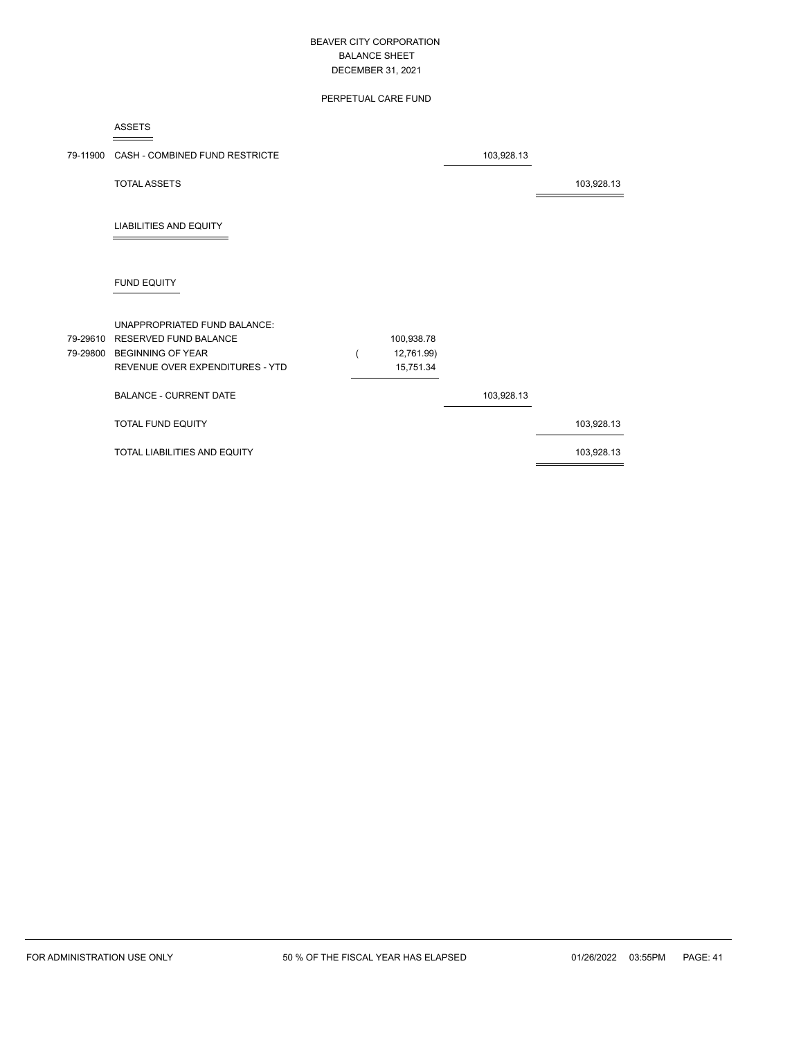BEAVER CITY CORPORATION
BALANCE SHEET
DECEMBER 31, 2021

PERPETUAL CARE FUND

| Account | Description | | | |
|---|---|---|---|---|
| | **ASSETS** | | | |
| 79-11900 | CASH - COMBINED FUND RESTRICTE | | 103,928.13 | |
| | TOTAL ASSETS | | | 103,928.13 |
| | **LIABILITIES AND EQUITY** | | | |
| | **FUND EQUITY** | | | |
| | UNAPPROPRIATED FUND BALANCE: | | | |
| 79-29610 | RESERVED FUND BALANCE | 100,938.78 | | |
| 79-29800 | BEGINNING OF YEAR | ( 12,761.99) | | |
| | REVENUE OVER EXPENDITURES - YTD | 15,751.34 | | |
| | BALANCE - CURRENT DATE | | 103,928.13 | |
| | TOTAL FUND EQUITY | | | 103,928.13 |
| | TOTAL LIABILITIES AND EQUITY | | | 103,928.13 |

FOR ADMINISTRATION USE ONLY    50 % OF THE FISCAL YEAR HAS ELAPSED    01/26/2022 03:55PM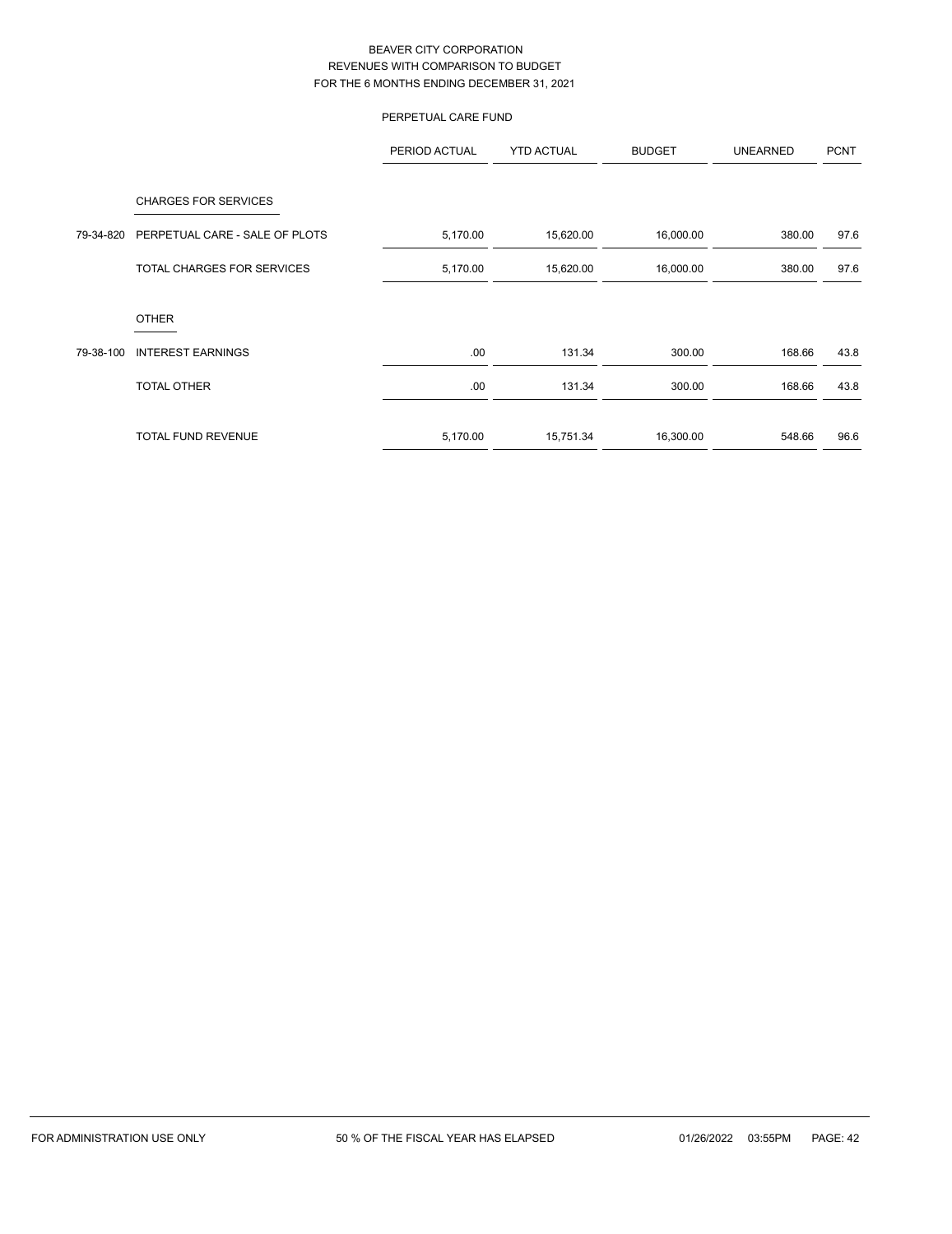BEAVER CITY CORPORATION
REVENUES WITH COMPARISON TO BUDGET
FOR THE 6 MONTHS ENDING DECEMBER 31, 2021

PERPETUAL CARE FUND

| | | PERIOD ACTUAL | YTD ACTUAL | BUDGET | UNEARNED | PCNT |
|---|---|---|---|---|---|---|
| | CHARGES FOR SERVICES | | | | | |
| 79-34-820 | PERPETUAL CARE - SALE OF PLOTS | 5,170.00 | 15,620.00 | 16,000.00 | 380.00 | 97.6 |
| | TOTAL CHARGES FOR SERVICES | 5,170.00 | 15,620.00 | 16,000.00 | 380.00 | 97.6 |
| | OTHER | | | | | |
| 79-38-100 | INTEREST EARNINGS | .00 | 131.34 | 300.00 | 168.66 | 43.8 |
| | TOTAL OTHER | .00 | 131.34 | 300.00 | 168.66 | 43.8 |
| | TOTAL FUND REVENUE | 5,170.00 | 15,751.34 | 16,300.00 | 548.66 | 96.6 |

FOR ADMINISTRATION USE ONLY 50 % OF THE FISCAL YEAR HAS ELAPSED 01/26/2022 03:55PM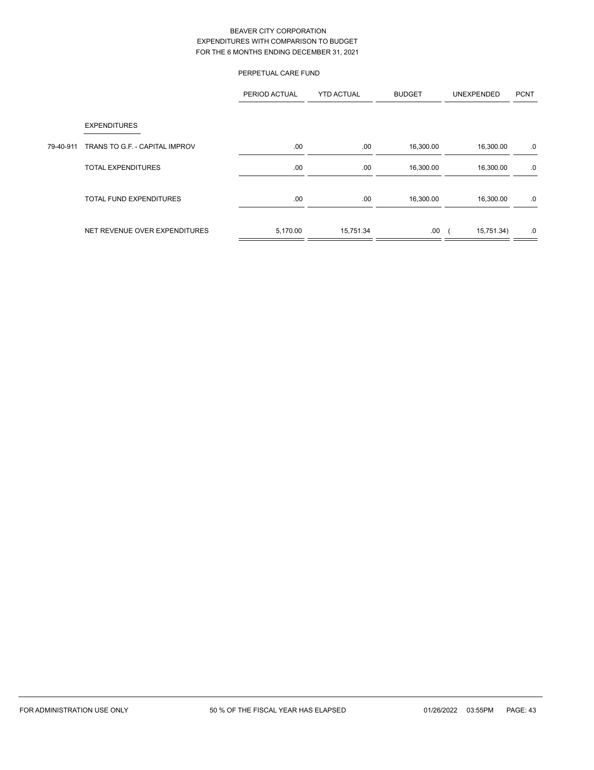# BEAVER CITY CORPORATION
## EXPENDITURES WITH COMPARISON TO BUDGET
## FOR THE 6 MONTHS ENDING DECEMBER 31, 2021

### PERPETUAL CARE FUND

| | | PERIOD ACTUAL | YTD ACTUAL | BUDGET | UNEXPENDED | PCNT |
|---|---|---|---|---|---|---|
| | EXPENDITURES | | | | | |
| 79-40-911 | TRANS TO G.F. - CAPITAL IMPROV | .00 | .00 | 16,300.00 | 16,300.00 | .0 |
| | TOTAL EXPENDITURES | .00 | .00 | 16,300.00 | 16,300.00 | .0 |
| | TOTAL FUND EXPENDITURES | .00 | .00 | 16,300.00 | 16,300.00 | .0 |
| | NET REVENUE OVER EXPENDITURES | 5,170.00 | 15,751.34 | .00 | ( 15,751.34) | .0 |

FOR ADMINISTRATION USE ONLY 50 % OF THE FISCAL YEAR HAS ELAPSED 01/26/2022 03:55PM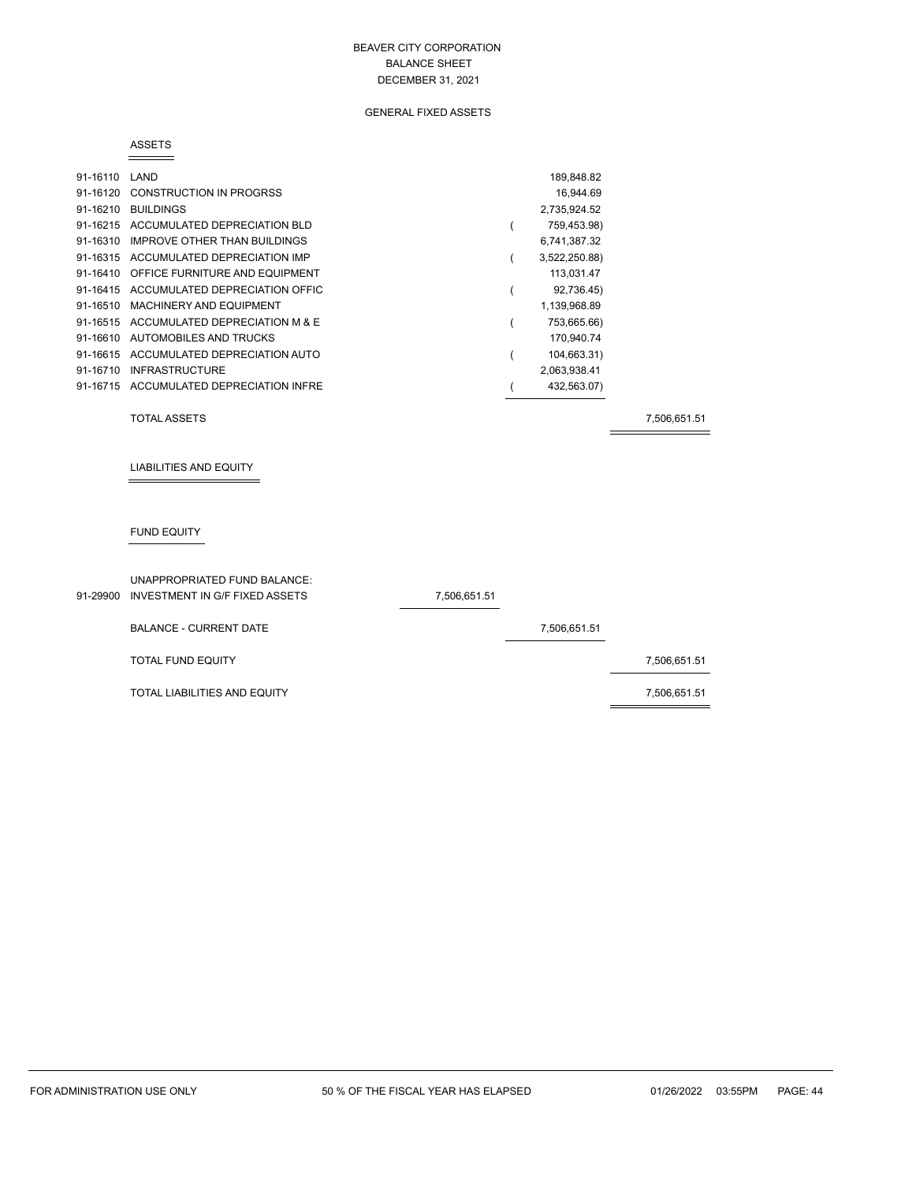# BEAVER CITY CORPORATION
## BALANCE SHEET
## DECEMBER 31, 2021

### GENERAL FIXED ASSETS

#### ASSETS

| Account | Description | | | |
|---|---|---|---|---|
| 91-16110 | LAND | | 189,848.82 | |
| 91-16120 | CONSTRUCTION IN PROGRSS | | 16,944.69 | |
| 91-16210 | BUILDINGS | | 2,735,924.52 | |
| 91-16215 | ACCUMULATED DEPRECIATION BLD | | ( 759,453.98) | |
| 91-16310 | IMPROVE OTHER THAN BUILDINGS | | 6,741,387.32 | |
| 91-16315 | ACCUMULATED DEPRECIATION IMP | | ( 3,522,250.88) | |
| 91-16410 | OFFICE FURNITURE AND EQUIPMENT | | 113,031.47 | |
| 91-16415 | ACCUMULATED DEPRECIATION OFFIC | | ( 92,736.45) | |
| 91-16510 | MACHINERY AND EQUIPMENT | | 1,139,968.89 | |
| 91-16515 | ACCUMULATED DEPRECIATION M & E | | ( 753,665.66) | |
| 91-16610 | AUTOMOBILES AND TRUCKS | | 170,940.74 | |
| 91-16615 | ACCUMULATED DEPRECIATION AUTO | | ( 104,663.31) | |
| 91-16710 | INFRASTRUCTURE | | 2,063,938.41 | |
| 91-16715 | ACCUMULATED DEPRECIATION INFRE | | ( 432,563.07) | |
| | TOTAL ASSETS | | | 7,506,651.51 |

#### LIABILITIES AND EQUITY

#### FUND EQUITY

| Account | Description | | | |
|---|---|---|---|---|
| | UNAPPROPRIATED FUND BALANCE: | | | |
| 91-29900 | INVESTMENT IN G/F FIXED ASSETS | 7,506,651.51 | | |
| | BALANCE - CURRENT DATE | | 7,506,651.51 | |
| | TOTAL FUND EQUITY | | | 7,506,651.51 |
| | TOTAL LIABILITIES AND EQUITY | | | 7,506,651.51 |

FOR ADMINISTRATION USE ONLY — 50 % OF THE FISCAL YEAR HAS ELAPSED — 01/26/2022 03:55PM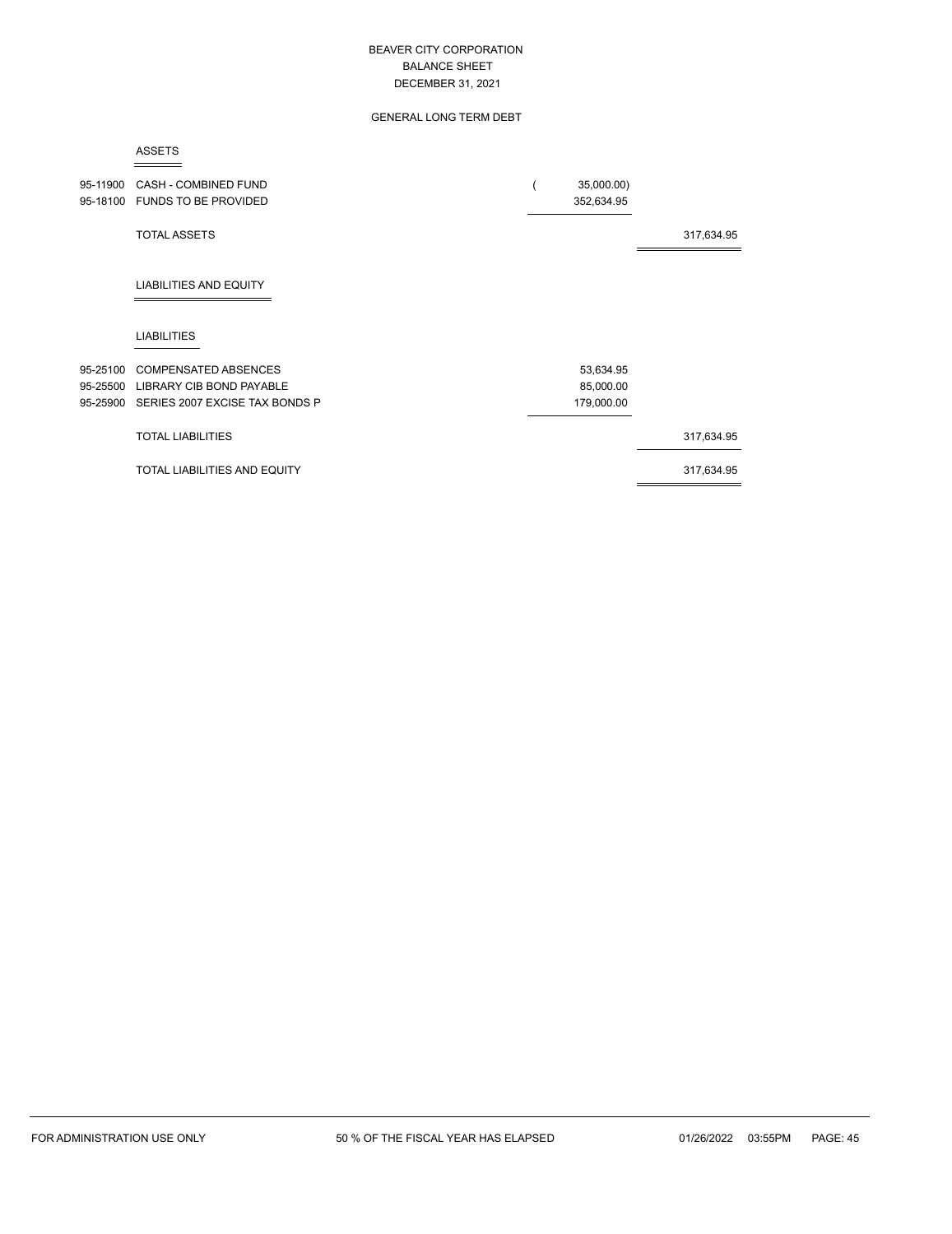# BEAVER CITY CORPORATION
## BALANCE SHEET
### DECEMBER 31, 2021

### GENERAL LONG TERM DEBT

**ASSETS**

| | | | |
|---|---|---|---|
| 95-11900 | CASH - COMBINED FUND | ( 35,000.00) | |
| 95-18100 | FUNDS TO BE PROVIDED | 352,634.95 | |
| | TOTAL ASSETS | | 317,634.95 |

**LIABILITIES AND EQUITY**

**LIABILITIES**

| | | | |
|---|---|---|---|
| 95-25100 | COMPENSATED ABSENCES | 53,634.95 | |
| 95-25500 | LIBRARY CIB BOND PAYABLE | 85,000.00 | |
| 95-25900 | SERIES 2007 EXCISE TAX BONDS P | 179,000.00 | |
| | TOTAL LIABILITIES | | 317,634.95 |
| | TOTAL LIABILITIES AND EQUITY | | 317,634.95 |

FOR ADMINISTRATION USE ONLY    50 % OF THE FISCAL YEAR HAS ELAPSED    01/26/2022 03:55PM